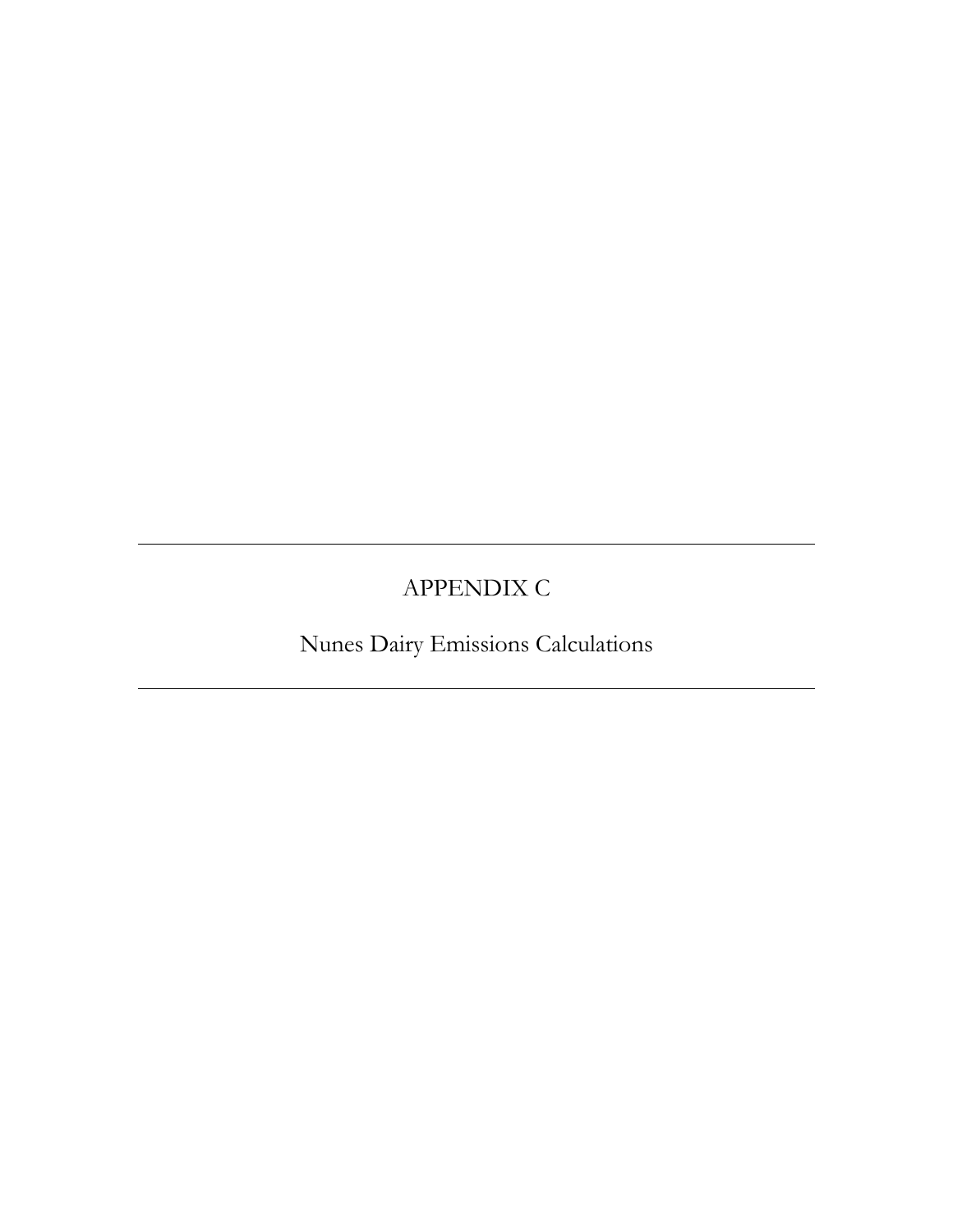# APPENDIX C

## Nunes Dairy Emissions Calculations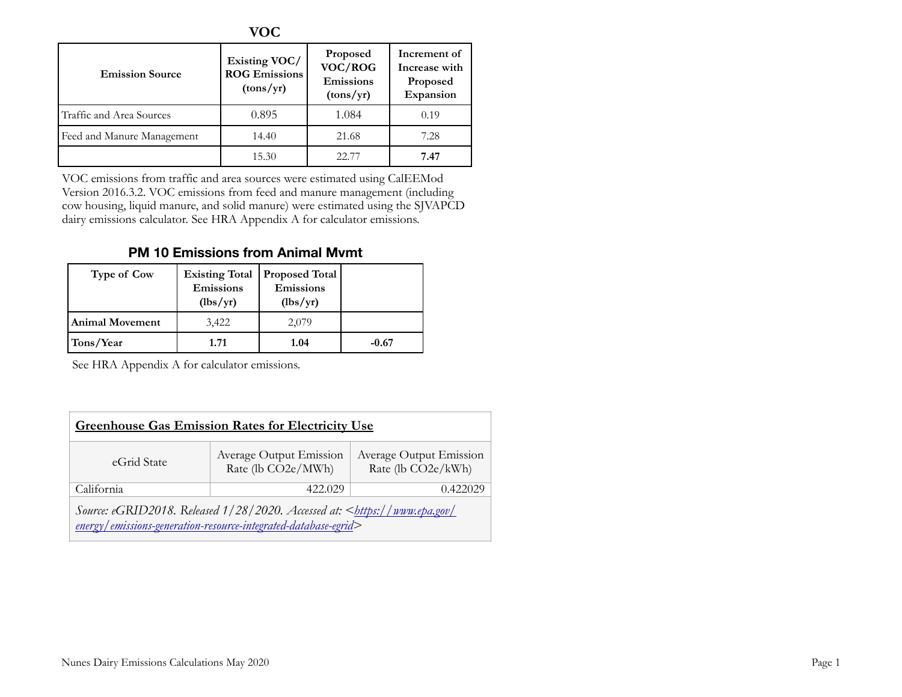## VOC

| Emission Source | Existing VOC/ ROG Emissions (tons/yr) | Proposed VOC/ROG Emissions (tons/yr) | Increment of Increase with Proposed Expansion |
|---|---|---|---|
| Traffic and Area Sources | 0.895 | 1.084 | 0.19 |
| Feed and Manure Management | 14.40 | 21.68 | 7.28 |
| | 15.30 | 22.77 | **7.47** |

VOC emissions from traffic and area sources were estimated using CalEEMod Version 2016.3.2. VOC emissions from feed and manure management (including cow housing, liquid manure, and solid manure) were estimated using the SJVAPCD dairy emissions calculator. See HRA Appendix A for calculator emissions.

## PM 10 Emissions from Animal Mvmt

| Type of Cow | Existing Total Emissions (lbs/yr) | Proposed Total Emissions (lbs/yr) | |
|---|---|---|---|
| **Animal Movement** | 3,422 | 2,079 | |
| **Tons/Year** | **1.71** | **1.04** | **-0.67** |

See HRA Appendix A for calculator emissions.

| **Greenhouse Gas Emission Rates for Electricity Use** | | |
|---|---|---|
| eGrid State | Average Output Emission Rate (lb CO2e/MWh) | Average Output Emission Rate (lb CO2e/kWh) |
| California | 422.029 | 0.422029 |
| *Source: eGRID2018. Released 1/28/2020. Accessed at: <https://www.epa.gov/energy/emissions-generation-resource-integrated-database-egrid>* | | |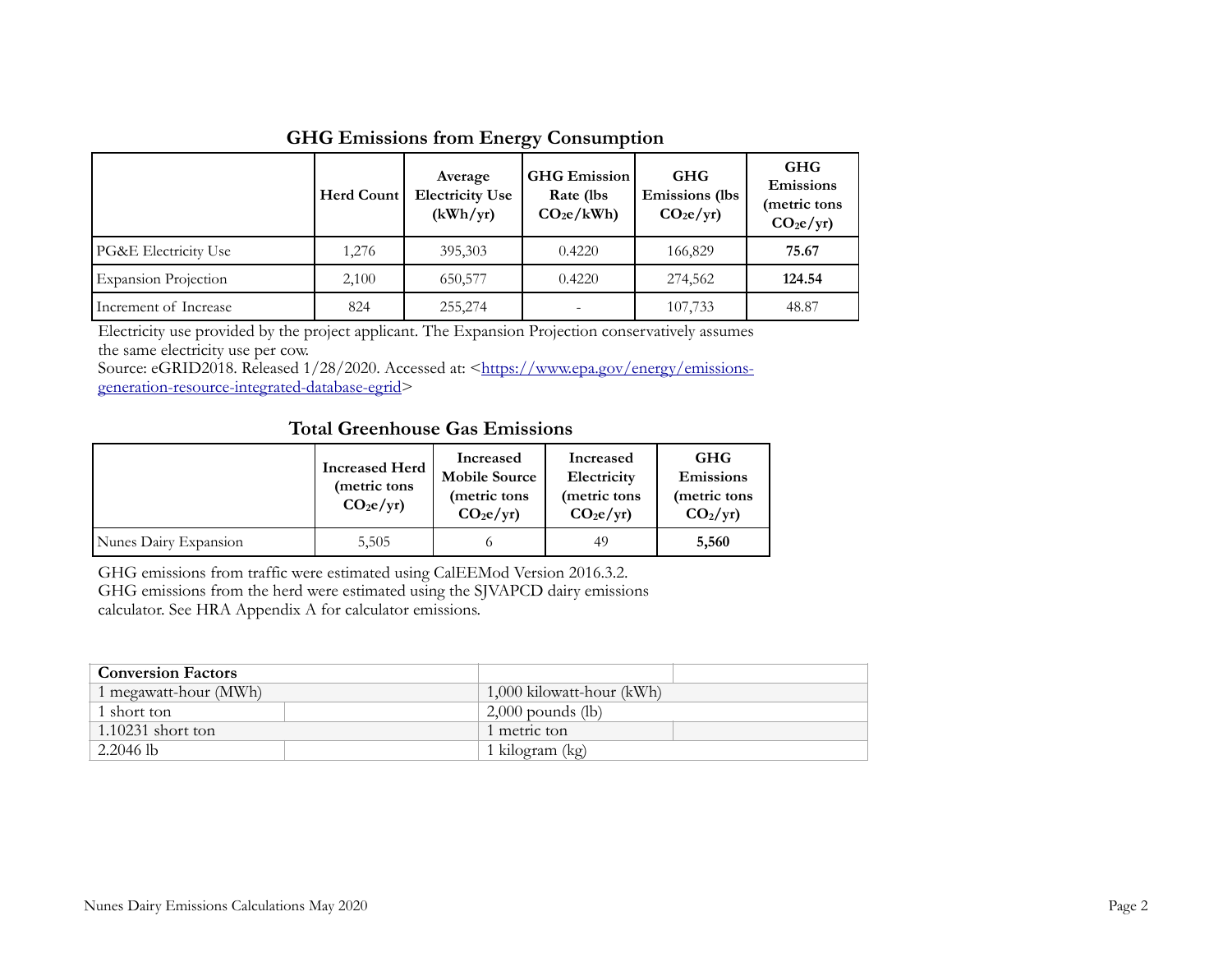## GHG Emissions from Energy Consumption

| | Herd Count | Average Electricity Use (kWh/yr) | GHG Emission Rate (lbs $CO_2e$/kWh) | GHG Emissions (lbs $CO_2e$/yr) | GHG Emissions (metric tons $CO_2e$/yr) |
|---|---|---|---|---|---|
| PG&E Electricity Use | 1,276 | 395,303 | 0.4220 | 166,829 | **75.67** |
| Expansion Projection | 2,100 | 650,577 | 0.4220 | 274,562 | **124.54** |
| Increment of Increase | 824 | 255,274 | - | 107,733 | 48.87 |

Electricity use provided by the project applicant. The Expansion Projection conservatively assumes the same electricity use per cow.
Source: eGRID2018. Released 1/28/2020. Accessed at: <https://www.epa.gov/energy/emissions-generation-resource-integrated-database-egrid>

## Total Greenhouse Gas Emissions

| | Increased Herd (metric tons $CO_2e$/yr) | Increased Mobile Source (metric tons $CO_2e$/yr) | Increased Electricity (metric tons $CO_2e$/yr) | GHG Emissions (metric tons $CO_2$/yr) |
|---|---|---|---|---|
| Nunes Dairy Expansion | 5,505 | 6 | 49 | **5,560** |

GHG emissions from traffic were estimated using CalEEMod Version 2016.3.2.
GHG emissions from the herd were estimated using the SJVAPCD dairy emissions calculator. See HRA Appendix A for calculator emissions.

| **Conversion Factors** | |
|---|---|
| 1 megawatt-hour (MWh) | 1,000 kilowatt-hour (kWh) |
| 1 short ton | 2,000 pounds (lb) |
| 1.10231 short ton | 1 metric ton |
| 2.2046 lb | 1 kilogram (kg) |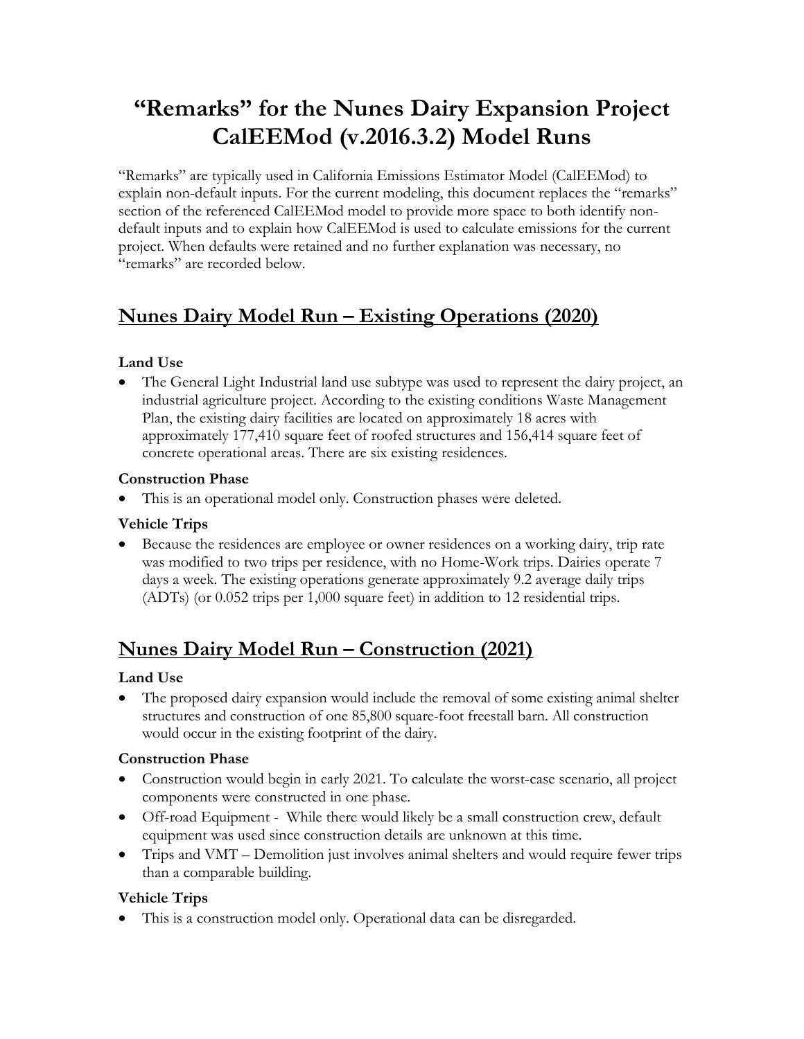# "Remarks" for the Nunes Dairy Expansion Project CalEEMod (v.2016.3.2) Model Runs

"Remarks" are typically used in California Emissions Estimator Model (CalEEMod) to explain non-default inputs. For the current modeling, this document replaces the "remarks" section of the referenced CalEEMod model to provide more space to both identify non-default inputs and to explain how CalEEMod is used to calculate emissions for the current project. When defaults were retained and no further explanation was necessary, no "remarks" are recorded below.

## Nunes Dairy Model Run – Existing Operations (2020)

**Land Use**

- The General Light Industrial land use subtype was used to represent the dairy project, an industrial agriculture project. According to the existing conditions Waste Management Plan, the existing dairy facilities are located on approximately 18 acres with approximately 177,410 square feet of roofed structures and 156,414 square feet of concrete operational areas. There are six existing residences.

**Construction Phase**

- This is an operational model only. Construction phases were deleted.

**Vehicle Trips**

- Because the residences are employee or owner residences on a working dairy, trip rate was modified to two trips per residence, with no Home-Work trips. Dairies operate 7 days a week. The existing operations generate approximately 9.2 average daily trips (ADTs) (or 0.052 trips per 1,000 square feet) in addition to 12 residential trips.

## Nunes Dairy Model Run – Construction (2021)

**Land Use**

- The proposed dairy expansion would include the removal of some existing animal shelter structures and construction of one 85,800 square-foot freestall barn. All construction would occur in the existing footprint of the dairy.

**Construction Phase**

- Construction would begin in early 2021. To calculate the worst-case scenario, all project components were constructed in one phase.
- Off-road Equipment - While there would likely be a small construction crew, default equipment was used since construction details are unknown at this time.
- Trips and VMT – Demolition just involves animal shelters and would require fewer trips than a comparable building.

**Vehicle Trips**

- This is a construction model only. Operational data can be disregarded.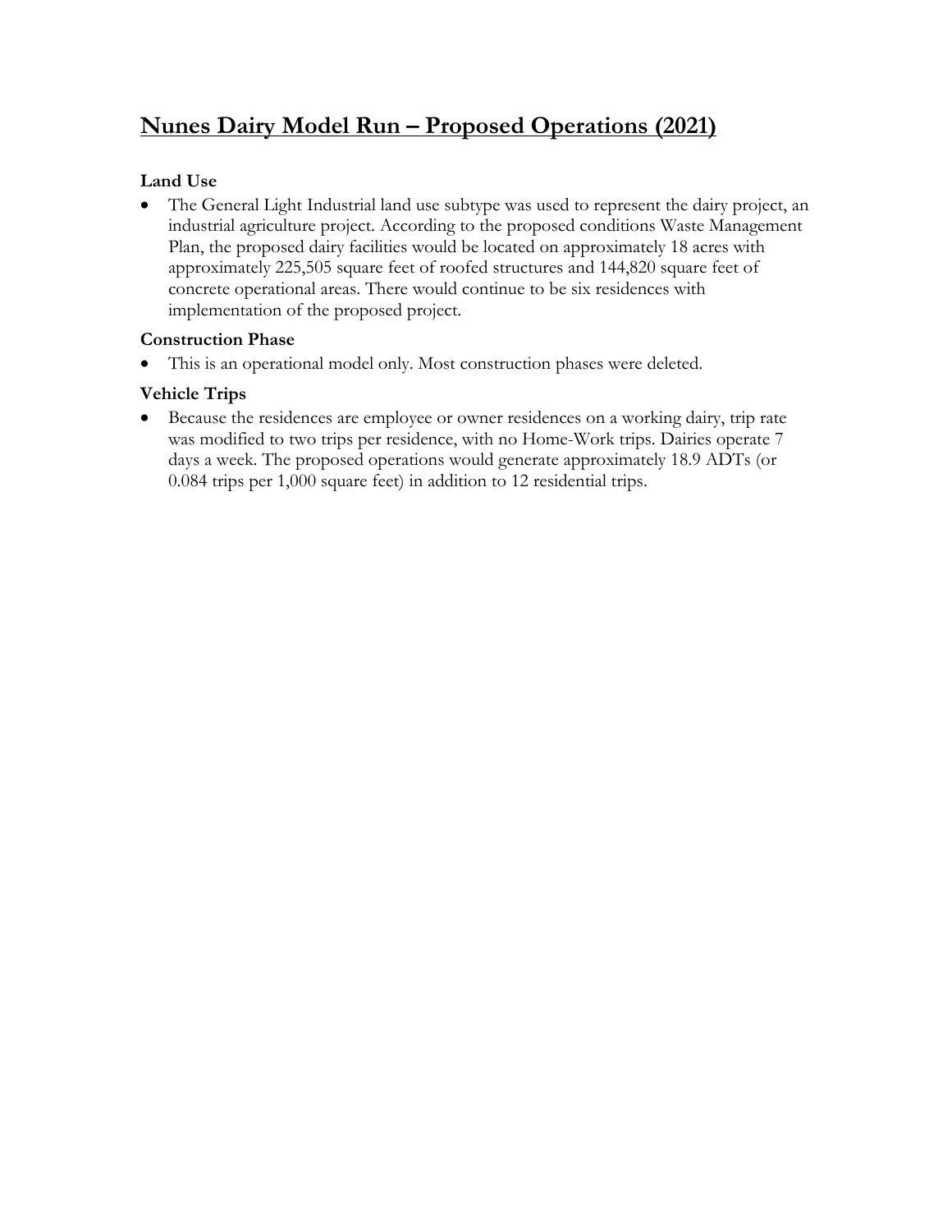# Nunes Dairy Model Run – Proposed Operations (2021)

### Land Use

- The General Light Industrial land use subtype was used to represent the dairy project, an industrial agriculture project. According to the proposed conditions Waste Management Plan, the proposed dairy facilities would be located on approximately 18 acres with approximately 225,505 square feet of roofed structures and 144,820 square feet of concrete operational areas. There would continue to be six residences with implementation of the proposed project.

### Construction Phase

- This is an operational model only. Most construction phases were deleted.

### Vehicle Trips

- Because the residences are employee or owner residences on a working dairy, trip rate was modified to two trips per residence, with no Home-Work trips. Dairies operate 7 days a week. The proposed operations would generate approximately 18.9 ADTs (or 0.084 trips per 1,000 square feet) in addition to 12 residential trips.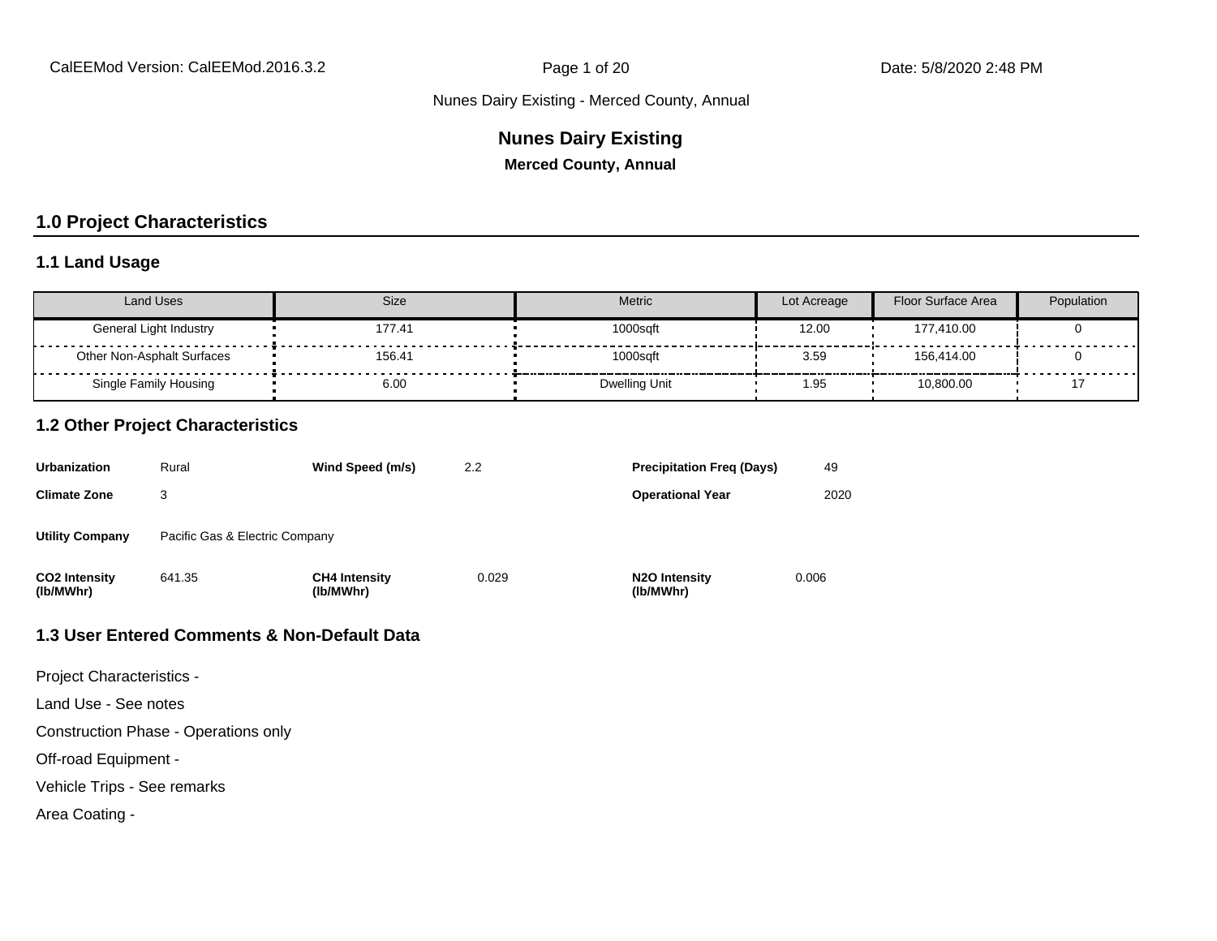Nunes Dairy Existing - Merced County, Annual

# Nunes Dairy Existing

**Merced County, Annual**

## 1.0 Project Characteristics

### 1.1 Land Usage

| Land Uses | Size | Metric | Lot Acreage | Floor Surface Area | Population |
|---|---|---|---|---|---|
| General Light Industry | 177.41 | 1000sqft | 12.00 | 177,410.00 | 0 |
| Other Non-Asphalt Surfaces | 156.41 | 1000sqft | 3.59 | 156,414.00 | 0 |
| Single Family Housing | 6.00 | Dwelling Unit | 1.95 | 10,800.00 | 17 |

### 1.2 Other Project Characteristics

| | | | | | |
|---|---|---|---|---|---|
| **Urbanization** | Rural | **Wind Speed (m/s)** | 2.2 | **Precipitation Freq (Days)** | 49 |
| **Climate Zone** | 3 | | | **Operational Year** | 2020 |
| **Utility Company** | Pacific Gas & Electric Company | | | | |
| **$CO_2$ Intensity (lb/MWhr)** | 641.35 | **$CH_4$ Intensity (lb/MWhr)** | 0.029 | **$N_2O$ Intensity (lb/MWhr)** | 0.006 |

### 1.3 User Entered Comments & Non-Default Data

Project Characteristics -

Land Use - See notes

Construction Phase - Operations only

Off-road Equipment -

Vehicle Trips - See remarks

Area Coating -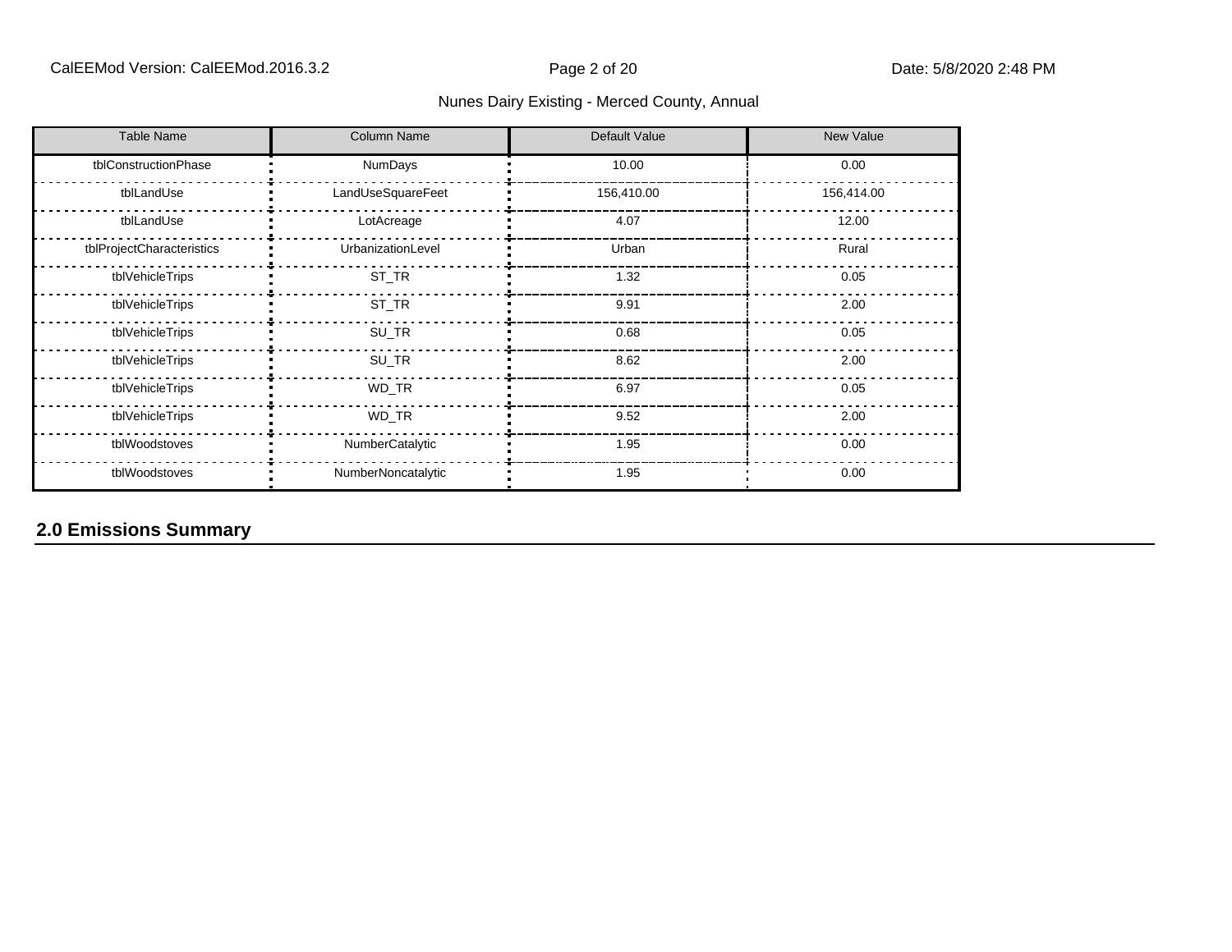| Table Name | Column Name | Default Value | New Value |
|---|---|---|---|
| tblConstructionPhase | NumDays | 10.00 | 0.00 |
| tblLandUse | LandUseSquareFeet | 156,410.00 | 156,414.00 |
| tblLandUse | LotAcreage | 4.07 | 12.00 |
| tblProjectCharacteristics | UrbanizationLevel | Urban | Rural |
| tblVehicleTrips | ST_TR | 1.32 | 0.05 |
| tblVehicleTrips | ST_TR | 9.91 | 2.00 |
| tblVehicleTrips | SU_TR | 0.68 | 0.05 |
| tblVehicleTrips | SU_TR | 8.62 | 2.00 |
| tblVehicleTrips | WD_TR | 6.97 | 0.05 |
| tblVehicleTrips | WD_TR | 9.52 | 2.00 |
| tblWoodstoves | NumberCatalytic | 1.95 | 0.00 |
| tblWoodstoves | NumberNoncatalytic | 1.95 | 0.00 |

## 2.0 Emissions Summary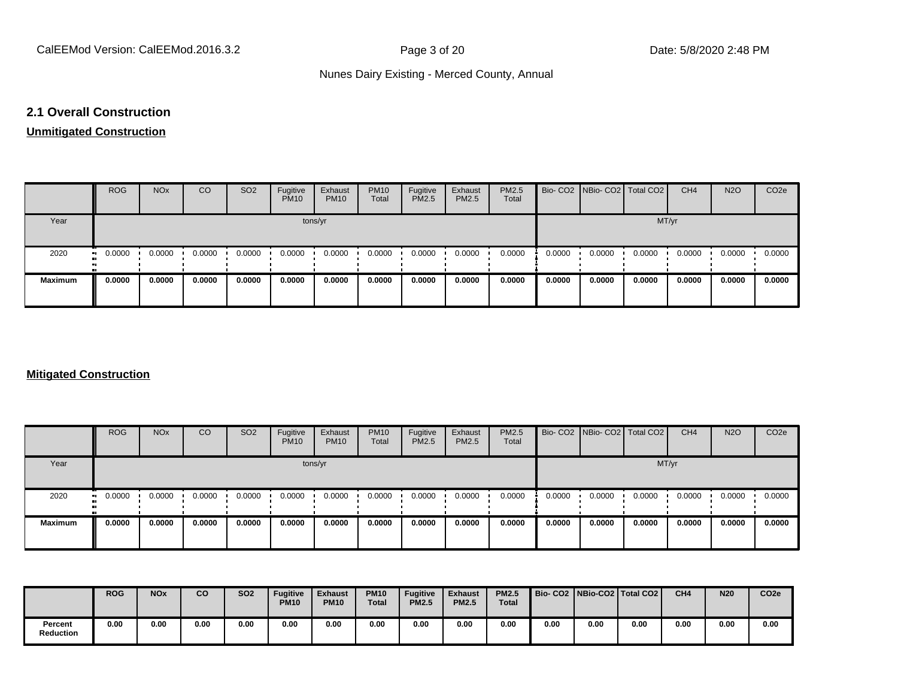## 2.1 Overall Construction

**Unmitigated Construction**

| | ROG | NOx | CO | SO2 | Fugitive PM10 | Exhaust PM10 | PM10 Total | Fugitive PM2.5 | Exhaust PM2.5 | PM2.5 Total | Bio- CO2 | NBio- CO2 | Total CO2 | CH4 | N2O | CO2e |
|---|---|---|---|---|---|---|---|---|---|---|---|---|---|---|---|---|
| Year | tons/yr | | | | | | | | | | MT/yr | | | | | |
| 2020 | 0.0000 | 0.0000 | 0.0000 | 0.0000 | 0.0000 | 0.0000 | 0.0000 | 0.0000 | 0.0000 | 0.0000 | 0.0000 | 0.0000 | 0.0000 | 0.0000 | 0.0000 | 0.0000 |
| **Maximum** | **0.0000** | **0.0000** | **0.0000** | **0.0000** | **0.0000** | **0.0000** | **0.0000** | **0.0000** | **0.0000** | **0.0000** | **0.0000** | **0.0000** | **0.0000** | **0.0000** | **0.0000** | **0.0000** |

**Mitigated Construction**

| | ROG | NOx | CO | SO2 | Fugitive PM10 | Exhaust PM10 | PM10 Total | Fugitive PM2.5 | Exhaust PM2.5 | PM2.5 Total | Bio- CO2 | NBio- CO2 | Total CO2 | CH4 | N2O | CO2e |
|---|---|---|---|---|---|---|---|---|---|---|---|---|---|---|---|---|
| Year | tons/yr | | | | | | | | | | MT/yr | | | | | |
| 2020 | 0.0000 | 0.0000 | 0.0000 | 0.0000 | 0.0000 | 0.0000 | 0.0000 | 0.0000 | 0.0000 | 0.0000 | 0.0000 | 0.0000 | 0.0000 | 0.0000 | 0.0000 | 0.0000 |
| **Maximum** | **0.0000** | **0.0000** | **0.0000** | **0.0000** | **0.0000** | **0.0000** | **0.0000** | **0.0000** | **0.0000** | **0.0000** | **0.0000** | **0.0000** | **0.0000** | **0.0000** | **0.0000** | **0.0000** |

| | **ROG** | **NOx** | **CO** | **SO2** | **Fugitive PM10** | **Exhaust PM10** | **PM10 Total** | **Fugitive PM2.5** | **Exhaust PM2.5** | **PM2.5 Total** | **Bio- CO2** | **NBio-CO2** | **Total CO2** | **CH4** | **N20** | **CO2e** |
|---|---|---|---|---|---|---|---|---|---|---|---|---|---|---|---|---|
| **Percent Reduction** | **0.00** | **0.00** | **0.00** | **0.00** | **0.00** | **0.00** | **0.00** | **0.00** | **0.00** | **0.00** | **0.00** | **0.00** | **0.00** | **0.00** | **0.00** | **0.00** |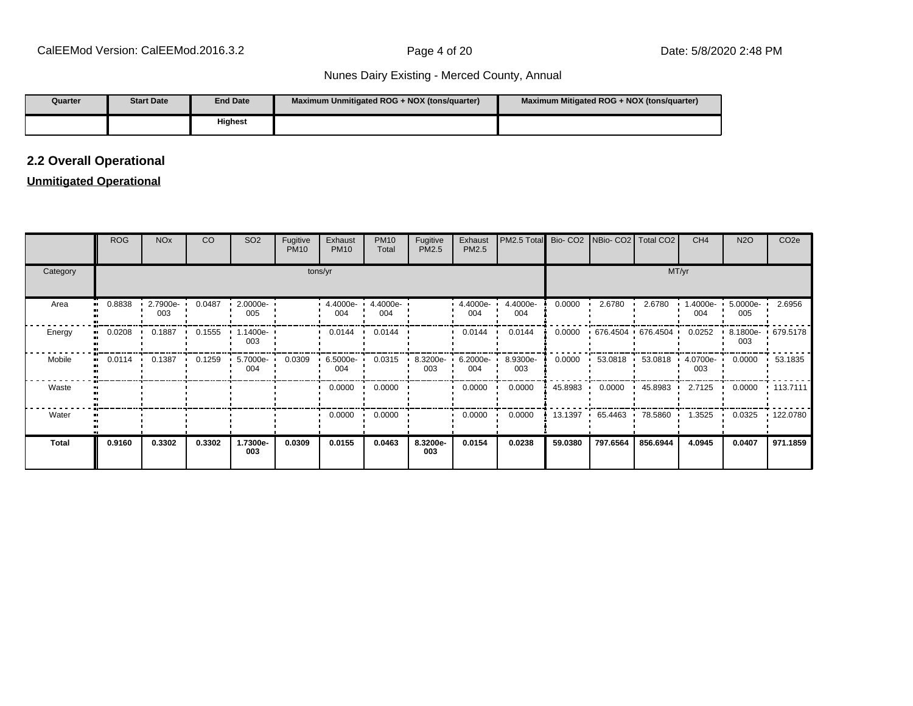Nunes Dairy Existing - Merced County, Annual

| Quarter | Start Date | End Date | Maximum Unmitigated ROG + NOX (tons/quarter) | Maximum Mitigated ROG + NOX (tons/quarter) |
|---|---|---|---|---|
| | | Highest | | |

## 2.2 Overall Operational

**Unmitigated Operational**

| | ROG | NOx | CO | SO2 | Fugitive PM10 | Exhaust PM10 | PM10 Total | Fugitive PM2.5 | Exhaust PM2.5 | PM2.5 Total | Bio- CO2 | NBio- CO2 | Total CO2 | CH4 | N2O | CO2e |
|---|---|---|---|---|---|---|---|---|---|---|---|---|---|---|---|---|
| Category | tons/yr | | | | | | | | | | MT/yr | | | | | |
| Area | 0.8838 | 2.7900e-003 | 0.0487 | 2.0000e-005 | | 4.4000e-004 | 4.4000e-004 | | 4.4000e-004 | 4.4000e-004 | 0.0000 | 2.6780 | 2.6780 | 1.4000e-004 | 5.0000e-005 | 2.6956 |
| Energy | 0.0208 | 0.1887 | 0.1555 | 1.1400e-003 | | 0.0144 | 0.0144 | | 0.0144 | 0.0144 | 0.0000 | 676.4504 | 676.4504 | 0.0252 | 8.1800e-003 | 679.5178 |
| Mobile | 0.0114 | 0.1387 | 0.1259 | 5.7000e-004 | 0.0309 | 6.5000e-004 | 0.0315 | 8.3200e-003 | 6.2000e-004 | 8.9300e-003 | 0.0000 | 53.0818 | 53.0818 | 4.0700e-003 | 0.0000 | 53.1835 |
| Waste | | | | | | 0.0000 | 0.0000 | | 0.0000 | 0.0000 | 45.8983 | 0.0000 | 45.8983 | 2.7125 | 0.0000 | 113.7111 |
| Water | | | | | | 0.0000 | 0.0000 | | 0.0000 | 0.0000 | 13.1397 | 65.4463 | 78.5860 | 1.3525 | 0.0325 | 122.0780 |
| **Total** | **0.9160** | **0.3302** | **0.3302** | **1.7300e-003** | **0.0309** | **0.0155** | **0.0463** | **8.3200e-003** | **0.0154** | **0.0238** | **59.0380** | **797.6564** | **856.6944** | **4.0945** | **0.0407** | **971.1859** |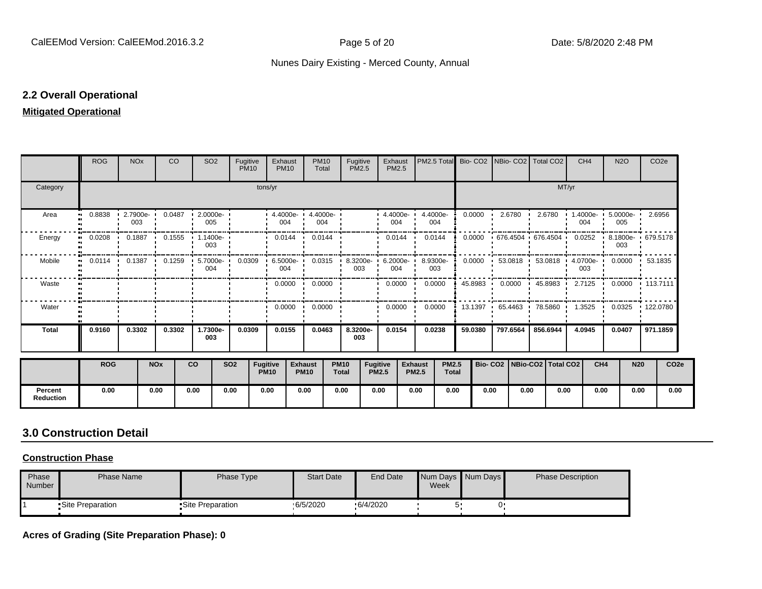## 2.2 Overall Operational

**Mitigated Operational**

| | ROG | NOx | CO | SO2 | Fugitive PM10 | Exhaust PM10 | PM10 Total | Fugitive PM2.5 | Exhaust PM2.5 | PM2.5 Total | Bio- CO2 | NBio- CO2 | Total CO2 | CH4 | N2O | CO2e |
|---|---|---|---|---|---|---|---|---|---|---|---|---|---|---|---|---|
| Category | tons/yr | | | | | | | | | | MT/yr | | | | | |
| Area | 0.8838 | 2.7900e-003 | 0.0487 | 2.0000e-005 | | 4.4000e-004 | 4.4000e-004 | | 4.4000e-004 | 4.4000e-004 | 0.0000 | 2.6780 | 2.6780 | 1.4000e-004 | 5.0000e-005 | 2.6956 |
| Energy | 0.0208 | 0.1887 | 0.1555 | 1.1400e-003 | | 0.0144 | 0.0144 | | 0.0144 | 0.0144 | 0.0000 | 676.4504 | 676.4504 | 0.0252 | 8.1800e-003 | 679.5178 |
| Mobile | 0.0114 | 0.1387 | 0.1259 | 5.7000e-004 | 0.0309 | 6.5000e-004 | 0.0315 | 8.3200e-003 | 6.2000e-004 | 8.9300e-003 | 0.0000 | 53.0818 | 53.0818 | 4.0700e-003 | 0.0000 | 53.1835 |
| Waste | | | | | | 0.0000 | 0.0000 | | 0.0000 | 0.0000 | 45.8983 | 0.0000 | 45.8983 | 2.7125 | 0.0000 | 113.7111 |
| Water | | | | | | 0.0000 | 0.0000 | | 0.0000 | 0.0000 | 13.1397 | 65.4463 | 78.5860 | 1.3525 | 0.0325 | 122.0780 |
| **Total** | **0.9160** | **0.3302** | **0.3302** | **1.7300e-003** | **0.0309** | **0.0155** | **0.0463** | **8.3200e-003** | **0.0154** | **0.0238** | **59.0380** | **797.6564** | **856.6944** | **4.0945** | **0.0407** | **971.1859** |

| | ROG | NOx | CO | SO2 | Fugitive PM10 | Exhaust PM10 | PM10 Total | Fugitive PM2.5 | Exhaust PM2.5 | PM2.5 Total | Bio- CO2 | NBio-CO2 | Total CO2 | CH4 | N20 | CO2e |
|---|---|---|---|---|---|---|---|---|---|---|---|---|---|---|---|---|
| **Percent Reduction** | 0.00 | 0.00 | 0.00 | 0.00 | 0.00 | 0.00 | 0.00 | 0.00 | 0.00 | 0.00 | 0.00 | 0.00 | 0.00 | 0.00 | 0.00 | 0.00 |

## 3.0 Construction Detail

**Construction Phase**

| Phase Number | Phase Name | Phase Type | Start Date | End Date | Num Days Week | Num Days | Phase Description |
|---|---|---|---|---|---|---|---|
| 1 | Site Preparation | Site Preparation | 6/5/2020 | 6/4/2020 | 5 | 0 | |

**Acres of Grading (Site Preparation Phase): 0**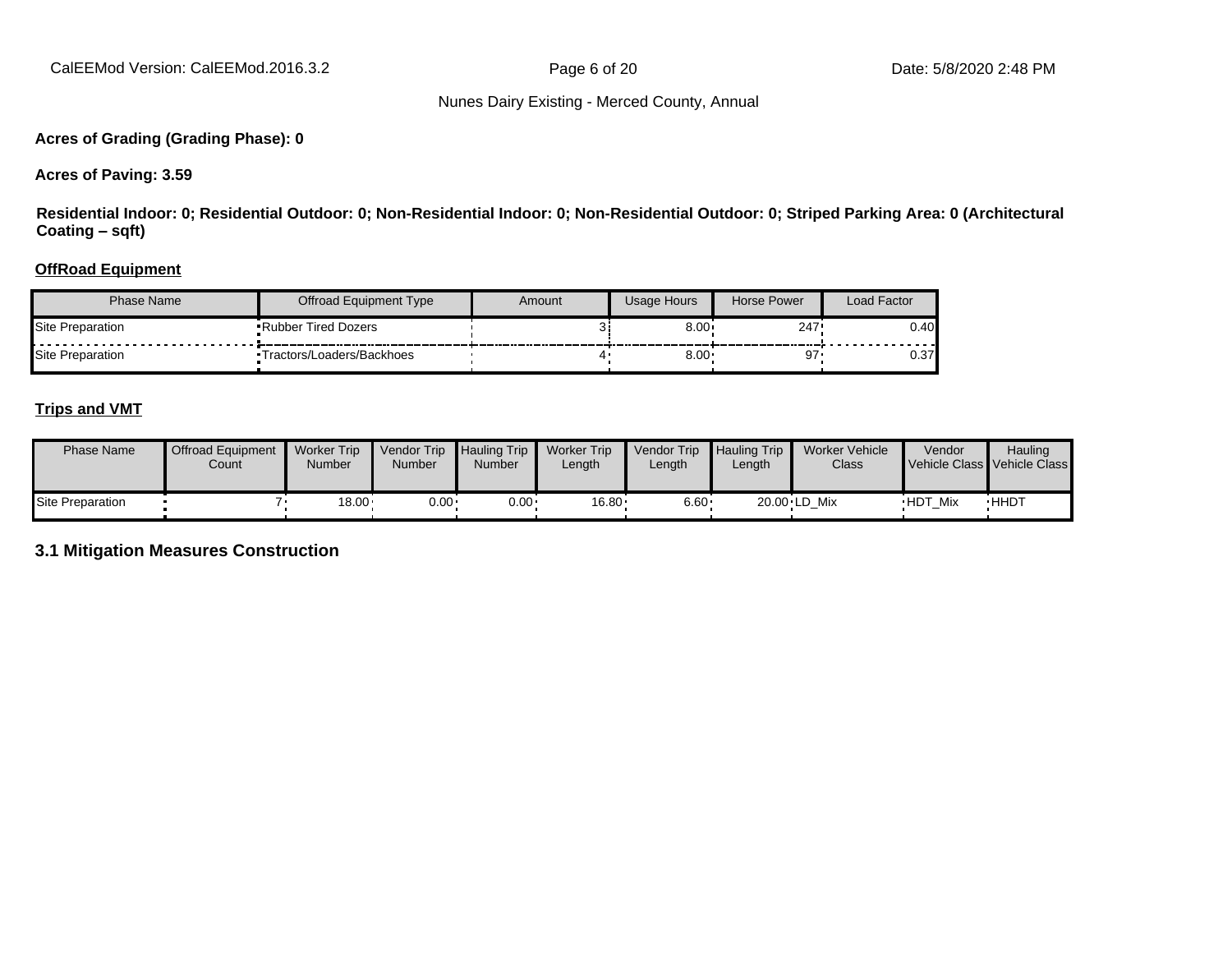**Acres of Grading (Grading Phase): 0**

**Acres of Paving: 3.59**

**Residential Indoor: 0; Residential Outdoor: 0; Non-Residential Indoor: 0; Non-Residential Outdoor: 0; Striped Parking Area: 0 (Architectural Coating – sqft)**

**OffRoad Equipment**

| Phase Name | Offroad Equipment Type | Amount | Usage Hours | Horse Power | Load Factor |
|---|---|---|---|---|---|
| Site Preparation | Rubber Tired Dozers | 3 | 8.00 | 247 | 0.40 |
| Site Preparation | Tractors/Loaders/Backhoes | 4 | 8.00 | 97 | 0.37 |

**Trips and VMT**

| Phase Name | Offroad Equipment Count | Worker Trip Number | Vendor Trip Number | Hauling Trip Number | Worker Trip Length | Vendor Trip Length | Hauling Trip Length | Worker Vehicle Class | Vendor Vehicle Class | Hauling Vehicle Class |
|---|---|---|---|---|---|---|---|---|---|---|
| Site Preparation | 7 | 18.00 | 0.00 | 0.00 | 16.80 | 6.60 | 20.00 | LD_Mix | HDT_Mix | HHDT |

## 3.1 Mitigation Measures Construction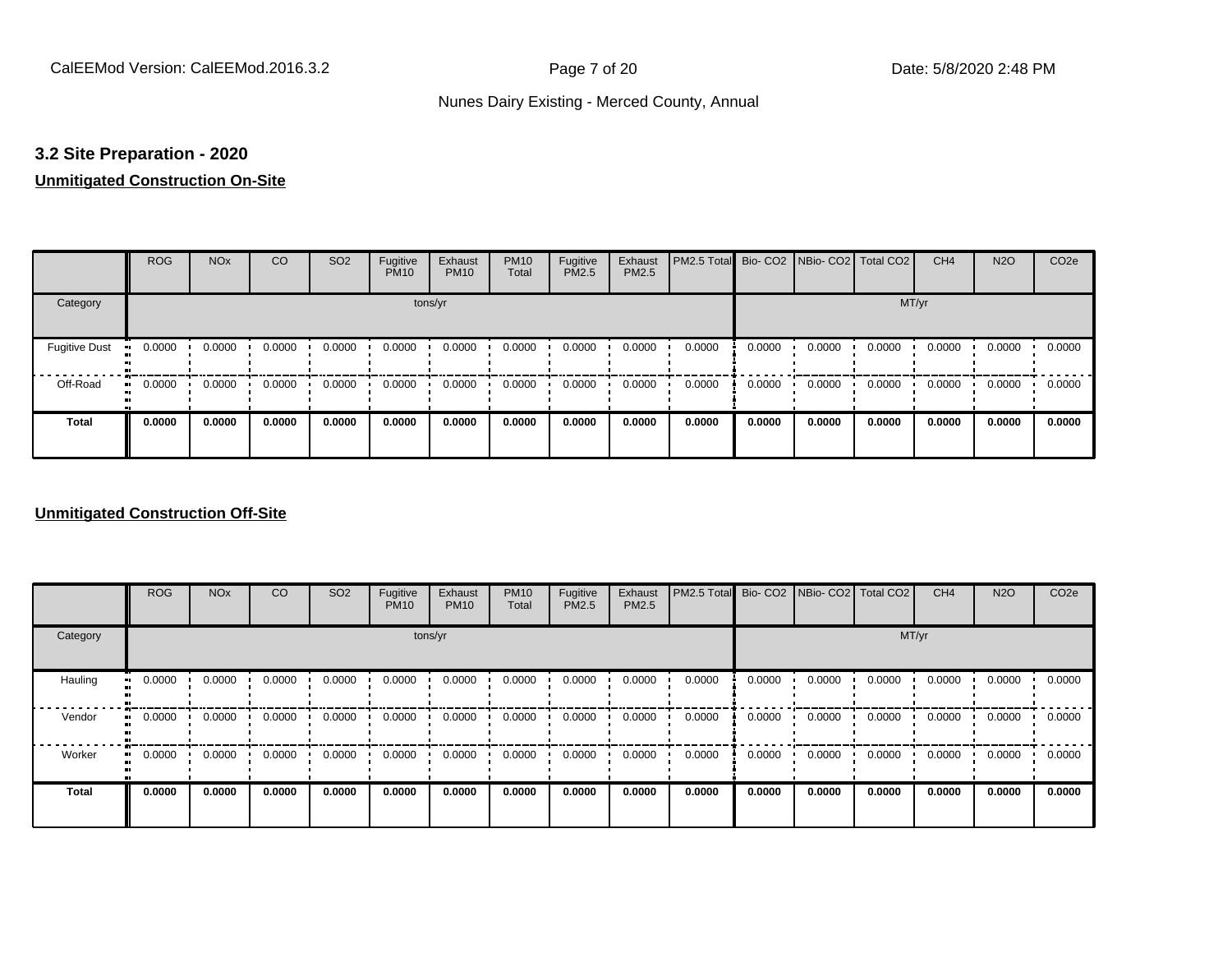## 3.2 Site Preparation - 2020

**Unmitigated Construction On-Site**

| | ROG | NOx | CO | SO2 | Fugitive PM10 | Exhaust PM10 | PM10 Total | Fugitive PM2.5 | Exhaust PM2.5 | PM2.5 Total | Bio- CO2 | NBio- CO2 | Total CO2 | CH4 | N2O | CO2e |
|---|---|---|---|---|---|---|---|---|---|---|---|---|---|---|---|---|
| Category | tons/yr | | | | | | | | | | MT/yr | | | | | |
| Fugitive Dust | 0.0000 | 0.0000 | 0.0000 | 0.0000 | 0.0000 | 0.0000 | 0.0000 | 0.0000 | 0.0000 | 0.0000 | 0.0000 | 0.0000 | 0.0000 | 0.0000 | 0.0000 | 0.0000 |
| Off-Road | 0.0000 | 0.0000 | 0.0000 | 0.0000 | 0.0000 | 0.0000 | 0.0000 | 0.0000 | 0.0000 | 0.0000 | 0.0000 | 0.0000 | 0.0000 | 0.0000 | 0.0000 | 0.0000 |
| **Total** | **0.0000** | **0.0000** | **0.0000** | **0.0000** | **0.0000** | **0.0000** | **0.0000** | **0.0000** | **0.0000** | **0.0000** | **0.0000** | **0.0000** | **0.0000** | **0.0000** | **0.0000** | **0.0000** |

**Unmitigated Construction Off-Site**

| | ROG | NOx | CO | SO2 | Fugitive PM10 | Exhaust PM10 | PM10 Total | Fugitive PM2.5 | Exhaust PM2.5 | PM2.5 Total | Bio- CO2 | NBio- CO2 | Total CO2 | CH4 | N2O | CO2e |
|---|---|---|---|---|---|---|---|---|---|---|---|---|---|---|---|---|
| Category | tons/yr | | | | | | | | | | MT/yr | | | | | |
| Hauling | 0.0000 | 0.0000 | 0.0000 | 0.0000 | 0.0000 | 0.0000 | 0.0000 | 0.0000 | 0.0000 | 0.0000 | 0.0000 | 0.0000 | 0.0000 | 0.0000 | 0.0000 | 0.0000 |
| Vendor | 0.0000 | 0.0000 | 0.0000 | 0.0000 | 0.0000 | 0.0000 | 0.0000 | 0.0000 | 0.0000 | 0.0000 | 0.0000 | 0.0000 | 0.0000 | 0.0000 | 0.0000 | 0.0000 |
| Worker | 0.0000 | 0.0000 | 0.0000 | 0.0000 | 0.0000 | 0.0000 | 0.0000 | 0.0000 | 0.0000 | 0.0000 | 0.0000 | 0.0000 | 0.0000 | 0.0000 | 0.0000 | 0.0000 |
| **Total** | **0.0000** | **0.0000** | **0.0000** | **0.0000** | **0.0000** | **0.0000** | **0.0000** | **0.0000** | **0.0000** | **0.0000** | **0.0000** | **0.0000** | **0.0000** | **0.0000** | **0.0000** | **0.0000** |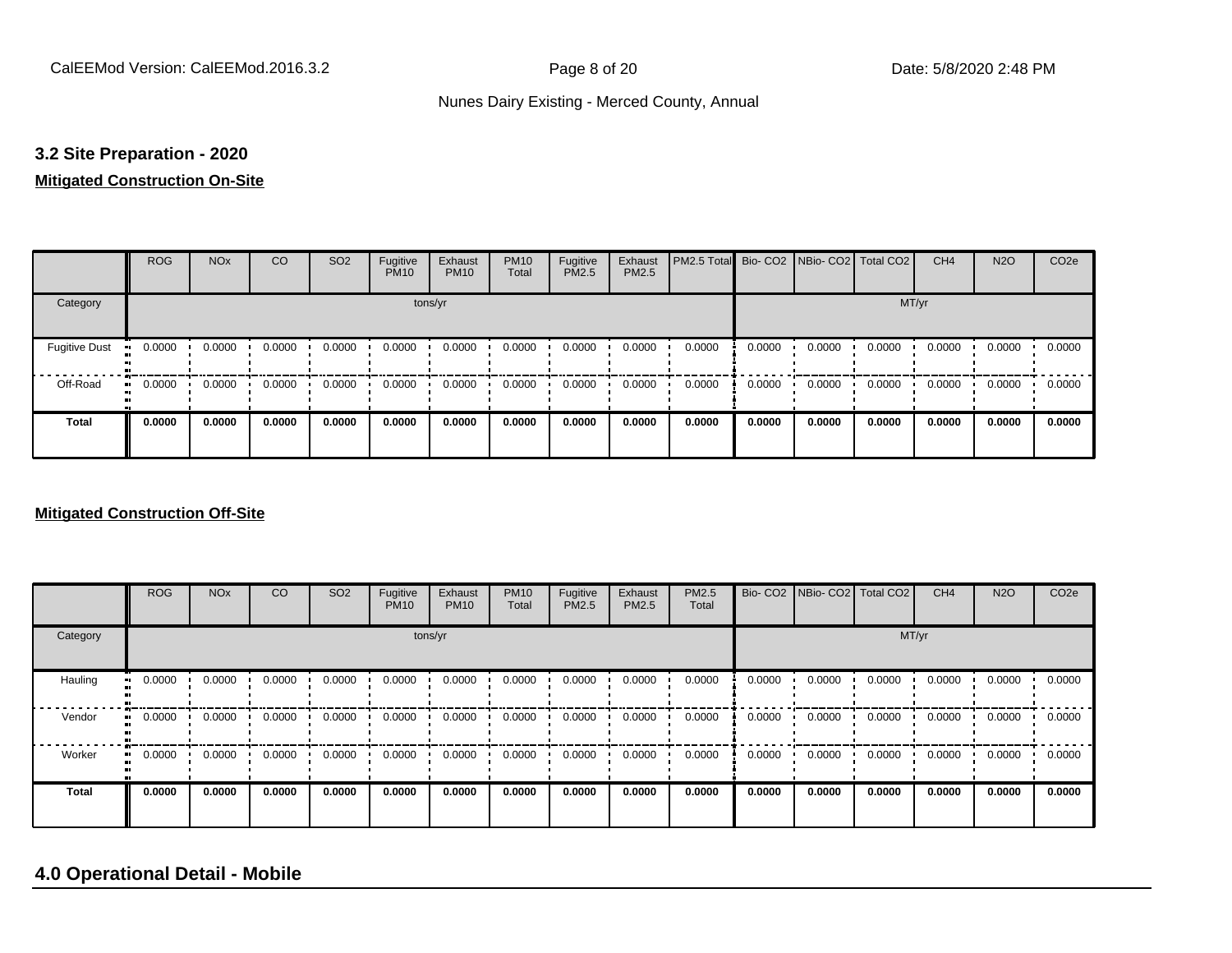## 3.2 Site Preparation - 2020

**Mitigated Construction On-Site**

| | ROG | NOx | CO | SO2 | Fugitive PM10 | Exhaust PM10 | PM10 Total | Fugitive PM2.5 | Exhaust PM2.5 | PM2.5 Total | Bio- CO2 | NBio- CO2 | Total CO2 | CH4 | N2O | CO2e |
|---|---|---|---|---|---|---|---|---|---|---|---|---|---|---|---|---|
| Category | tons/yr | | | | | | | | | | MT/yr | | | | | |
| Fugitive Dust | 0.0000 | 0.0000 | 0.0000 | 0.0000 | 0.0000 | 0.0000 | 0.0000 | 0.0000 | 0.0000 | 0.0000 | 0.0000 | 0.0000 | 0.0000 | 0.0000 | 0.0000 | 0.0000 |
| Off-Road | 0.0000 | 0.0000 | 0.0000 | 0.0000 | 0.0000 | 0.0000 | 0.0000 | 0.0000 | 0.0000 | 0.0000 | 0.0000 | 0.0000 | 0.0000 | 0.0000 | 0.0000 | 0.0000 |
| **Total** | **0.0000** | **0.0000** | **0.0000** | **0.0000** | **0.0000** | **0.0000** | **0.0000** | **0.0000** | **0.0000** | **0.0000** | **0.0000** | **0.0000** | **0.0000** | **0.0000** | **0.0000** | **0.0000** |

**Mitigated Construction Off-Site**

| | ROG | NOx | CO | SO2 | Fugitive PM10 | Exhaust PM10 | PM10 Total | Fugitive PM2.5 | Exhaust PM2.5 | PM2.5 Total | Bio- CO2 | NBio- CO2 | Total CO2 | CH4 | N2O | CO2e |
|---|---|---|---|---|---|---|---|---|---|---|---|---|---|---|---|---|
| Category | tons/yr | | | | | | | | | | MT/yr | | | | | |
| Hauling | 0.0000 | 0.0000 | 0.0000 | 0.0000 | 0.0000 | 0.0000 | 0.0000 | 0.0000 | 0.0000 | 0.0000 | 0.0000 | 0.0000 | 0.0000 | 0.0000 | 0.0000 | 0.0000 |
| Vendor | 0.0000 | 0.0000 | 0.0000 | 0.0000 | 0.0000 | 0.0000 | 0.0000 | 0.0000 | 0.0000 | 0.0000 | 0.0000 | 0.0000 | 0.0000 | 0.0000 | 0.0000 | 0.0000 |
| Worker | 0.0000 | 0.0000 | 0.0000 | 0.0000 | 0.0000 | 0.0000 | 0.0000 | 0.0000 | 0.0000 | 0.0000 | 0.0000 | 0.0000 | 0.0000 | 0.0000 | 0.0000 | 0.0000 |
| **Total** | **0.0000** | **0.0000** | **0.0000** | **0.0000** | **0.0000** | **0.0000** | **0.0000** | **0.0000** | **0.0000** | **0.0000** | **0.0000** | **0.0000** | **0.0000** | **0.0000** | **0.0000** | **0.0000** |

# 4.0 Operational Detail - Mobile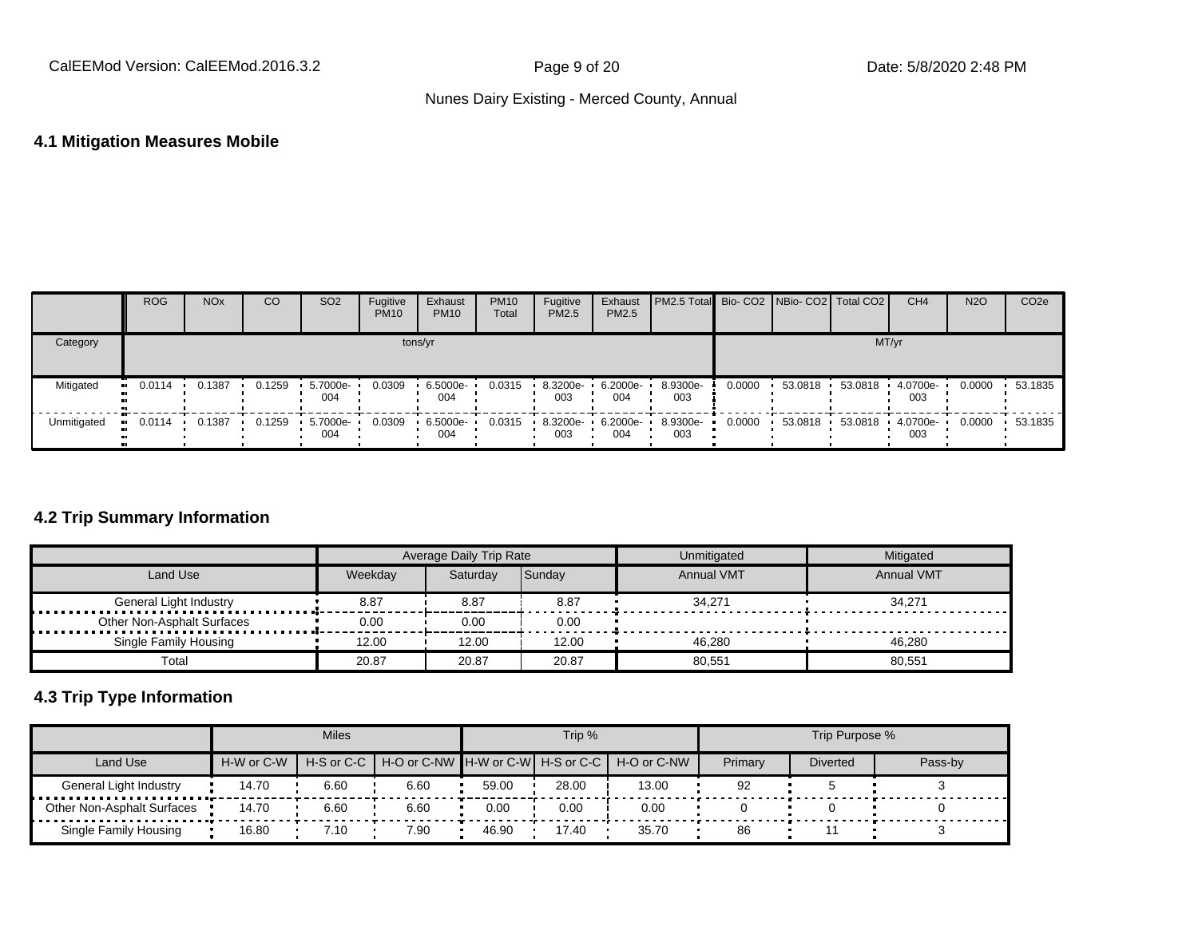### 4.1 Mitigation Measures Mobile

| | ROG | NOx | CO | SO2 | Fugitive PM10 | Exhaust PM10 | PM10 Total | Fugitive PM2.5 | Exhaust PM2.5 | PM2.5 Total | Bio- CO2 | NBio- CO2 | Total CO2 | CH4 | N2O | CO2e |
|---|---|---|---|---|---|---|---|---|---|---|---|---|---|---|---|---|
| Category | tons/yr | | | | | | | | | | MT/yr | | | | | |
| Mitigated | 0.0114 | 0.1387 | 0.1259 | 5.7000e-004 | 0.0309 | 6.5000e-004 | 0.0315 | 8.3200e-003 | 6.2000e-004 | 8.9300e-003 | 0.0000 | 53.0818 | 53.0818 | 4.0700e-003 | 0.0000 | 53.1835 |
| Unmitigated | 0.0114 | 0.1387 | 0.1259 | 5.7000e-004 | 0.0309 | 6.5000e-004 | 0.0315 | 8.3200e-003 | 6.2000e-004 | 8.9300e-003 | 0.0000 | 53.0818 | 53.0818 | 4.0700e-003 | 0.0000 | 53.1835 |

### 4.2 Trip Summary Information

| | Average Daily Trip Rate | | | Unmitigated | Mitigated |
|---|---|---|---|---|---|
| Land Use | Weekday | Saturday | Sunday | Annual VMT | Annual VMT |
| General Light Industry | 8.87 | 8.87 | 8.87 | 34,271 | 34,271 |
| Other Non-Asphalt Surfaces | 0.00 | 0.00 | 0.00 | | |
| Single Family Housing | 12.00 | 12.00 | 12.00 | 46,280 | 46,280 |
| Total | 20.87 | 20.87 | 20.87 | 80,551 | 80,551 |

### 4.3 Trip Type Information

| | Miles | | | Trip % | | | Trip Purpose % | | |
|---|---|---|---|---|---|---|---|---|---|
| Land Use | H-W or C-W | H-S or C-C | H-O or C-NW | H-W or C-W | H-S or C-C | H-O or C-NW | Primary | Diverted | Pass-by |
| General Light Industry | 14.70 | 6.60 | 6.60 | 59.00 | 28.00 | 13.00 | 92 | 5 | 3 |
| Other Non-Asphalt Surfaces | 14.70 | 6.60 | 6.60 | 0.00 | 0.00 | 0.00 | 0 | 0 | 0 |
| Single Family Housing | 16.80 | 7.10 | 7.90 | 46.90 | 17.40 | 35.70 | 86 | 11 | 3 |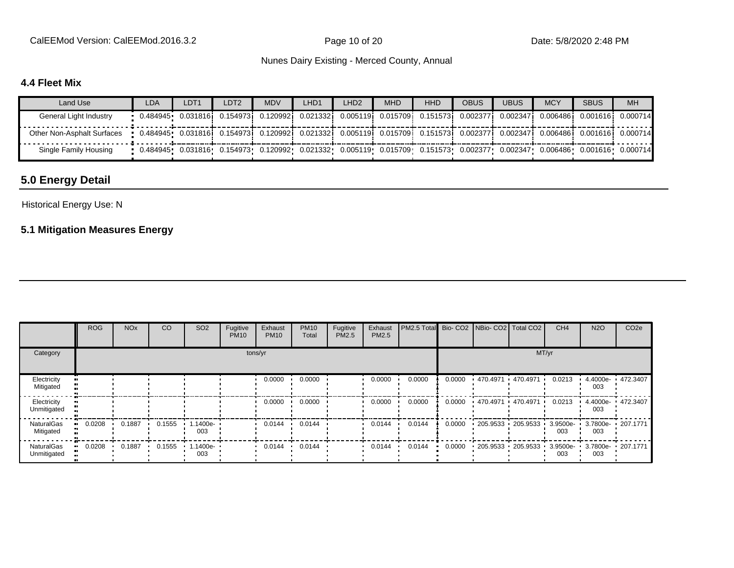### 4.4 Fleet Mix

| Land Use | LDA | LDT1 | LDT2 | MDV | LHD1 | LHD2 | MHD | HHD | OBUS | UBUS | MCY | SBUS | MH |
|---|---|---|---|---|---|---|---|---|---|---|---|---|---|
| General Light Industry | 0.484945 | 0.031816 | 0.154973 | 0.120992 | 0.021332 | 0.005119 | 0.015709 | 0.151573 | 0.002377 | 0.002347 | 0.006486 | 0.001616 | 0.000714 |
| Other Non-Asphalt Surfaces | 0.484945 | 0.031816 | 0.154973 | 0.120992 | 0.021332 | 0.005119 | 0.015709 | 0.151573 | 0.002377 | 0.002347 | 0.006486 | 0.001616 | 0.000714 |
| Single Family Housing | 0.484945 | 0.031816 | 0.154973 | 0.120992 | 0.021332 | 0.005119 | 0.015709 | 0.151573 | 0.002377 | 0.002347 | 0.006486 | 0.001616 | 0.000714 |

## 5.0 Energy Detail

Historical Energy Use: N

### 5.1 Mitigation Measures Energy

| | ROG | NOx | CO | SO2 | Fugitive PM10 | Exhaust PM10 | PM10 Total | Fugitive PM2.5 | Exhaust PM2.5 | PM2.5 Total | Bio- CO2 | NBio- CO2 | Total CO2 | CH4 | N2O | CO2e |
|---|---|---|---|---|---|---|---|---|---|---|---|---|---|---|---|---|
| Category | tons/yr | | | | | | | | | | MT/yr | | | | | |
| Electricity Mitigated | | | | | | 0.0000 | 0.0000 | | 0.0000 | 0.0000 | 0.0000 | 470.4971 | 470.4971 | 0.0213 | 4.4000e-003 | 472.3407 |
| Electricity Unmitigated | | | | | | 0.0000 | 0.0000 | | 0.0000 | 0.0000 | 0.0000 | 470.4971 | 470.4971 | 0.0213 | 4.4000e-003 | 472.3407 |
| NaturalGas Mitigated | 0.0208 | 0.1887 | 0.1555 | 1.1400e-003 | | 0.0144 | 0.0144 | | 0.0144 | 0.0144 | 0.0000 | 205.9533 | 205.9533 | 3.9500e-003 | 3.7800e-003 | 207.1771 |
| NaturalGas Unmitigated | 0.0208 | 0.1887 | 0.1555 | 1.1400e-003 | | 0.0144 | 0.0144 | | 0.0144 | 0.0144 | 0.0000 | 205.9533 | 205.9533 | 3.9500e-003 | 3.7800e-003 | 207.1771 |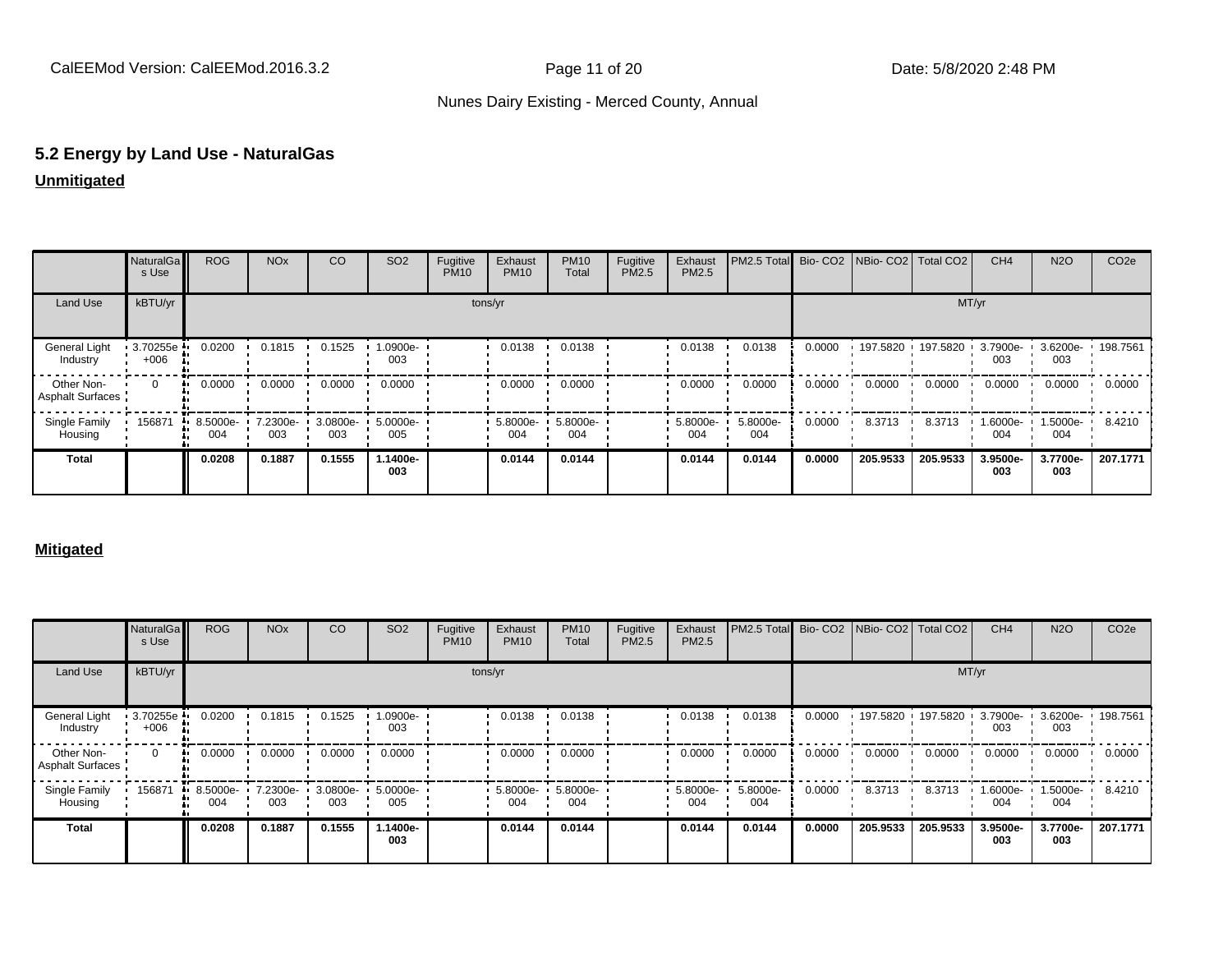## 5.2 Energy by Land Use - NaturalGas

**Unmitigated**

| | NaturalGas Use | ROG | NOx | CO | SO2 | Fugitive PM10 | Exhaust PM10 | PM10 Total | Fugitive PM2.5 | Exhaust PM2.5 | PM2.5 Total | Bio- CO2 | NBio- CO2 | Total CO2 | CH4 | N2O | CO2e |
|---|---|---|---|---|---|---|---|---|---|---|---|---|---|---|---|---|---|
| Land Use | kBTU/yr | tons/yr | | | | | | | | | | MT/yr | | | | | |
| General Light Industry | 3.70255e+006 | 0.0200 | 0.1815 | 0.1525 | 1.0900e-003 | | 0.0138 | 0.0138 | | 0.0138 | 0.0138 | 0.0000 | 197.5820 | 197.5820 | 3.7900e-003 | 3.6200e-003 | 198.7561 |
| Other Non-Asphalt Surfaces | 0 | 0.0000 | 0.0000 | 0.0000 | 0.0000 | | 0.0000 | 0.0000 | | 0.0000 | 0.0000 | 0.0000 | 0.0000 | 0.0000 | 0.0000 | 0.0000 | 0.0000 |
| Single Family Housing | 156871 | 8.5000e-004 | 7.2300e-003 | 3.0800e-003 | 5.0000e-005 | | 5.8000e-004 | 5.8000e-004 | | 5.8000e-004 | 5.8000e-004 | 0.0000 | 8.3713 | 8.3713 | 1.6000e-004 | 1.5000e-004 | 8.4210 |
| **Total** | | **0.0208** | **0.1887** | **0.1555** | **1.1400e-003** | | **0.0144** | **0.0144** | | **0.0144** | **0.0144** | **0.0000** | **205.9533** | **205.9533** | **3.9500e-003** | **3.7700e-003** | **207.1771** |

**Mitigated**

| | NaturalGas Use | ROG | NOx | CO | SO2 | Fugitive PM10 | Exhaust PM10 | PM10 Total | Fugitive PM2.5 | Exhaust PM2.5 | PM2.5 Total | Bio- CO2 | NBio- CO2 | Total CO2 | CH4 | N2O | CO2e |
|---|---|---|---|---|---|---|---|---|---|---|---|---|---|---|---|---|---|
| Land Use | kBTU/yr | tons/yr | | | | | | | | | | MT/yr | | | | | |
| General Light Industry | 3.70255e+006 | 0.0200 | 0.1815 | 0.1525 | 1.0900e-003 | | 0.0138 | 0.0138 | | 0.0138 | 0.0138 | 0.0000 | 197.5820 | 197.5820 | 3.7900e-003 | 3.6200e-003 | 198.7561 |
| Other Non-Asphalt Surfaces | 0 | 0.0000 | 0.0000 | 0.0000 | 0.0000 | | 0.0000 | 0.0000 | | 0.0000 | 0.0000 | 0.0000 | 0.0000 | 0.0000 | 0.0000 | 0.0000 | 0.0000 |
| Single Family Housing | 156871 | 8.5000e-004 | 7.2300e-003 | 3.0800e-003 | 5.0000e-005 | | 5.8000e-004 | 5.8000e-004 | | 5.8000e-004 | 5.8000e-004 | 0.0000 | 8.3713 | 8.3713 | 1.6000e-004 | 1.5000e-004 | 8.4210 |
| **Total** | | **0.0208** | **0.1887** | **0.1555** | **1.1400e-003** | | **0.0144** | **0.0144** | | **0.0144** | **0.0144** | **0.0000** | **205.9533** | **205.9533** | **3.9500e-003** | **3.7700e-003** | **207.1771** |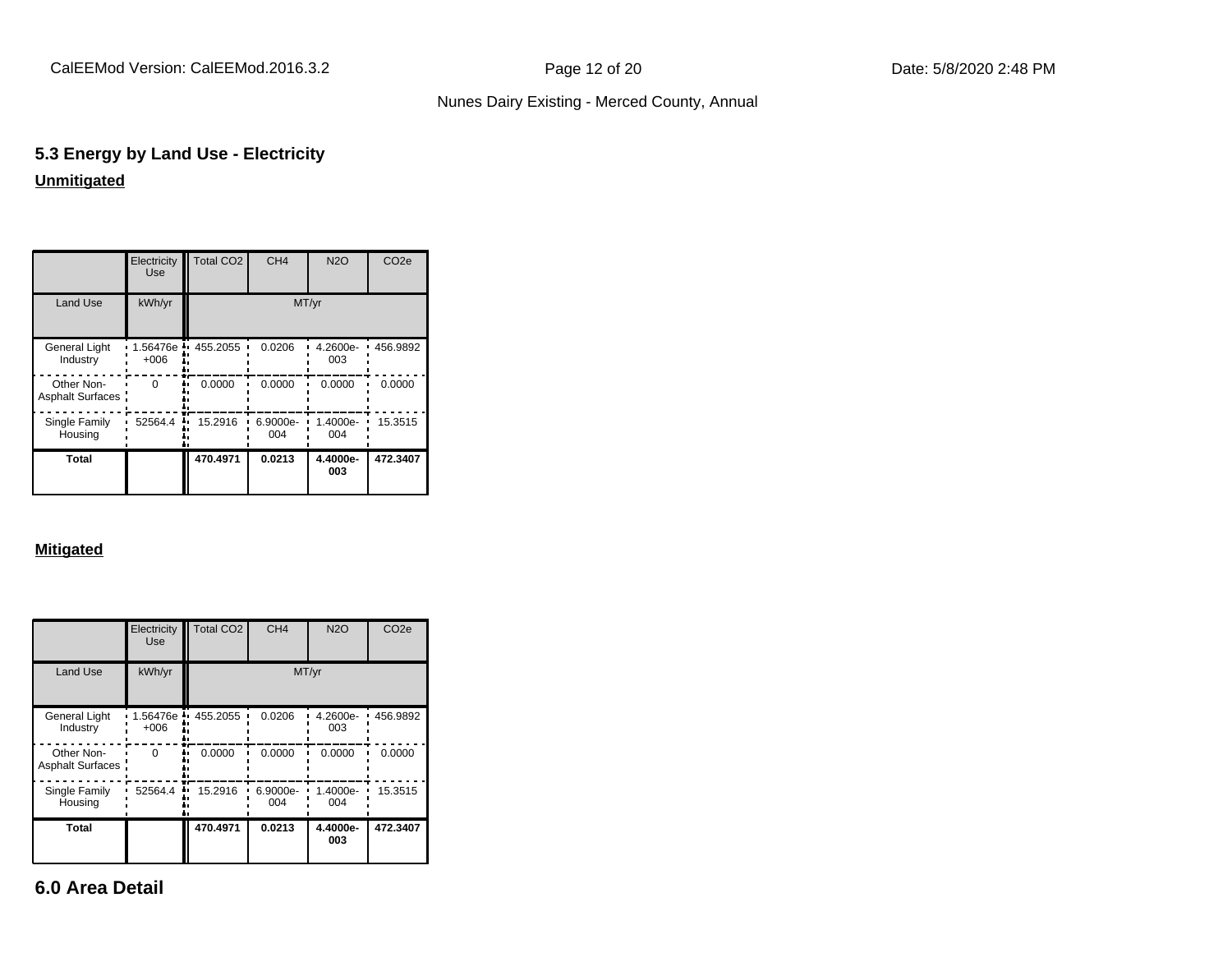## 5.3 Energy by Land Use - Electricity

**Unmitigated**

| | Electricity Use | Total CO2 | CH4 | N2O | CO2e |
|---|---|---|---|---|---|
| Land Use | kWh/yr | MT/yr | | | |
| General Light Industry | 1.56476e +006 | 455.2055 | 0.0206 | 4.2600e-003 | 456.9892 |
| Other Non-Asphalt Surfaces | 0 | 0.0000 | 0.0000 | 0.0000 | 0.0000 |
| Single Family Housing | 52564.4 | 15.2916 | 6.9000e-004 | 1.4000e-004 | 15.3515 |
| **Total** | | **470.4971** | **0.0213** | **4.4000e-003** | **472.3407** |

**Mitigated**

| | Electricity Use | Total CO2 | CH4 | N2O | CO2e |
|---|---|---|---|---|---|
| Land Use | kWh/yr | MT/yr | | | |
| General Light Industry | 1.56476e +006 | 455.2055 | 0.0206 | 4.2600e-003 | 456.9892 |
| Other Non-Asphalt Surfaces | 0 | 0.0000 | 0.0000 | 0.0000 | 0.0000 |
| Single Family Housing | 52564.4 | 15.2916 | 6.9000e-004 | 1.4000e-004 | 15.3515 |
| **Total** | | **470.4971** | **0.0213** | **4.4000e-003** | **472.3407** |

## 6.0 Area Detail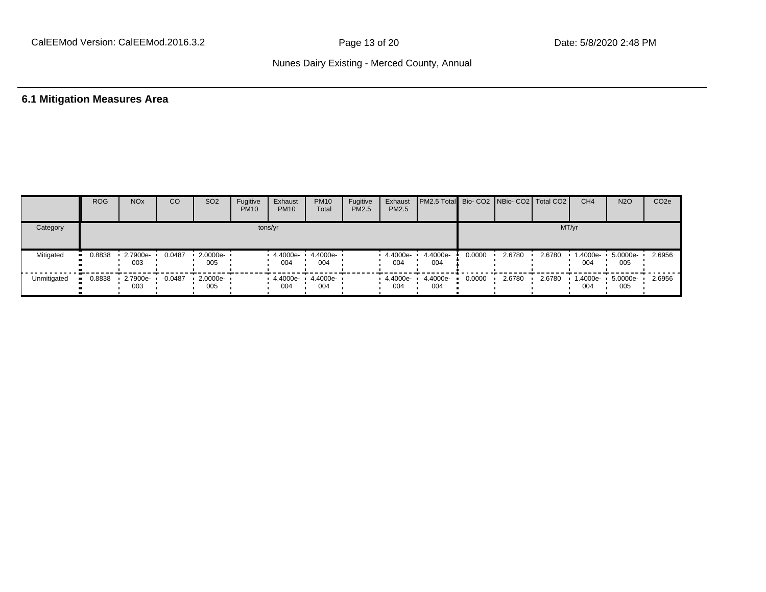## 6.1 Mitigation Measures Area

| | ROG | NOx | CO | SO2 | Fugitive PM10 | Exhaust PM10 | PM10 Total | Fugitive PM2.5 | Exhaust PM2.5 | PM2.5 Total | Bio- CO2 | NBio- CO2 | Total CO2 | CH4 | N2O | CO2e |
|---|---|---|---|---|---|---|---|---|---|---|---|---|---|---|---|---|
| Category | tons/yr | | | | | | | | | | MT/yr | | | | | |
| Mitigated | 0.8838 | 2.7900e-003 | 0.0487 | 2.0000e-005 | | 4.4000e-004 | 4.4000e-004 | | 4.4000e-004 | 4.4000e-004 | 0.0000 | 2.6780 | 2.6780 | 1.4000e-004 | 5.0000e-005 | 2.6956 |
| Unmitigated | 0.8838 | 2.7900e-003 | 0.0487 | 2.0000e-005 | | 4.4000e-004 | 4.4000e-004 | | 4.4000e-004 | 4.4000e-004 | 0.0000 | 2.6780 | 2.6780 | 1.4000e-004 | 5.0000e-005 | 2.6956 |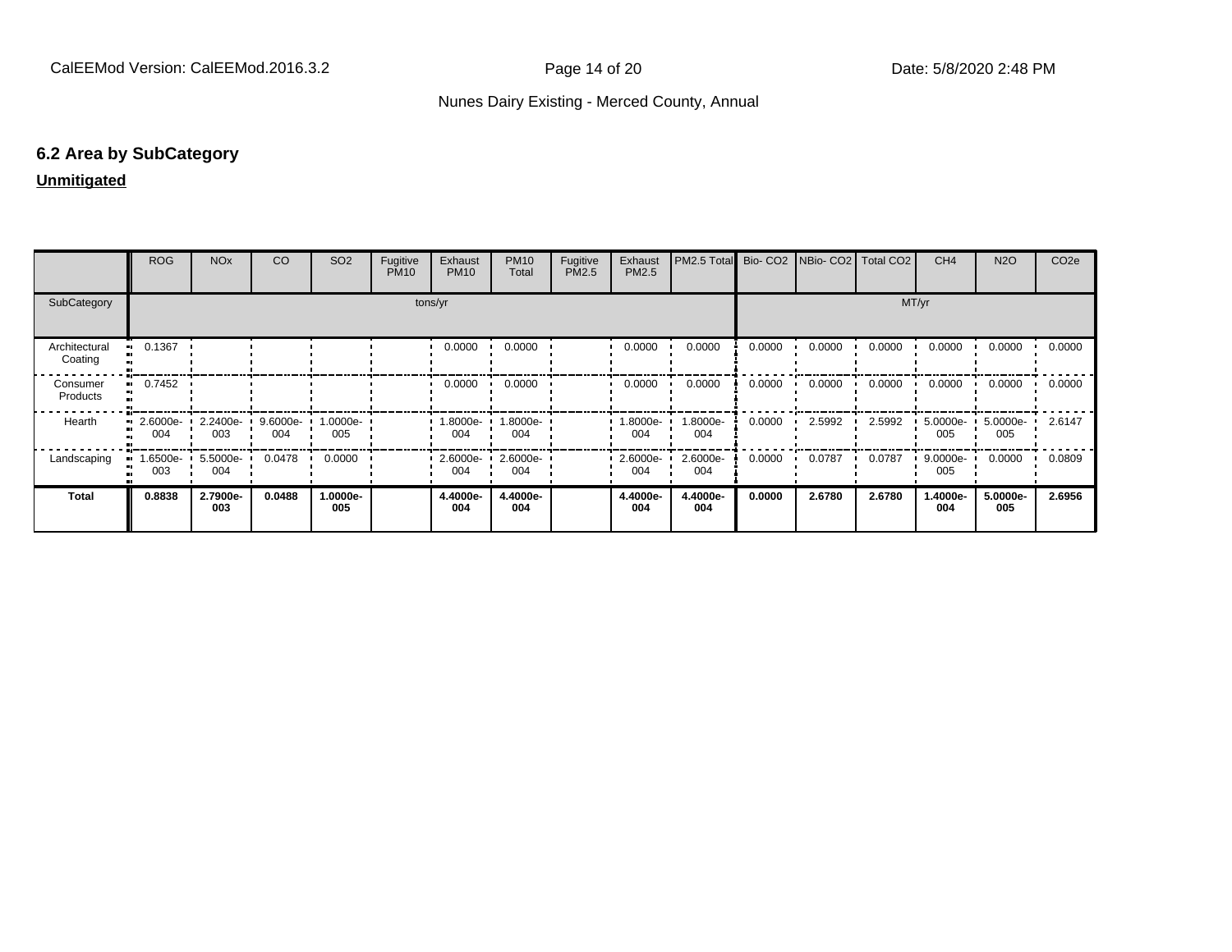## 6.2 Area by SubCategory

**Unmitigated**

| | ROG | NOx | CO | SO2 | Fugitive PM10 | Exhaust PM10 | PM10 Total | Fugitive PM2.5 | Exhaust PM2.5 | PM2.5 Total | Bio- CO2 | NBio- CO2 | Total CO2 | CH4 | N2O | CO2e |
|---|---|---|---|---|---|---|---|---|---|---|---|---|---|---|---|---|
| SubCategory | tons/yr | | | | | | | | | | MT/yr | | | | | |
| Architectural Coating | 0.1367 | | | | | 0.0000 | 0.0000 | | 0.0000 | 0.0000 | 0.0000 | 0.0000 | 0.0000 | 0.0000 | 0.0000 | 0.0000 |
| Consumer Products | 0.7452 | | | | | 0.0000 | 0.0000 | | 0.0000 | 0.0000 | 0.0000 | 0.0000 | 0.0000 | 0.0000 | 0.0000 | 0.0000 |
| Hearth | 2.6000e-004 | 2.2400e-003 | 9.6000e-004 | 1.0000e-005 | | 1.8000e-004 | 1.8000e-004 | | 1.8000e-004 | 1.8000e-004 | 0.0000 | 2.5992 | 2.5992 | 5.0000e-005 | 5.0000e-005 | 2.6147 |
| Landscaping | 1.6500e-003 | 5.5000e-004 | 0.0478 | 0.0000 | | 2.6000e-004 | 2.6000e-004 | | 2.6000e-004 | 2.6000e-004 | 0.0000 | 0.0787 | 0.0787 | 9.0000e-005 | 0.0000 | 0.0809 |
| **Total** | **0.8838** | **2.7900e-003** | **0.0488** | **1.0000e-005** | | **4.4000e-004** | **4.4000e-004** | | **4.4000e-004** | **4.4000e-004** | **0.0000** | **2.6780** | **2.6780** | **1.4000e-004** | **5.0000e-005** | **2.6956** |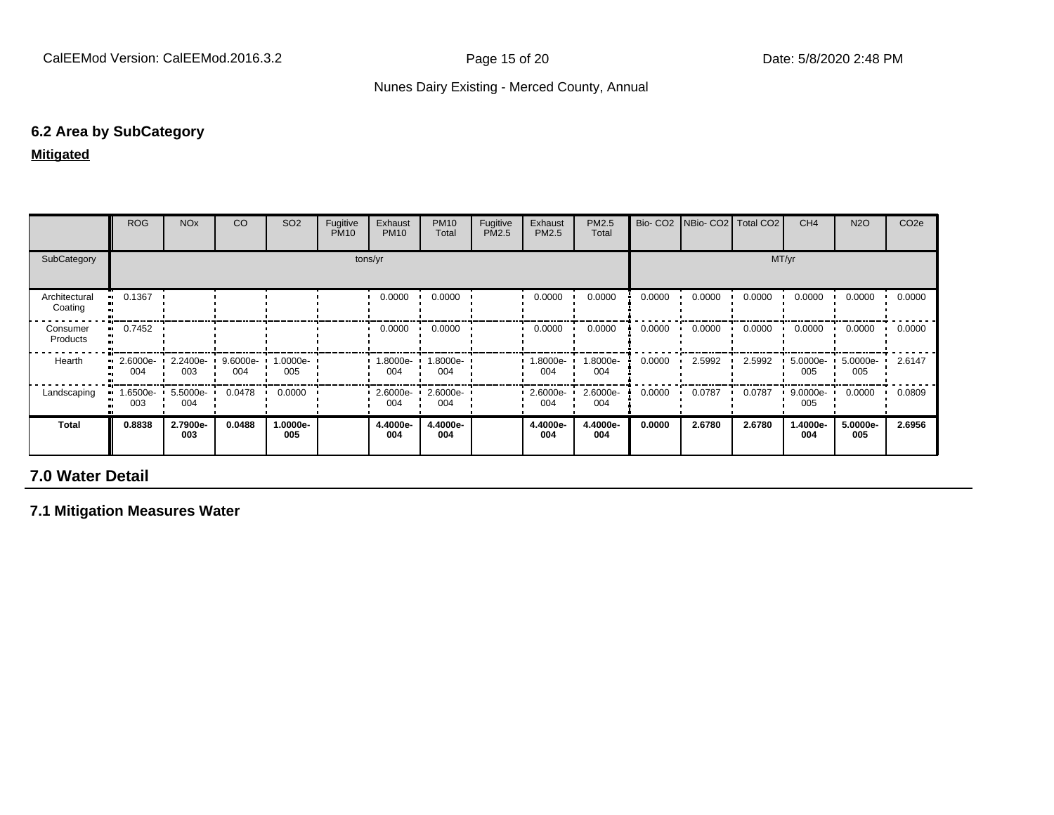### 6.2 Area by SubCategory

**Mitigated**

| | ROG | NOx | CO | SO2 | Fugitive PM10 | Exhaust PM10 | PM10 Total | Fugitive PM2.5 | Exhaust PM2.5 | PM2.5 Total | Bio- CO2 | NBio- CO2 | Total CO2 | CH4 | N2O | CO2e |
|---|---|---|---|---|---|---|---|---|---|---|---|---|---|---|---|---|
| SubCategory | tons/yr | | | | | | | | | | MT/yr | | | | | |
| Architectural Coating | 0.1367 | | | | | 0.0000 | 0.0000 | | 0.0000 | 0.0000 | 0.0000 | 0.0000 | 0.0000 | 0.0000 | 0.0000 | 0.0000 |
| Consumer Products | 0.7452 | | | | | 0.0000 | 0.0000 | | 0.0000 | 0.0000 | 0.0000 | 0.0000 | 0.0000 | 0.0000 | 0.0000 | 0.0000 |
| Hearth | 2.6000e-004 | 2.2400e-003 | 9.6000e-004 | 1.0000e-005 | | 1.8000e-004 | 1.8000e-004 | | 1.8000e-004 | 1.8000e-004 | 0.0000 | 2.5992 | 2.5992 | 5.0000e-005 | 5.0000e-005 | 2.6147 |
| Landscaping | 1.6500e-003 | 5.5000e-004 | 0.0478 | 0.0000 | | 2.6000e-004 | 2.6000e-004 | | 2.6000e-004 | 2.6000e-004 | 0.0000 | 0.0787 | 0.0787 | 9.0000e-005 | 0.0000 | 0.0809 |
| **Total** | **0.8838** | **2.7900e-003** | **0.0488** | **1.0000e-005** | | **4.4000e-004** | **4.4000e-004** | | **4.4000e-004** | **4.4000e-004** | **0.0000** | **2.6780** | **2.6780** | **1.4000e-004** | **5.0000e-005** | **2.6956** |

## 7.0 Water Detail

### 7.1 Mitigation Measures Water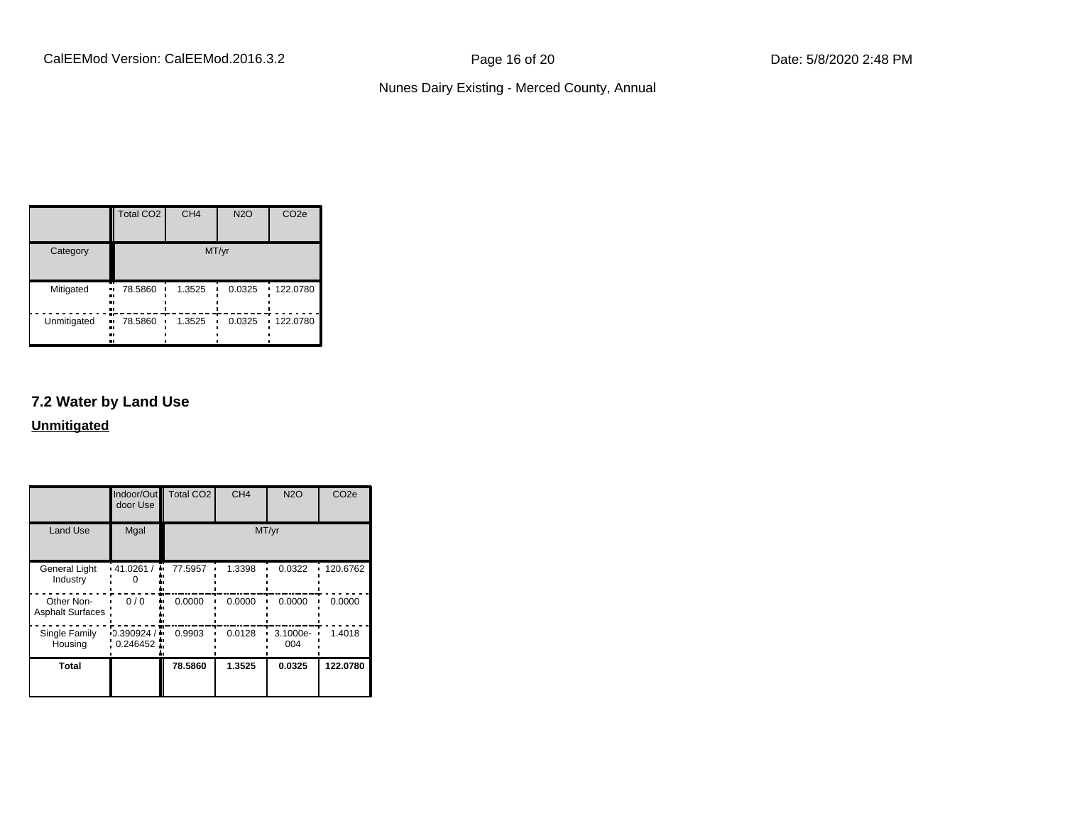| | Total $CO_2$ | $CH_4$ | $N_2O$ | $CO_2e$ |
|---|---|---|---|---|
| Category | MT/yr | | | |
| Mitigated | 78.5860 | 1.3525 | 0.0325 | 122.0780 |
| Unmitigated | 78.5860 | 1.3525 | 0.0325 | 122.0780 |

## 7.2 Water by Land Use

**Unmitigated**

| | Indoor/Outdoor Use | Total $CO_2$ | $CH_4$ | $N_2O$ | $CO_2e$ |
|---|---|---|---|---|---|
| Land Use | Mgal | MT/yr | | | |
| General Light Industry | 41.0261 / 0 | 77.5957 | 1.3398 | 0.0322 | 120.6762 |
| Other Non-Asphalt Surfaces | 0 / 0 | 0.0000 | 0.0000 | 0.0000 | 0.0000 |
| Single Family Housing | 0.390924 / 0.246452 | 0.9903 | 0.0128 | 3.1000e-004 | 1.4018 |
| **Total** | | **78.5860** | **1.3525** | **0.0325** | **122.0780** |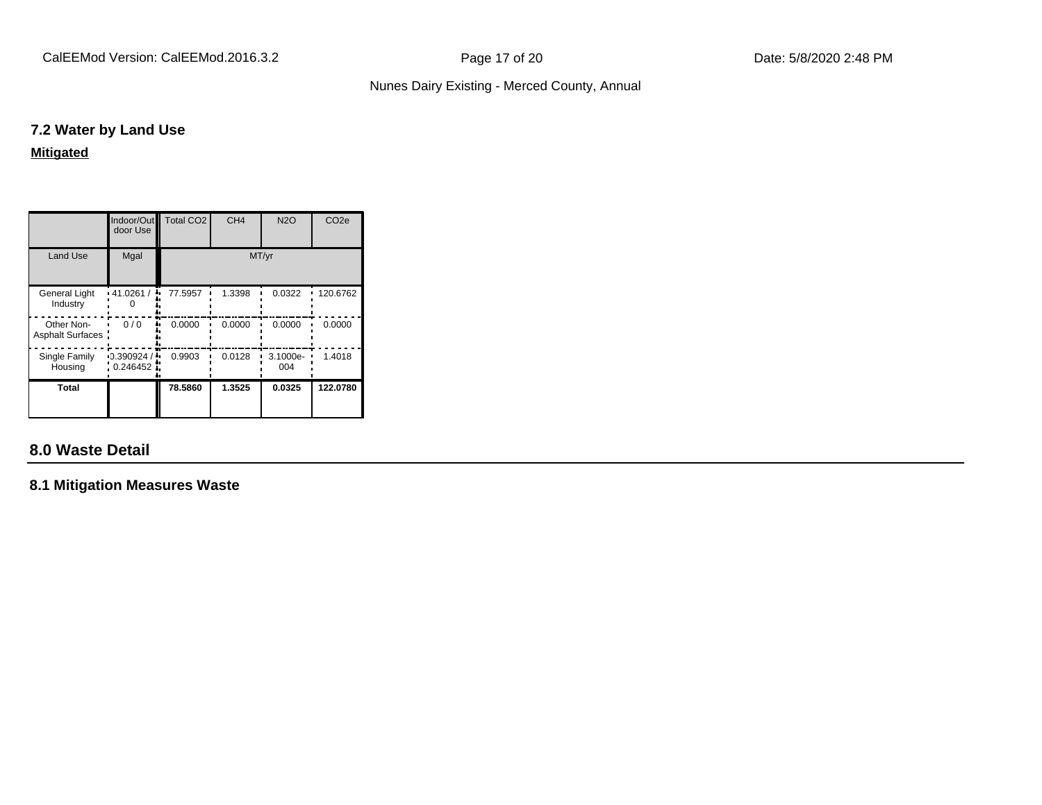### 7.2 Water by Land Use

**Mitigated**

| | Indoor/Outdoor Use | Total CO2 | CH4 | N2O | CO2e |
|---|---|---|---|---|---|
| Land Use | Mgal | MT/yr | | | |
| General Light Industry | 41.0261 / 0 | 77.5957 | 1.3398 | 0.0322 | 120.6762 |
| Other Non-Asphalt Surfaces | 0 / 0 | 0.0000 | 0.0000 | 0.0000 | 0.0000 |
| Single Family Housing | 0.390924 / 0.246452 | 0.9903 | 0.0128 | 3.1000e-004 | 1.4018 |
| **Total** | | **78.5860** | **1.3525** | **0.0325** | **122.0780** |

## 8.0 Waste Detail

### 8.1 Mitigation Measures Waste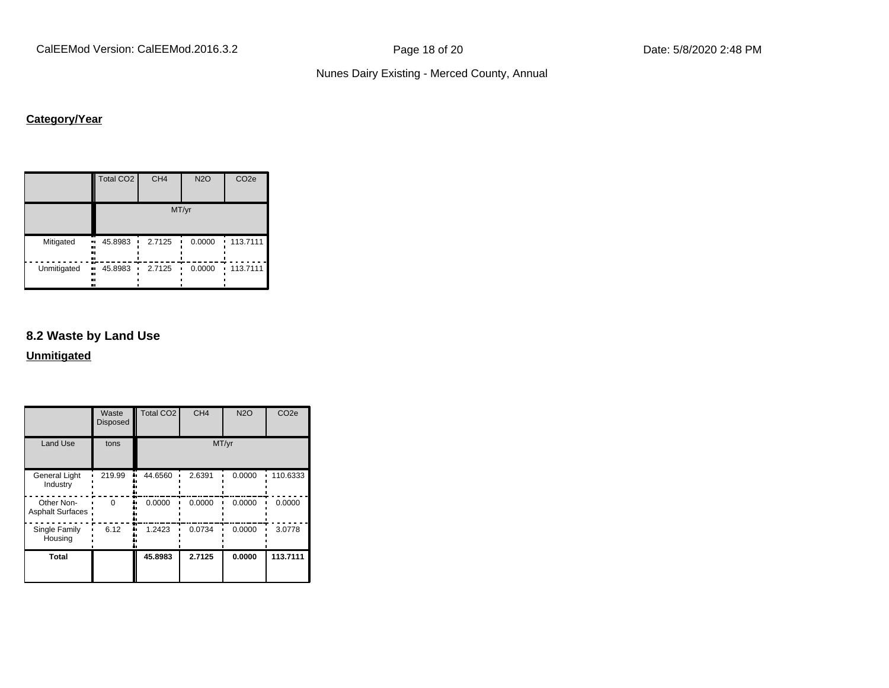**Category/Year**

| | Total CO2 | CH4 | N2O | CO2e |
|---|---|---|---|---|
| | MT/yr | | | |
| Mitigated | 45.8983 | 2.7125 | 0.0000 | 113.7111 |
| Unmitigated | 45.8983 | 2.7125 | 0.0000 | 113.7111 |

## 8.2 Waste by Land Use

**Unmitigated**

| | Waste Disposed | Total CO2 | CH4 | N2O | CO2e |
|---|---|---|---|---|---|
| Land Use | tons | MT/yr | | | |
| General Light Industry | 219.99 | 44.6560 | 2.6391 | 0.0000 | 110.6333 |
| Other Non-Asphalt Surfaces | 0 | 0.0000 | 0.0000 | 0.0000 | 0.0000 |
| Single Family Housing | 6.12 | 1.2423 | 0.0734 | 0.0000 | 3.0778 |
| **Total** | | **45.8983** | **2.7125** | **0.0000** | **113.7111** |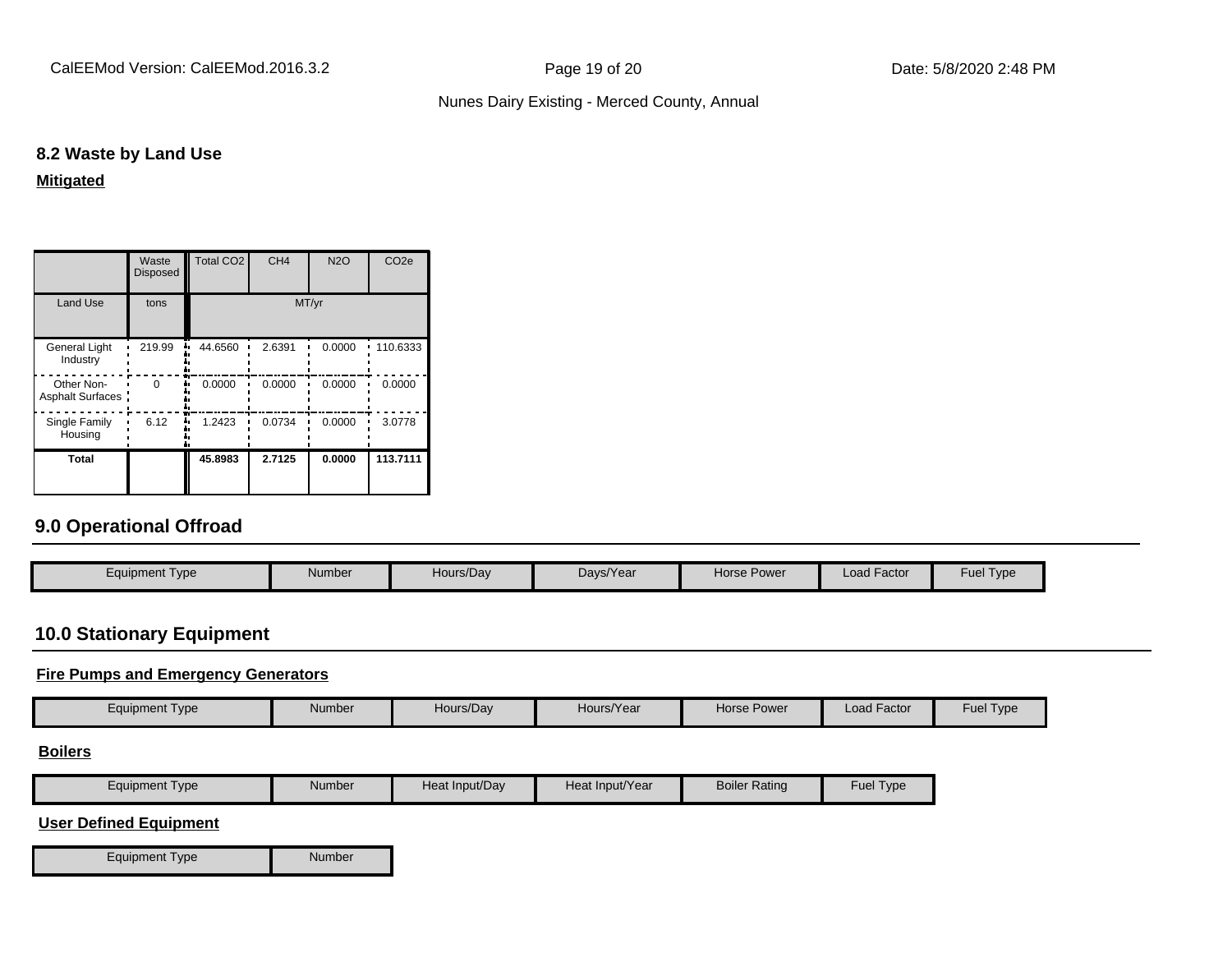### 8.2 Waste by Land Use

**Mitigated**

| | Waste Disposed | Total CO2 | CH4 | N2O | CO2e |
|---|---|---|---|---|---|
| Land Use | tons | MT/yr | | | |
| General Light Industry | 219.99 | 44.6560 | 2.6391 | 0.0000 | 110.6333 |
| Other Non-Asphalt Surfaces | 0 | 0.0000 | 0.0000 | 0.0000 | 0.0000 |
| Single Family Housing | 6.12 | 1.2423 | 0.0734 | 0.0000 | 3.0778 |
| **Total** | | **45.8983** | **2.7125** | **0.0000** | **113.7111** |

## 9.0 Operational Offroad

| Equipment Type | Number | Hours/Day | Days/Year | Horse Power | Load Factor | Fuel Type |
|---|---|---|---|---|---|---|

## 10.0 Stationary Equipment

**Fire Pumps and Emergency Generators**

| Equipment Type | Number | Hours/Day | Hours/Year | Horse Power | Load Factor | Fuel Type |
|---|---|---|---|---|---|---|

**Boilers**

| Equipment Type | Number | Heat Input/Day | Heat Input/Year | Boiler Rating | Fuel Type |
|---|---|---|---|---|---|

**User Defined Equipment**

| Equipment Type | Number |
|---|---|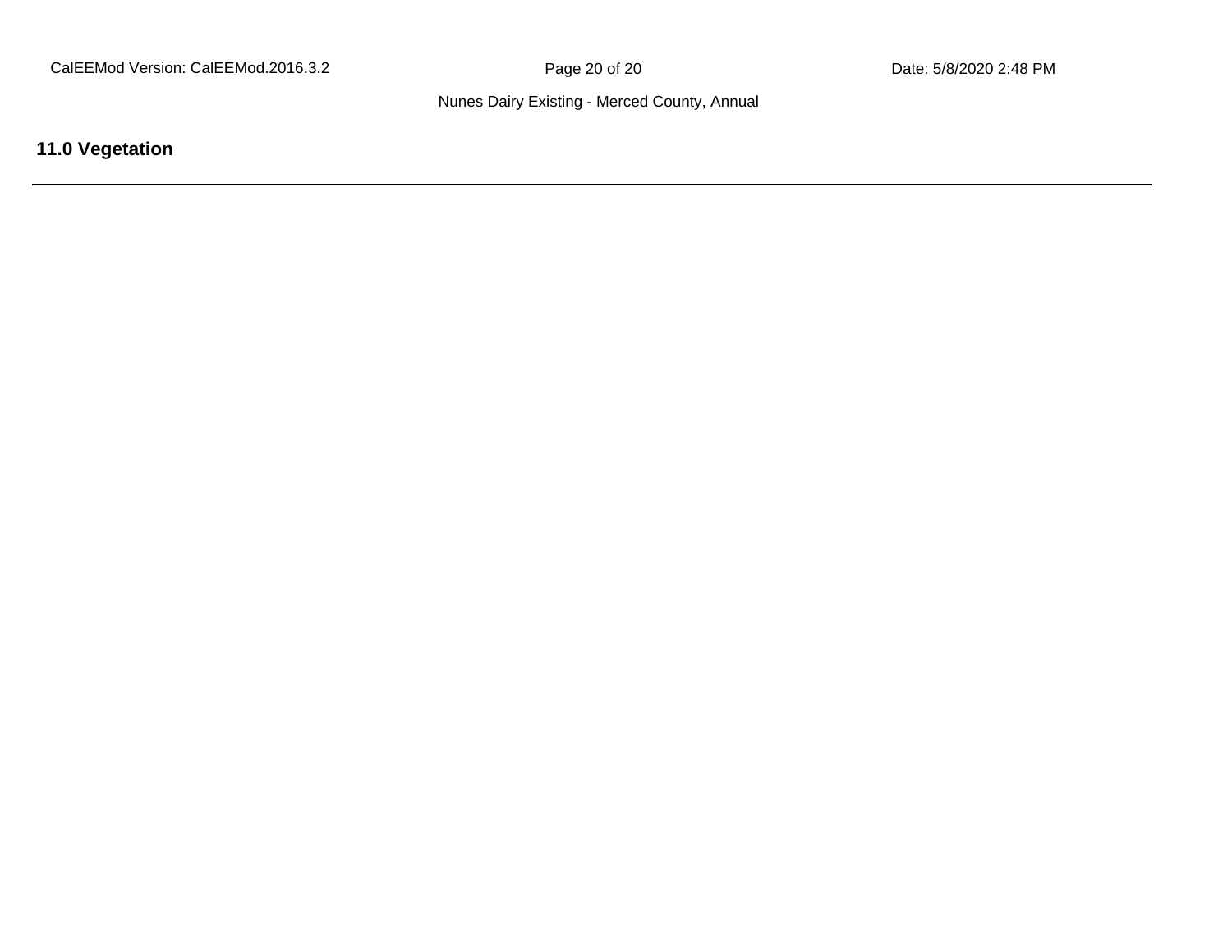## 11.0 Vegetation

---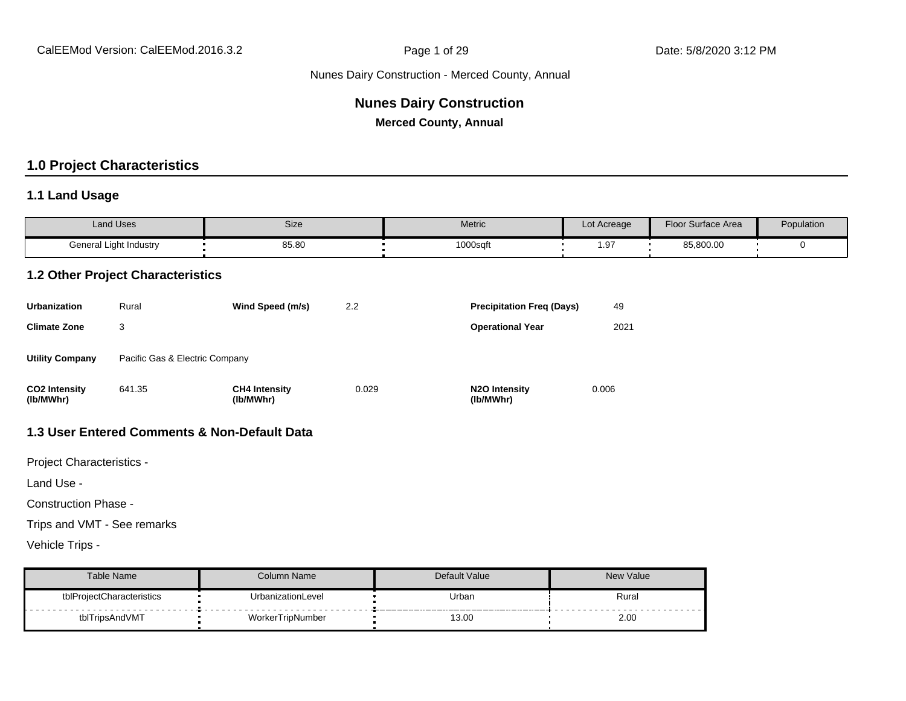# Nunes Dairy Construction

**Merced County, Annual**

## 1.0 Project Characteristics

### 1.1 Land Usage

| Land Uses | Size | Metric | Lot Acreage | Floor Surface Area | Population |
|---|---|---|---|---|---|
| General Light Industry | 85.80 | 1000sqft | 1.97 | 85,800.00 | 0 |

### 1.2 Other Project Characteristics

| | | | | | |
|---|---|---|---|---|---|
| **Urbanization** | Rural | **Wind Speed (m/s)** | 2.2 | **Precipitation Freq (Days)** | 49 |
| **Climate Zone** | 3 | | | **Operational Year** | 2021 |
| **Utility Company** | Pacific Gas & Electric Company | | | | |
| **CO2 Intensity (lb/MWhr)** | 641.35 | **CH4 Intensity (lb/MWhr)** | 0.029 | **N2O Intensity (lb/MWhr)** | 0.006 |

### 1.3 User Entered Comments & Non-Default Data

Project Characteristics -

Land Use -

Construction Phase -

Trips and VMT - See remarks

Vehicle Trips -

| Table Name | Column Name | Default Value | New Value |
|---|---|---|---|
| tblProjectCharacteristics | UrbanizationLevel | Urban | Rural |
| tblTripsAndVMT | WorkerTripNumber | 13.00 | 2.00 |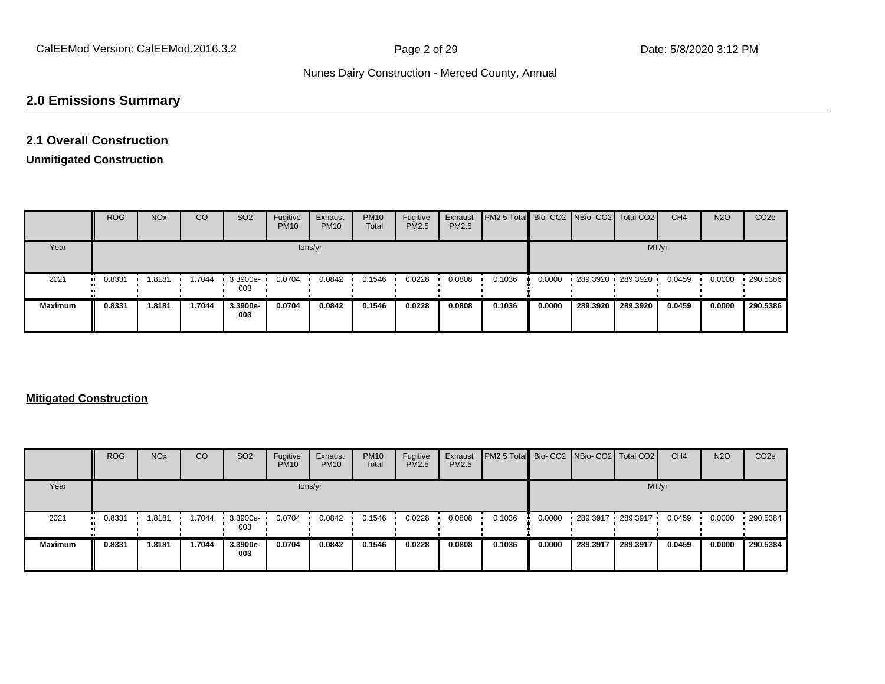## 2.0 Emissions Summary

### 2.1 Overall Construction

**Unmitigated Construction**

| | ROG | NOx | CO | SO2 | Fugitive PM10 | Exhaust PM10 | PM10 Total | Fugitive PM2.5 | Exhaust PM2.5 | PM2.5 Total | Bio- CO2 | NBio- CO2 | Total CO2 | CH4 | N2O | CO2e |
|---|---|---|---|---|---|---|---|---|---|---|---|---|---|---|---|---|
| Year | tons/yr | | | | | | | | | | MT/yr | | | | | |
| 2021 | 0.8331 | 1.8181 | 1.7044 | 3.3900e-003 | 0.0704 | 0.0842 | 0.1546 | 0.0228 | 0.0808 | 0.1036 | 0.0000 | 289.3920 | 289.3920 | 0.0459 | 0.0000 | 290.5386 |
| **Maximum** | **0.8331** | **1.8181** | **1.7044** | **3.3900e-003** | **0.0704** | **0.0842** | **0.1546** | **0.0228** | **0.0808** | **0.1036** | **0.0000** | **289.3920** | **289.3920** | **0.0459** | **0.0000** | **290.5386** |

**Mitigated Construction**

| | ROG | NOx | CO | SO2 | Fugitive PM10 | Exhaust PM10 | PM10 Total | Fugitive PM2.5 | Exhaust PM2.5 | PM2.5 Total | Bio- CO2 | NBio- CO2 | Total CO2 | CH4 | N2O | CO2e |
|---|---|---|---|---|---|---|---|---|---|---|---|---|---|---|---|---|
| Year | tons/yr | | | | | | | | | | MT/yr | | | | | |
| 2021 | 0.8331 | 1.8181 | 1.7044 | 3.3900e-003 | 0.0704 | 0.0842 | 0.1546 | 0.0228 | 0.0808 | 0.1036 | 0.0000 | 289.3917 | 289.3917 | 0.0459 | 0.0000 | 290.5384 |
| **Maximum** | **0.8331** | **1.8181** | **1.7044** | **3.3900e-003** | **0.0704** | **0.0842** | **0.1546** | **0.0228** | **0.0808** | **0.1036** | **0.0000** | **289.3917** | **289.3917** | **0.0459** | **0.0000** | **290.5384** |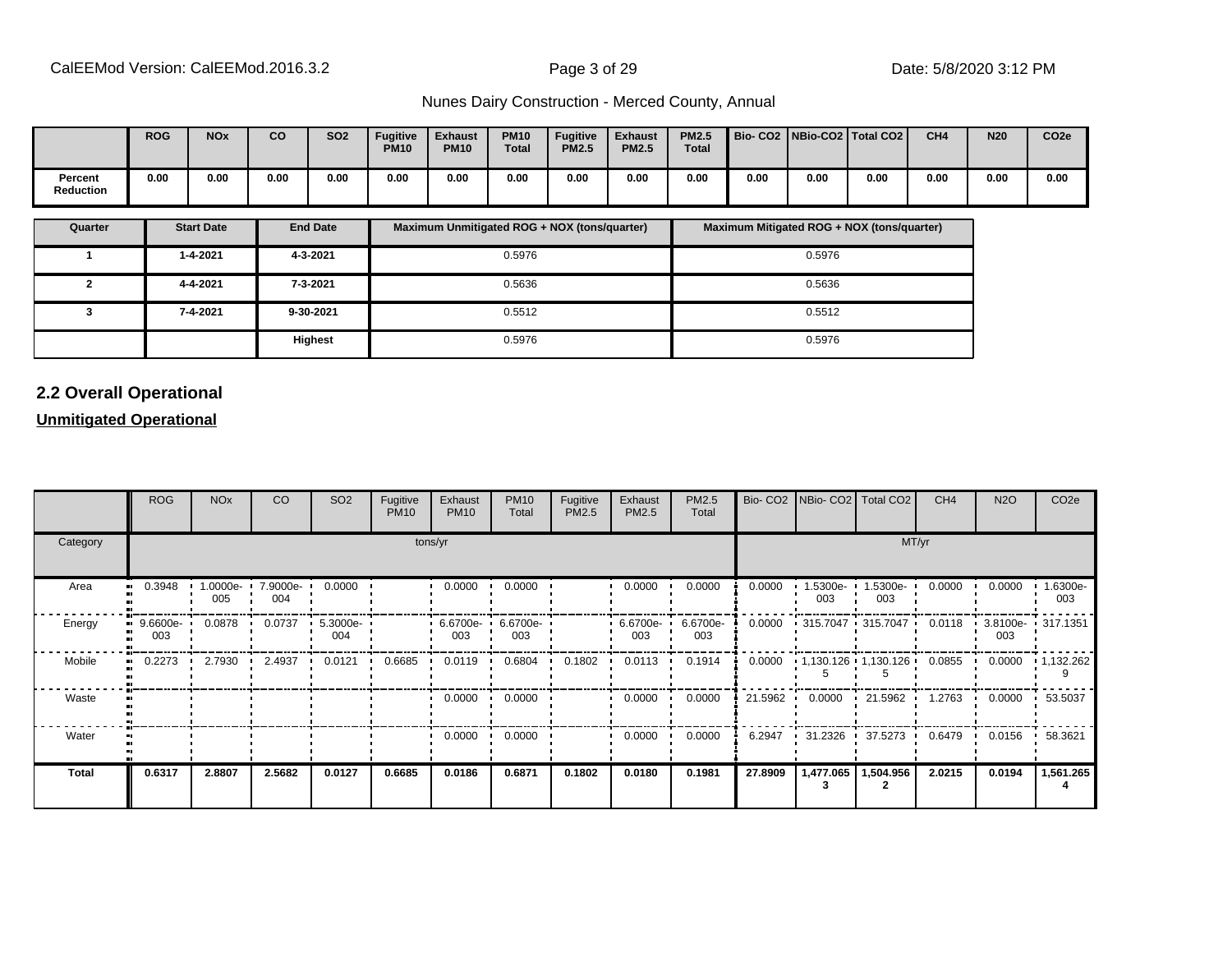| | ROG | NOx | CO | SO2 | Fugitive PM10 | Exhaust PM10 | PM10 Total | Fugitive PM2.5 | Exhaust PM2.5 | PM2.5 Total | Bio- CO2 | NBio-CO2 | Total CO2 | CH4 | N20 | CO2e |
|---|---|---|---|---|---|---|---|---|---|---|---|---|---|---|---|---|
| **Percent Reduction** | **0.00** | **0.00** | **0.00** | **0.00** | **0.00** | **0.00** | **0.00** | **0.00** | **0.00** | **0.00** | **0.00** | **0.00** | **0.00** | **0.00** | **0.00** | **0.00** |

| Quarter | Start Date | End Date | Maximum Unmitigated ROG + NOX (tons/quarter) | Maximum Mitigated ROG + NOX (tons/quarter) |
|---|---|---|---|---|
| 1 | 1-4-2021 | 4-3-2021 | 0.5976 | 0.5976 |
| 2 | 4-4-2021 | 7-3-2021 | 0.5636 | 0.5636 |
| 3 | 7-4-2021 | 9-30-2021 | 0.5512 | 0.5512 |
| | | **Highest** | 0.5976 | 0.5976 |

## 2.2 Overall Operational

**Unmitigated Operational**

| | ROG | NOx | CO | SO2 | Fugitive PM10 | Exhaust PM10 | PM10 Total | Fugitive PM2.5 | Exhaust PM2.5 | PM2.5 Total | Bio- CO2 | NBio- CO2 | Total CO2 | CH4 | N2O | CO2e |
|---|---|---|---|---|---|---|---|---|---|---|---|---|---|---|---|---|
| Category | tons/yr | | | | | | | | | | MT/yr | | | | | |
| Area | 0.3948 | 1.0000e-005 | 7.9000e-004 | 0.0000 | | 0.0000 | 0.0000 | | 0.0000 | 0.0000 | 0.0000 | 1.5300e-003 | 1.5300e-003 | 0.0000 | 0.0000 | 1.6300e-003 |
| Energy | 9.6600e-003 | 0.0878 | 0.0737 | 5.3000e-004 | | 6.6700e-003 | 6.6700e-003 | | 6.6700e-003 | 6.6700e-003 | 0.0000 | 315.7047 | 315.7047 | 0.0118 | 3.8100e-003 | 317.1351 |
| Mobile | 0.2273 | 2.7930 | 2.4937 | 0.0121 | 0.6685 | 0.0119 | 0.6804 | 0.1802 | 0.0113 | 0.1914 | 0.0000 | 1,130.1265 | 1,130.1265 | 0.0855 | 0.0000 | 1,132.2629 |
| Waste | | | | | | 0.0000 | 0.0000 | | 0.0000 | 0.0000 | 21.5962 | 0.0000 | 21.5962 | 1.2763 | 0.0000 | 53.5037 |
| Water | | | | | | 0.0000 | 0.0000 | | 0.0000 | 0.0000 | 6.2947 | 31.2326 | 37.5273 | 0.6479 | 0.0156 | 58.3621 |
| **Total** | **0.6317** | **2.8807** | **2.5682** | **0.0127** | **0.6685** | **0.0186** | **0.6871** | **0.1802** | **0.0180** | **0.1981** | **27.8909** | **1,477.0653** | **1,504.9562** | **2.0215** | **0.0194** | **1,561.2654** |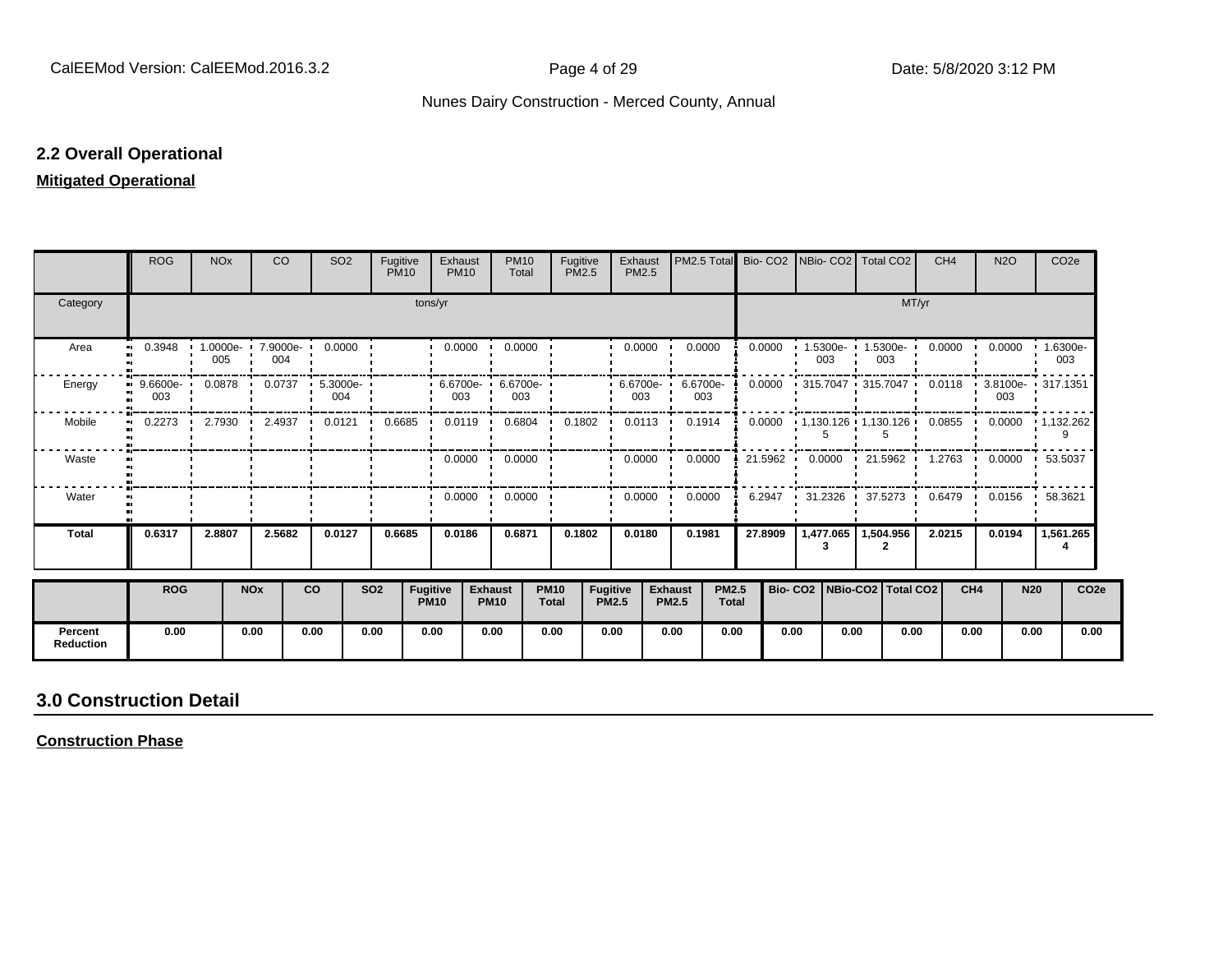## 2.2 Overall Operational

**Mitigated Operational**

| | ROG | NOx | CO | SO2 | Fugitive PM10 | Exhaust PM10 | PM10 Total | Fugitive PM2.5 | Exhaust PM2.5 | PM2.5 Total | Bio- CO2 | NBio- CO2 | Total CO2 | CH4 | N2O | CO2e |
|---|---|---|---|---|---|---|---|---|---|---|---|---|---|---|---|---|
| Category | tons/yr | | | | | | | | | | MT/yr | | | | | |
| Area | 0.3948 | 1.0000e-005 | 7.9000e-004 | 0.0000 | | 0.0000 | 0.0000 | | 0.0000 | 0.0000 | 0.0000 | 1.5300e-003 | 1.5300e-003 | 0.0000 | 0.0000 | 1.6300e-003 |
| Energy | 9.6600e-003 | 0.0878 | 0.0737 | 5.3000e-004 | | 6.6700e-003 | 6.6700e-003 | | 6.6700e-003 | 6.6700e-003 | 0.0000 | 315.7047 | 315.7047 | 0.0118 | 3.8100e-003 | 317.1351 |
| Mobile | 0.2273 | 2.7930 | 2.4937 | 0.0121 | 0.6685 | 0.0119 | 0.6804 | 0.1802 | 0.0113 | 0.1914 | 0.0000 | 1,130.1265 | 1,130.1265 | 0.0855 | 0.0000 | 1,132.2629 |
| Waste | | | | | | 0.0000 | 0.0000 | | 0.0000 | 0.0000 | 21.5962 | 0.0000 | 21.5962 | 1.2763 | 0.0000 | 53.5037 |
| Water | | | | | | 0.0000 | 0.0000 | | 0.0000 | 0.0000 | 6.2947 | 31.2326 | 37.5273 | 0.6479 | 0.0156 | 58.3621 |
| **Total** | **0.6317** | **2.8807** | **2.5682** | **0.0127** | **0.6685** | **0.0186** | **0.6871** | **0.1802** | **0.0180** | **0.1981** | **27.8909** | **1,477.0653** | **1,504.9562** | **2.0215** | **0.0194** | **1,561.2654** |

| | ROG | NOx | CO | SO2 | Fugitive PM10 | Exhaust PM10 | PM10 Total | Fugitive PM2.5 | Exhaust PM2.5 | PM2.5 Total | Bio- CO2 | NBio-CO2 | Total CO2 | CH4 | N20 | CO2e |
|---|---|---|---|---|---|---|---|---|---|---|---|---|---|---|---|---|
| **Percent Reduction** | 0.00 | 0.00 | 0.00 | 0.00 | 0.00 | 0.00 | 0.00 | 0.00 | 0.00 | 0.00 | 0.00 | 0.00 | 0.00 | 0.00 | 0.00 | 0.00 |

## 3.0 Construction Detail

**Construction Phase**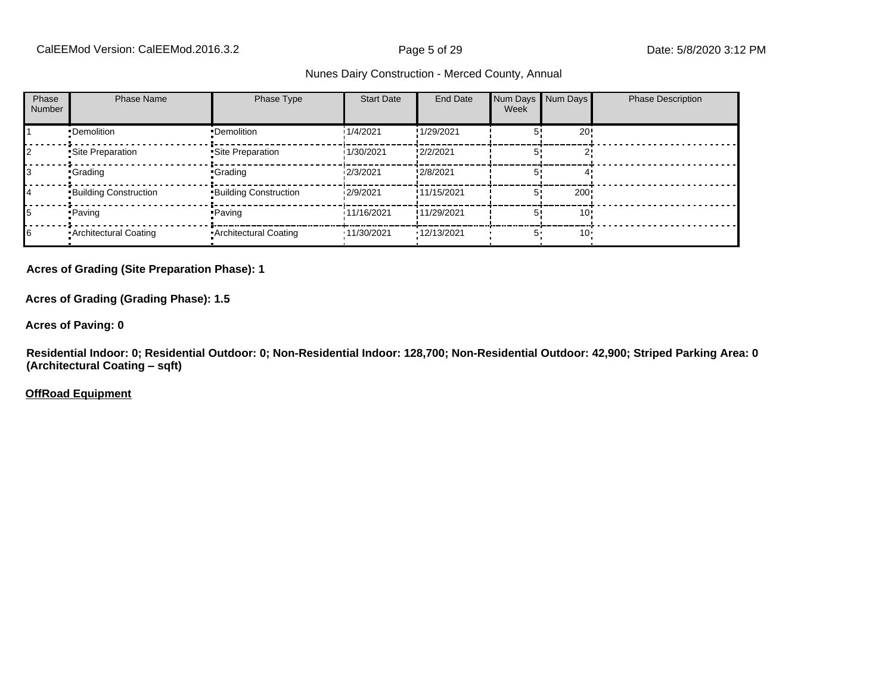| Phase Number | Phase Name | Phase Type | Start Date | End Date | Num Days Week | Num Days | Phase Description |
|---|---|---|---|---|---|---|---|
| 1 | Demolition | Demolition | 1/4/2021 | 1/29/2021 | 5 | 20 | |
| 2 | Site Preparation | Site Preparation | 1/30/2021 | 2/2/2021 | 5 | 2 | |
| 3 | Grading | Grading | 2/3/2021 | 2/8/2021 | 5 | 4 | |
| 4 | Building Construction | Building Construction | 2/9/2021 | 11/15/2021 | 5 | 200 | |
| 5 | Paving | Paving | 11/16/2021 | 11/29/2021 | 5 | 10 | |
| 6 | Architectural Coating | Architectural Coating | 11/30/2021 | 12/13/2021 | 5 | 10 | |

**Acres of Grading (Site Preparation Phase): 1**

**Acres of Grading (Grading Phase): 1.5**

**Acres of Paving: 0**

**Residential Indoor: 0; Residential Outdoor: 0; Non-Residential Indoor: 128,700; Non-Residential Outdoor: 42,900; Striped Parking Area: 0 (Architectural Coating – sqft)**

**OffRoad Equipment**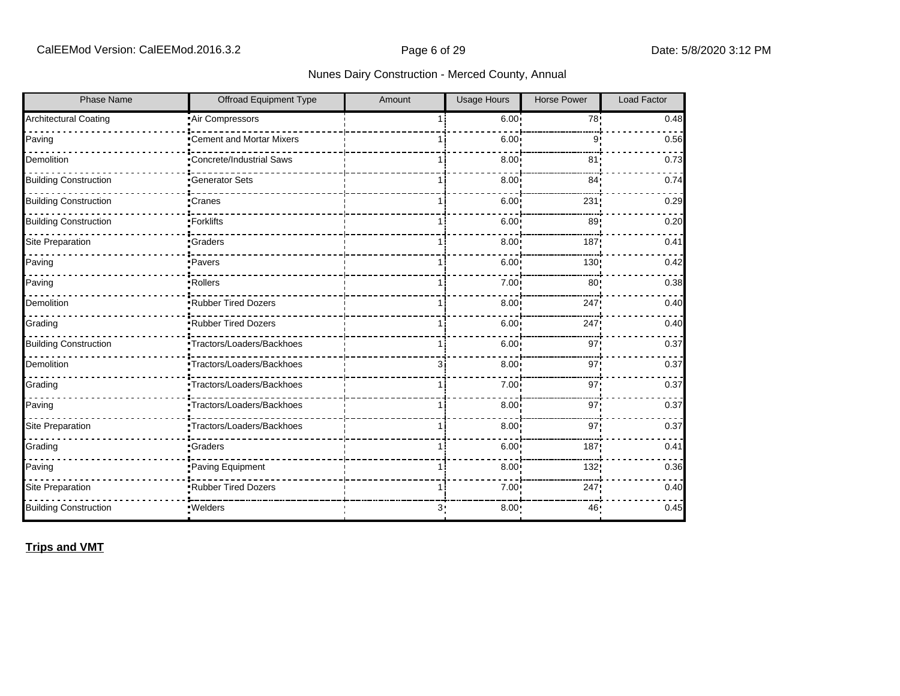| Phase Name | Offroad Equipment Type | Amount | Usage Hours | Horse Power | Load Factor |
|---|---|---|---|---|---|
| Architectural Coating | Air Compressors | 1 | 6.00 | 78 | 0.48 |
| Paving | Cement and Mortar Mixers | 1 | 6.00 | 9 | 0.56 |
| Demolition | Concrete/Industrial Saws | 1 | 8.00 | 81 | 0.73 |
| Building Construction | Generator Sets | 1 | 8.00 | 84 | 0.74 |
| Building Construction | Cranes | 1 | 6.00 | 231 | 0.29 |
| Building Construction | Forklifts | 1 | 6.00 | 89 | 0.20 |
| Site Preparation | Graders | 1 | 8.00 | 187 | 0.41 |
| Paving | Pavers | 1 | 6.00 | 130 | 0.42 |
| Paving | Rollers | 1 | 7.00 | 80 | 0.38 |
| Demolition | Rubber Tired Dozers | 1 | 8.00 | 247 | 0.40 |
| Grading | Rubber Tired Dozers | 1 | 6.00 | 247 | 0.40 |
| Building Construction | Tractors/Loaders/Backhoes | 1 | 6.00 | 97 | 0.37 |
| Demolition | Tractors/Loaders/Backhoes | 3 | 8.00 | 97 | 0.37 |
| Grading | Tractors/Loaders/Backhoes | 1 | 7.00 | 97 | 0.37 |
| Paving | Tractors/Loaders/Backhoes | 1 | 8.00 | 97 | 0.37 |
| Site Preparation | Tractors/Loaders/Backhoes | 1 | 8.00 | 97 | 0.37 |
| Grading | Graders | 1 | 6.00 | 187 | 0.41 |
| Paving | Paving Equipment | 1 | 8.00 | 132 | 0.36 |
| Site Preparation | Rubber Tired Dozers | 1 | 7.00 | 247 | 0.40 |
| Building Construction | Welders | 3 | 8.00 | 46 | 0.45 |

**Trips and VMT**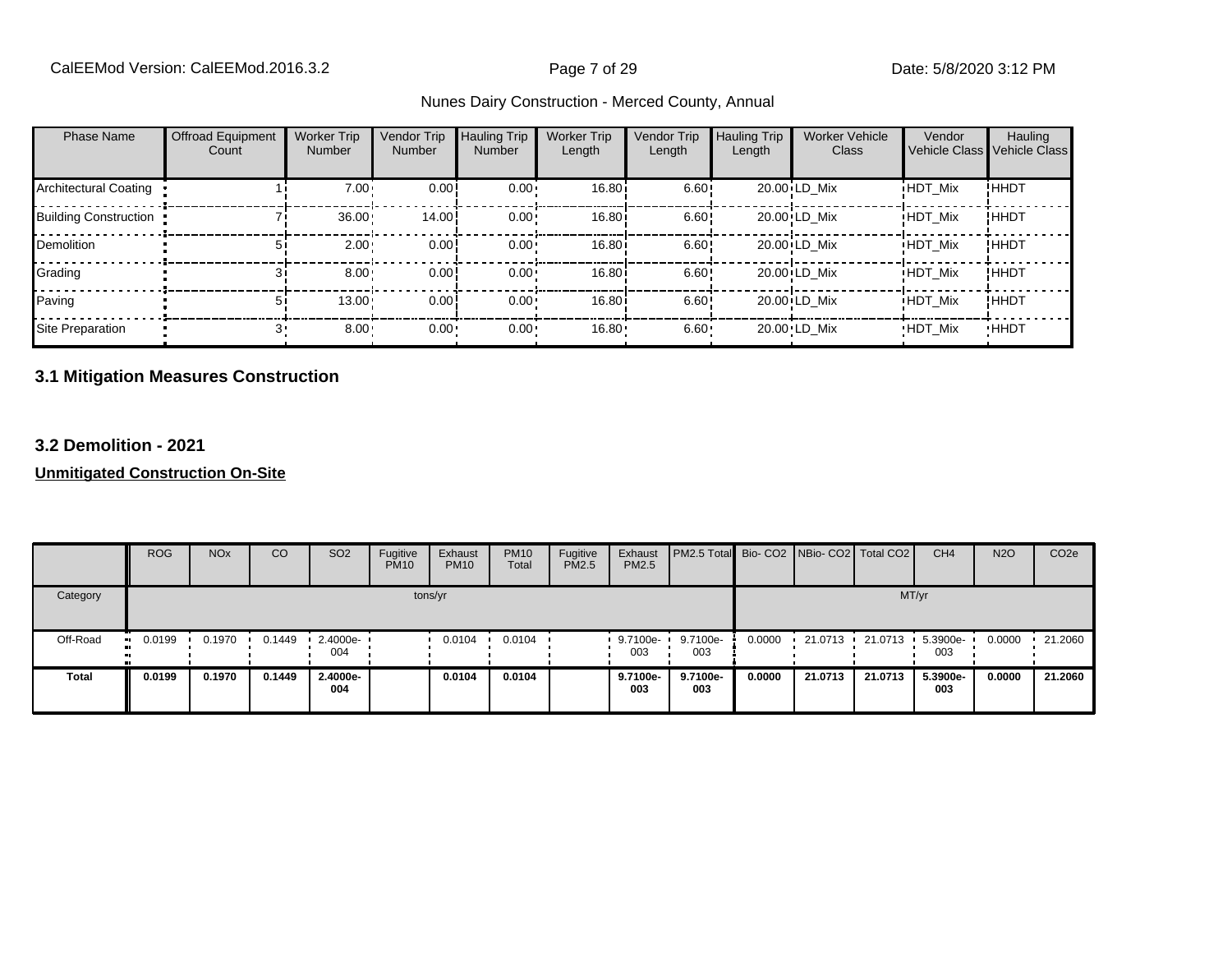| Phase Name | Offroad Equipment Count | Worker Trip Number | Vendor Trip Number | Hauling Trip Number | Worker Trip Length | Vendor Trip Length | Hauling Trip Length | Worker Vehicle Class | Vendor Vehicle Class | Hauling Vehicle Class |
|---|---|---|---|---|---|---|---|---|---|---|
| Architectural Coating | 1 | 7.00 | 0.00 | 0.00 | 16.80 | 6.60 | 20.00 | LD_Mix | HDT_Mix | HHDT |
| Building Construction | 7 | 36.00 | 14.00 | 0.00 | 16.80 | 6.60 | 20.00 | LD_Mix | HDT_Mix | HHDT |
| Demolition | 5 | 2.00 | 0.00 | 0.00 | 16.80 | 6.60 | 20.00 | LD_Mix | HDT_Mix | HHDT |
| Grading | 3 | 8.00 | 0.00 | 0.00 | 16.80 | 6.60 | 20.00 | LD_Mix | HDT_Mix | HHDT |
| Paving | 5 | 13.00 | 0.00 | 0.00 | 16.80 | 6.60 | 20.00 | LD_Mix | HDT_Mix | HHDT |
| Site Preparation | 3 | 8.00 | 0.00 | 0.00 | 16.80 | 6.60 | 20.00 | LD_Mix | HDT_Mix | HHDT |

### 3.1 Mitigation Measures Construction

### 3.2 Demolition - 2021

**Unmitigated Construction On-Site**

| | ROG | NOx | CO | SO2 | Fugitive PM10 | Exhaust PM10 | PM10 Total | Fugitive PM2.5 | Exhaust PM2.5 | PM2.5 Total | Bio- CO2 | NBio- CO2 | Total CO2 | CH4 | N2O | CO2e |
|---|---|---|---|---|---|---|---|---|---|---|---|---|---|---|---|---|
| Category | tons/yr | | | | | | | | | | MT/yr | | | | | |
| Off-Road | 0.0199 | 0.1970 | 0.1449 | 2.4000e-004 | | 0.0104 | 0.0104 | | 9.7100e-003 | 9.7100e-003 | 0.0000 | 21.0713 | 21.0713 | 5.3900e-003 | 0.0000 | 21.2060 |
| **Total** | **0.0199** | **0.1970** | **0.1449** | **2.4000e-004** | | **0.0104** | **0.0104** | | **9.7100e-003** | **9.7100e-003** | **0.0000** | **21.0713** | **21.0713** | **5.3900e-003** | **0.0000** | **21.2060** |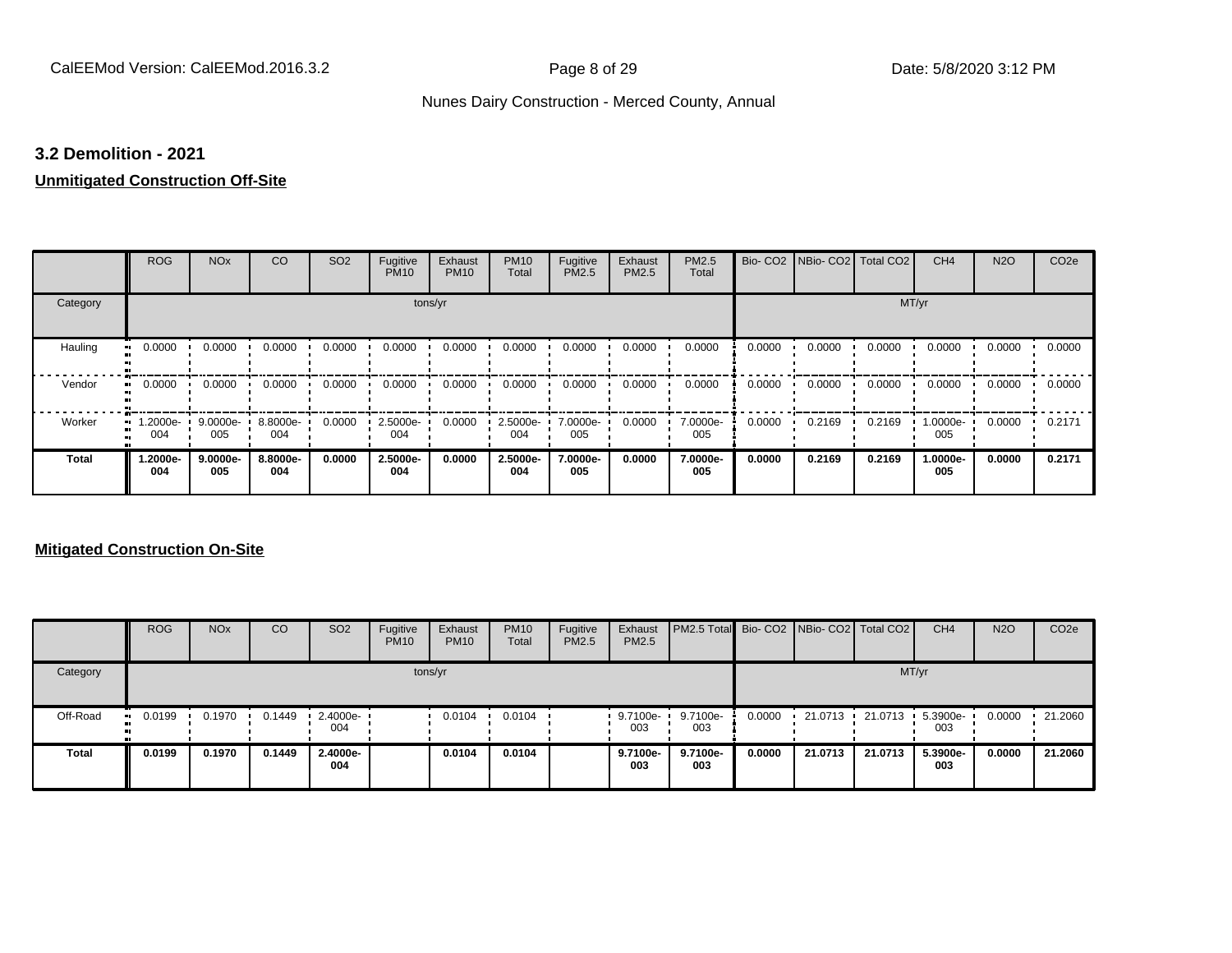## 3.2 Demolition - 2021

**Unmitigated Construction Off-Site**

| | ROG | NOx | CO | SO2 | Fugitive PM10 | Exhaust PM10 | PM10 Total | Fugitive PM2.5 | Exhaust PM2.5 | PM2.5 Total | Bio- CO2 | NBio- CO2 | Total CO2 | CH4 | N2O | CO2e |
|---|---|---|---|---|---|---|---|---|---|---|---|---|---|---|---|---|
| Category | tons/yr | | | | | | | | | | MT/yr | | | | | |
| Hauling | 0.0000 | 0.0000 | 0.0000 | 0.0000 | 0.0000 | 0.0000 | 0.0000 | 0.0000 | 0.0000 | 0.0000 | 0.0000 | 0.0000 | 0.0000 | 0.0000 | 0.0000 | 0.0000 |
| Vendor | 0.0000 | 0.0000 | 0.0000 | 0.0000 | 0.0000 | 0.0000 | 0.0000 | 0.0000 | 0.0000 | 0.0000 | 0.0000 | 0.0000 | 0.0000 | 0.0000 | 0.0000 | 0.0000 |
| Worker | 1.2000e-004 | 9.0000e-005 | 8.8000e-004 | 0.0000 | 2.5000e-004 | 0.0000 | 2.5000e-004 | 7.0000e-005 | 0.0000 | 7.0000e-005 | 0.0000 | 0.2169 | 0.2169 | 1.0000e-005 | 0.0000 | 0.2171 |
| **Total** | **1.2000e-004** | **9.0000e-005** | **8.8000e-004** | **0.0000** | **2.5000e-004** | **0.0000** | **2.5000e-004** | **7.0000e-005** | **0.0000** | **7.0000e-005** | **0.0000** | **0.2169** | **0.2169** | **1.0000e-005** | **0.0000** | **0.2171** |

**Mitigated Construction On-Site**

| | ROG | NOx | CO | SO2 | Fugitive PM10 | Exhaust PM10 | PM10 Total | Fugitive PM2.5 | Exhaust PM2.5 | PM2.5 Total | Bio- CO2 | NBio- CO2 | Total CO2 | CH4 | N2O | CO2e |
|---|---|---|---|---|---|---|---|---|---|---|---|---|---|---|---|---|
| Category | tons/yr | | | | | | | | | | MT/yr | | | | | |
| Off-Road | 0.0199 | 0.1970 | 0.1449 | 2.4000e-004 | | 0.0104 | 0.0104 | | 9.7100e-003 | 9.7100e-003 | 0.0000 | 21.0713 | 21.0713 | 5.3900e-003 | 0.0000 | 21.2060 |
| **Total** | **0.0199** | **0.1970** | **0.1449** | **2.4000e-004** | | **0.0104** | **0.0104** | | **9.7100e-003** | **9.7100e-003** | **0.0000** | **21.0713** | **21.0713** | **5.3900e-003** | **0.0000** | **21.2060** |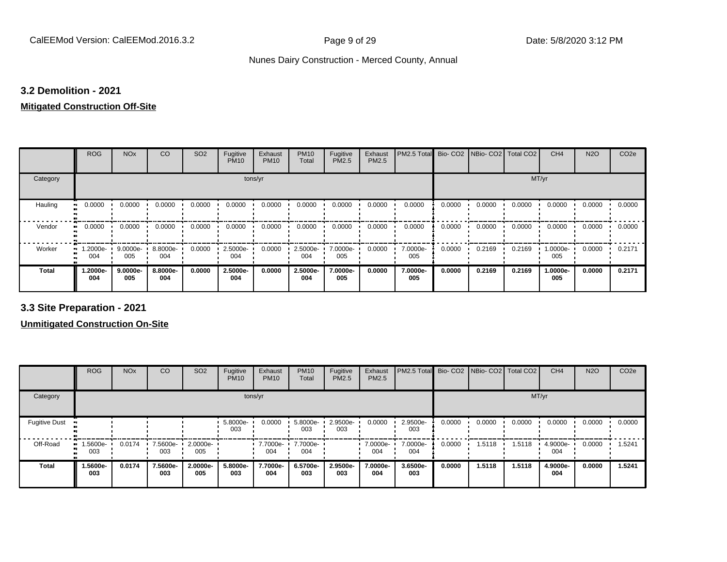## 3.2 Demolition - 2021

**Mitigated Construction Off-Site**

| | ROG | NOx | CO | SO2 | Fugitive PM10 | Exhaust PM10 | PM10 Total | Fugitive PM2.5 | Exhaust PM2.5 | PM2.5 Total | Bio- CO2 | NBio- CO2 | Total CO2 | CH4 | N2O | CO2e |
|---|---|---|---|---|---|---|---|---|---|---|---|---|---|---|---|---|
| Category | tons/yr | | | | | | | | | | MT/yr | | | | | |
| Hauling | 0.0000 | 0.0000 | 0.0000 | 0.0000 | 0.0000 | 0.0000 | 0.0000 | 0.0000 | 0.0000 | 0.0000 | 0.0000 | 0.0000 | 0.0000 | 0.0000 | 0.0000 | 0.0000 |
| Vendor | 0.0000 | 0.0000 | 0.0000 | 0.0000 | 0.0000 | 0.0000 | 0.0000 | 0.0000 | 0.0000 | 0.0000 | 0.0000 | 0.0000 | 0.0000 | 0.0000 | 0.0000 | 0.0000 |
| Worker | 1.2000e-004 | 9.0000e-005 | 8.8000e-004 | 0.0000 | 2.5000e-004 | 0.0000 | 2.5000e-004 | 7.0000e-005 | 0.0000 | 7.0000e-005 | 0.0000 | 0.2169 | 0.2169 | 1.0000e-005 | 0.0000 | 0.2171 |
| **Total** | **1.2000e-004** | **9.0000e-005** | **8.8000e-004** | **0.0000** | **2.5000e-004** | **0.0000** | **2.5000e-004** | **7.0000e-005** | **0.0000** | **7.0000e-005** | **0.0000** | **0.2169** | **0.2169** | **1.0000e-005** | **0.0000** | **0.2171** |

## 3.3 Site Preparation - 2021

**Unmitigated Construction On-Site**

| | ROG | NOx | CO | SO2 | Fugitive PM10 | Exhaust PM10 | PM10 Total | Fugitive PM2.5 | Exhaust PM2.5 | PM2.5 Total | Bio- CO2 | NBio- CO2 | Total CO2 | CH4 | N2O | CO2e |
|---|---|---|---|---|---|---|---|---|---|---|---|---|---|---|---|---|
| Category | tons/yr | | | | | | | | | | MT/yr | | | | | |
| Fugitive Dust | | | | | 5.8000e-003 | 0.0000 | 5.8000e-003 | 2.9500e-003 | 0.0000 | 2.9500e-003 | 0.0000 | 0.0000 | 0.0000 | 0.0000 | 0.0000 | 0.0000 |
| Off-Road | 1.5600e-003 | 0.0174 | 7.5600e-003 | 2.0000e-005 | | 7.7000e-004 | 7.7000e-004 | | 7.0000e-004 | 7.0000e-004 | 0.0000 | 1.5118 | 1.5118 | 4.9000e-004 | 0.0000 | 1.5241 |
| **Total** | **1.5600e-003** | **0.0174** | **7.5600e-003** | **2.0000e-005** | **5.8000e-003** | **7.7000e-004** | **6.5700e-003** | **2.9500e-003** | **7.0000e-004** | **3.6500e-003** | **0.0000** | **1.5118** | **1.5118** | **4.9000e-004** | **0.0000** | **1.5241** |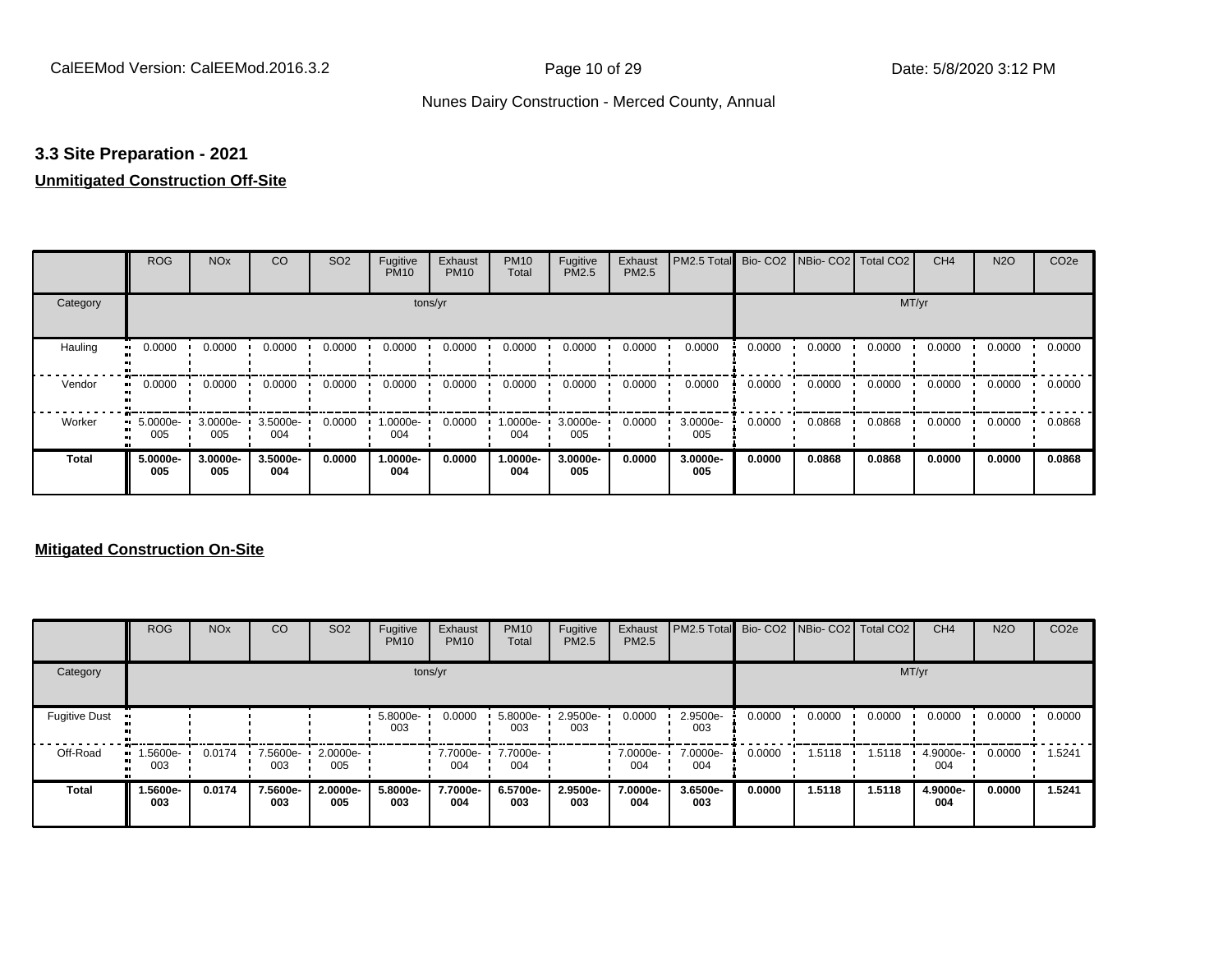### 3.3 Site Preparation - 2021

**Unmitigated Construction Off-Site**

| | ROG | NOx | CO | SO2 | Fugitive PM10 | Exhaust PM10 | PM10 Total | Fugitive PM2.5 | Exhaust PM2.5 | PM2.5 Total | Bio- CO2 | NBio- CO2 | Total CO2 | CH4 | N2O | CO2e |
|---|---|---|---|---|---|---|---|---|---|---|---|---|---|---|---|---|
| Category | tons/yr | | | | | | | | | | MT/yr | | | | | |
| Hauling | 0.0000 | 0.0000 | 0.0000 | 0.0000 | 0.0000 | 0.0000 | 0.0000 | 0.0000 | 0.0000 | 0.0000 | 0.0000 | 0.0000 | 0.0000 | 0.0000 | 0.0000 | 0.0000 |
| Vendor | 0.0000 | 0.0000 | 0.0000 | 0.0000 | 0.0000 | 0.0000 | 0.0000 | 0.0000 | 0.0000 | 0.0000 | 0.0000 | 0.0000 | 0.0000 | 0.0000 | 0.0000 | 0.0000 |
| Worker | 5.0000e-005 | 3.0000e-005 | 3.5000e-004 | 0.0000 | 1.0000e-004 | 0.0000 | 1.0000e-004 | 3.0000e-005 | 0.0000 | 3.0000e-005 | 0.0000 | 0.0868 | 0.0868 | 0.0000 | 0.0000 | 0.0868 |
| **Total** | **5.0000e-005** | **3.0000e-005** | **3.5000e-004** | **0.0000** | **1.0000e-004** | **0.0000** | **1.0000e-004** | **3.0000e-005** | **0.0000** | **3.0000e-005** | **0.0000** | **0.0868** | **0.0868** | **0.0000** | **0.0000** | **0.0868** |

**Mitigated Construction On-Site**

| | ROG | NOx | CO | SO2 | Fugitive PM10 | Exhaust PM10 | PM10 Total | Fugitive PM2.5 | Exhaust PM2.5 | PM2.5 Total | Bio- CO2 | NBio- CO2 | Total CO2 | CH4 | N2O | CO2e |
|---|---|---|---|---|---|---|---|---|---|---|---|---|---|---|---|---|
| Category | tons/yr | | | | | | | | | | MT/yr | | | | | |
| Fugitive Dust | | | | | 5.8000e-003 | 0.0000 | 5.8000e-003 | 2.9500e-003 | 0.0000 | 2.9500e-003 | 0.0000 | 0.0000 | 0.0000 | 0.0000 | 0.0000 | 0.0000 |
| Off-Road | 1.5600e-003 | 0.0174 | 7.5600e-003 | 2.0000e-005 | | 7.7000e-004 | 7.7000e-004 | | 7.0000e-004 | 7.0000e-004 | 0.0000 | 1.5118 | 1.5118 | 4.9000e-004 | 0.0000 | 1.5241 |
| **Total** | **1.5600e-003** | **0.0174** | **7.5600e-003** | **2.0000e-005** | **5.8000e-003** | **7.7000e-004** | **6.5700e-003** | **2.9500e-003** | **7.0000e-004** | **3.6500e-003** | **0.0000** | **1.5118** | **1.5118** | **4.9000e-004** | **0.0000** | **1.5241** |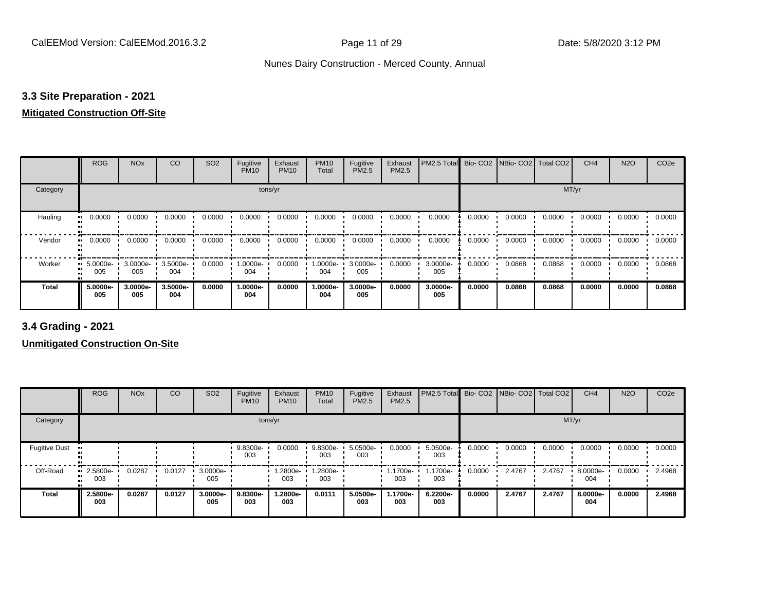### 3.3 Site Preparation - 2021

**Mitigated Construction Off-Site**

| | ROG | NOx | CO | SO2 | Fugitive PM10 | Exhaust PM10 | PM10 Total | Fugitive PM2.5 | Exhaust PM2.5 | PM2.5 Total | Bio- CO2 | NBio- CO2 | Total CO2 | CH4 | N2O | CO2e |
|---|---|---|---|---|---|---|---|---|---|---|---|---|---|---|---|---|
| Category | tons/yr | | | | | | | | | | MT/yr | | | | | |
| Hauling | 0.0000 | 0.0000 | 0.0000 | 0.0000 | 0.0000 | 0.0000 | 0.0000 | 0.0000 | 0.0000 | 0.0000 | 0.0000 | 0.0000 | 0.0000 | 0.0000 | 0.0000 | 0.0000 |
| Vendor | 0.0000 | 0.0000 | 0.0000 | 0.0000 | 0.0000 | 0.0000 | 0.0000 | 0.0000 | 0.0000 | 0.0000 | 0.0000 | 0.0000 | 0.0000 | 0.0000 | 0.0000 | 0.0000 |
| Worker | 5.0000e-005 | 3.0000e-005 | 3.5000e-004 | 0.0000 | 1.0000e-004 | 0.0000 | 1.0000e-004 | 3.0000e-005 | 0.0000 | 3.0000e-005 | 0.0000 | 0.0868 | 0.0868 | 0.0000 | 0.0000 | 0.0868 |
| **Total** | **5.0000e-005** | **3.0000e-005** | **3.5000e-004** | **0.0000** | **1.0000e-004** | **0.0000** | **1.0000e-004** | **3.0000e-005** | **0.0000** | **3.0000e-005** | **0.0000** | **0.0868** | **0.0868** | **0.0000** | **0.0000** | **0.0868** |

### 3.4 Grading - 2021

**Unmitigated Construction On-Site**

| | ROG | NOx | CO | SO2 | Fugitive PM10 | Exhaust PM10 | PM10 Total | Fugitive PM2.5 | Exhaust PM2.5 | PM2.5 Total | Bio- CO2 | NBio- CO2 | Total CO2 | CH4 | N2O | CO2e |
|---|---|---|---|---|---|---|---|---|---|---|---|---|---|---|---|---|
| Category | tons/yr | | | | | | | | | | MT/yr | | | | | |
| Fugitive Dust | | | | | 9.8300e-003 | 0.0000 | 9.8300e-003 | 5.0500e-003 | 0.0000 | 5.0500e-003 | 0.0000 | 0.0000 | 0.0000 | 0.0000 | 0.0000 | 0.0000 |
| Off-Road | 2.5800e-003 | 0.0287 | 0.0127 | 3.0000e-005 | | 1.2800e-003 | 1.2800e-003 | | 1.1700e-003 | 1.1700e-003 | 0.0000 | 2.4767 | 2.4767 | 8.0000e-004 | 0.0000 | 2.4968 |
| **Total** | **2.5800e-003** | **0.0287** | **0.0127** | **3.0000e-005** | **9.8300e-003** | **1.2800e-003** | **0.0111** | **5.0500e-003** | **1.1700e-003** | **6.2200e-003** | **0.0000** | **2.4767** | **2.4767** | **8.0000e-004** | **0.0000** | **2.4968** |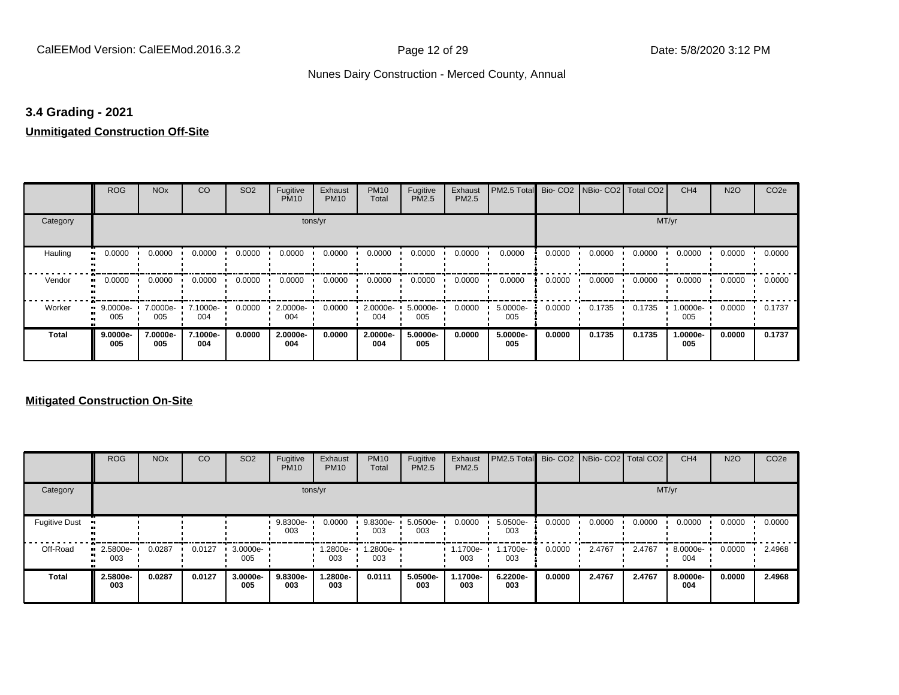## 3.4 Grading - 2021

**Unmitigated Construction Off-Site**

| | ROG | NOx | CO | SO2 | Fugitive PM10 | Exhaust PM10 | PM10 Total | Fugitive PM2.5 | Exhaust PM2.5 | PM2.5 Total | Bio- CO2 | NBio- CO2 | Total CO2 | CH4 | N2O | CO2e |
|---|---|---|---|---|---|---|---|---|---|---|---|---|---|---|---|---|
| Category | tons/yr | | | | | | | | | | MT/yr | | | | | |
| Hauling | 0.0000 | 0.0000 | 0.0000 | 0.0000 | 0.0000 | 0.0000 | 0.0000 | 0.0000 | 0.0000 | 0.0000 | 0.0000 | 0.0000 | 0.0000 | 0.0000 | 0.0000 | 0.0000 |
| Vendor | 0.0000 | 0.0000 | 0.0000 | 0.0000 | 0.0000 | 0.0000 | 0.0000 | 0.0000 | 0.0000 | 0.0000 | 0.0000 | 0.0000 | 0.0000 | 0.0000 | 0.0000 | 0.0000 |
| Worker | 9.0000e-005 | 7.0000e-005 | 7.1000e-004 | 0.0000 | 2.0000e-004 | 0.0000 | 2.0000e-004 | 5.0000e-005 | 0.0000 | 5.0000e-005 | 0.0000 | 0.1735 | 0.1735 | 1.0000e-005 | 0.0000 | 0.1737 |
| **Total** | **9.0000e-005** | **7.0000e-005** | **7.1000e-004** | **0.0000** | **2.0000e-004** | **0.0000** | **2.0000e-004** | **5.0000e-005** | **0.0000** | **5.0000e-005** | **0.0000** | **0.1735** | **0.1735** | **1.0000e-005** | **0.0000** | **0.1737** |

**Mitigated Construction On-Site**

| | ROG | NOx | CO | SO2 | Fugitive PM10 | Exhaust PM10 | PM10 Total | Fugitive PM2.5 | Exhaust PM2.5 | PM2.5 Total | Bio- CO2 | NBio- CO2 | Total CO2 | CH4 | N2O | CO2e |
|---|---|---|---|---|---|---|---|---|---|---|---|---|---|---|---|---|
| Category | tons/yr | | | | | | | | | | MT/yr | | | | | |
| Fugitive Dust | | | | | 9.8300e-003 | 0.0000 | 9.8300e-003 | 5.0500e-003 | 0.0000 | 5.0500e-003 | 0.0000 | 0.0000 | 0.0000 | 0.0000 | 0.0000 | 0.0000 |
| Off-Road | 2.5800e-003 | 0.0287 | 0.0127 | 3.0000e-005 | | 1.2800e-003 | 1.2800e-003 | | 1.1700e-003 | 1.1700e-003 | 0.0000 | 2.4767 | 2.4767 | 8.0000e-004 | 0.0000 | 2.4968 |
| **Total** | **2.5800e-003** | **0.0287** | **0.0127** | **3.0000e-005** | **9.8300e-003** | **1.2800e-003** | **0.0111** | **5.0500e-003** | **1.1700e-003** | **6.2200e-003** | **0.0000** | **2.4767** | **2.4767** | **8.0000e-004** | **0.0000** | **2.4968** |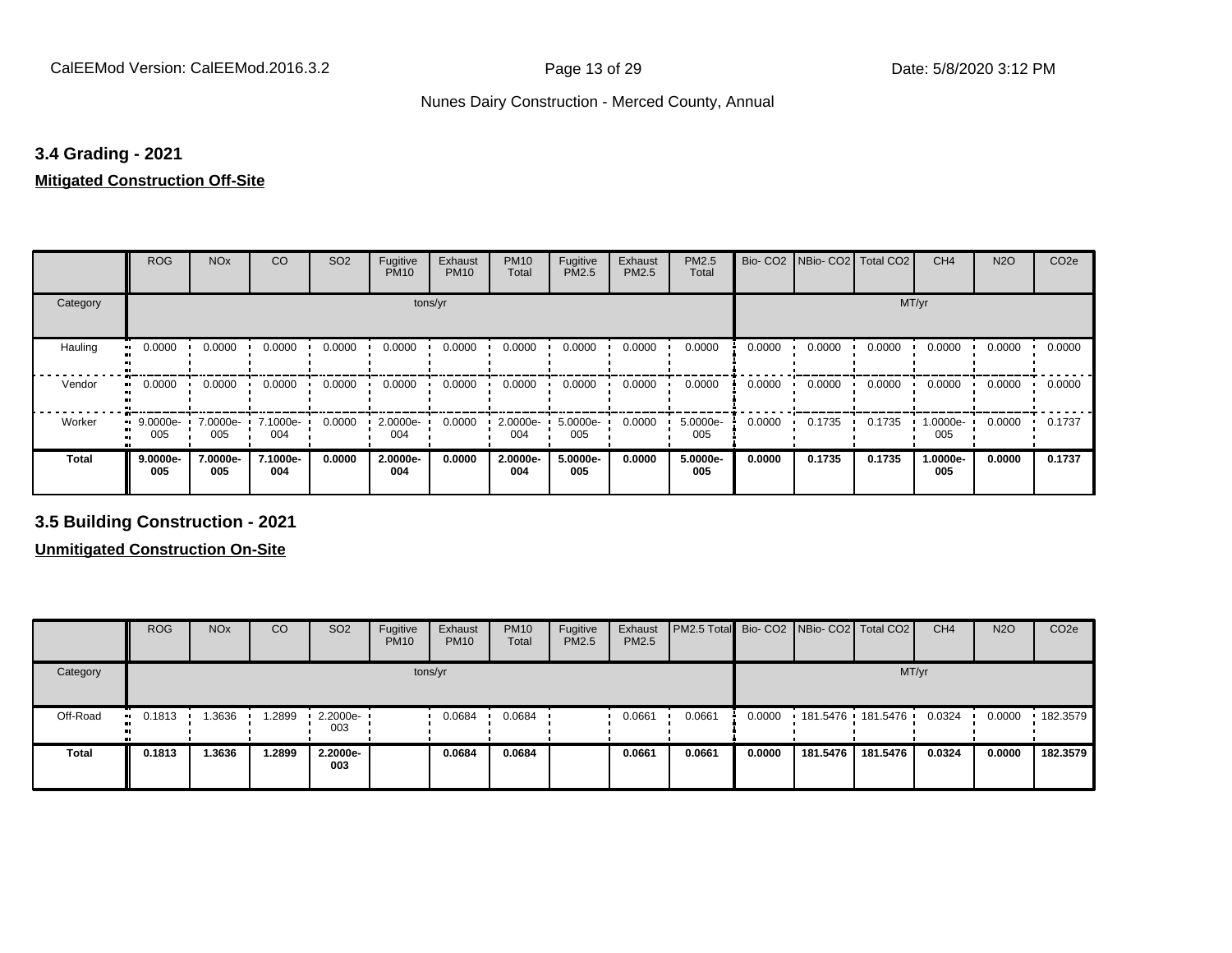### 3.4 Grading - 2021

**Mitigated Construction Off-Site**

| | ROG | NOx | CO | SO2 | Fugitive PM10 | Exhaust PM10 | PM10 Total | Fugitive PM2.5 | Exhaust PM2.5 | PM2.5 Total | Bio- CO2 | NBio- CO2 | Total CO2 | CH4 | N2O | CO2e |
|---|---|---|---|---|---|---|---|---|---|---|---|---|---|---|---|---|
| Category | tons/yr | | | | | | | | | | MT/yr | | | | | |
| Hauling | 0.0000 | 0.0000 | 0.0000 | 0.0000 | 0.0000 | 0.0000 | 0.0000 | 0.0000 | 0.0000 | 0.0000 | 0.0000 | 0.0000 | 0.0000 | 0.0000 | 0.0000 | 0.0000 |
| Vendor | 0.0000 | 0.0000 | 0.0000 | 0.0000 | 0.0000 | 0.0000 | 0.0000 | 0.0000 | 0.0000 | 0.0000 | 0.0000 | 0.0000 | 0.0000 | 0.0000 | 0.0000 | 0.0000 |
| Worker | 9.0000e-005 | 7.0000e-005 | 7.1000e-004 | 0.0000 | 2.0000e-004 | 0.0000 | 2.0000e-004 | 5.0000e-005 | 0.0000 | 5.0000e-005 | 0.0000 | 0.1735 | 0.1735 | 1.0000e-005 | 0.0000 | 0.1737 |
| **Total** | **9.0000e-005** | **7.0000e-005** | **7.1000e-004** | **0.0000** | **2.0000e-004** | **0.0000** | **2.0000e-004** | **5.0000e-005** | **0.0000** | **5.0000e-005** | **0.0000** | **0.1735** | **0.1735** | **1.0000e-005** | **0.0000** | **0.1737** |

### 3.5 Building Construction - 2021

**Unmitigated Construction On-Site**

| | ROG | NOx | CO | SO2 | Fugitive PM10 | Exhaust PM10 | PM10 Total | Fugitive PM2.5 | Exhaust PM2.5 | PM2.5 Total | Bio- CO2 | NBio- CO2 | Total CO2 | CH4 | N2O | CO2e |
|---|---|---|---|---|---|---|---|---|---|---|---|---|---|---|---|---|
| Category | tons/yr | | | | | | | | | | MT/yr | | | | | |
| Off-Road | 0.1813 | 1.3636 | 1.2899 | 2.2000e-003 | | 0.0684 | 0.0684 | | 0.0661 | 0.0661 | 0.0000 | 181.5476 | 181.5476 | 0.0324 | 0.0000 | 182.3579 |
| **Total** | **0.1813** | **1.3636** | **1.2899** | **2.2000e-003** | | **0.0684** | **0.0684** | | **0.0661** | **0.0661** | **0.0000** | **181.5476** | **181.5476** | **0.0324** | **0.0000** | **182.3579** |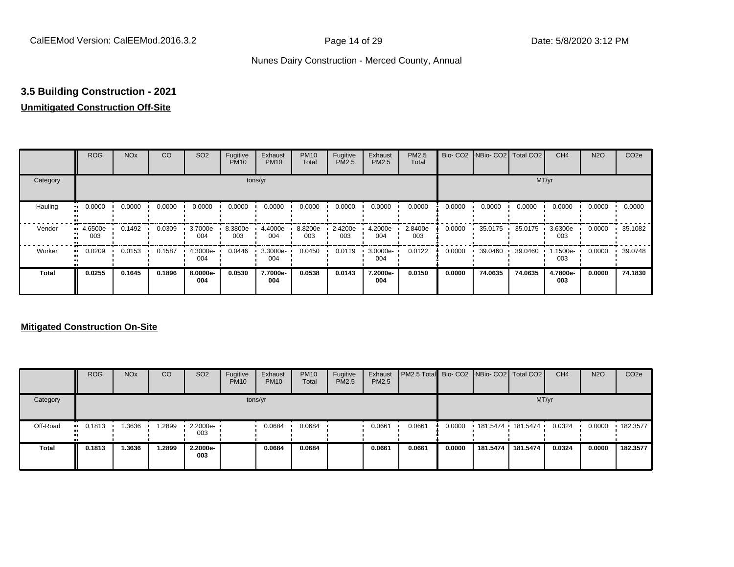## 3.5 Building Construction - 2021

**Unmitigated Construction Off-Site**

| | ROG | NOx | CO | SO2 | Fugitive PM10 | Exhaust PM10 | PM10 Total | Fugitive PM2.5 | Exhaust PM2.5 | PM2.5 Total | Bio- CO2 | NBio- CO2 | Total CO2 | CH4 | N2O | CO2e |
|---|---|---|---|---|---|---|---|---|---|---|---|---|---|---|---|---|
| Category | tons/yr | | | | | | | | | | MT/yr | | | | | |
| Hauling | 0.0000 | 0.0000 | 0.0000 | 0.0000 | 0.0000 | 0.0000 | 0.0000 | 0.0000 | 0.0000 | 0.0000 | 0.0000 | 0.0000 | 0.0000 | 0.0000 | 0.0000 | 0.0000 |
| Vendor | 4.6500e-003 | 0.1492 | 0.0309 | 3.7000e-004 | 8.3800e-003 | 4.4000e-004 | 8.8200e-003 | 2.4200e-003 | 4.2000e-004 | 2.8400e-003 | 0.0000 | 35.0175 | 35.0175 | 3.6300e-003 | 0.0000 | 35.1082 |
| Worker | 0.0209 | 0.0153 | 0.1587 | 4.3000e-004 | 0.0446 | 3.3000e-004 | 0.0450 | 0.0119 | 3.0000e-004 | 0.0122 | 0.0000 | 39.0460 | 39.0460 | 1.1500e-003 | 0.0000 | 39.0748 |
| **Total** | **0.0255** | **0.1645** | **0.1896** | **8.0000e-004** | **0.0530** | **7.7000e-004** | **0.0538** | **0.0143** | **7.2000e-004** | **0.0150** | **0.0000** | **74.0635** | **74.0635** | **4.7800e-003** | **0.0000** | **74.1830** |

**Mitigated Construction On-Site**

| | ROG | NOx | CO | SO2 | Fugitive PM10 | Exhaust PM10 | PM10 Total | Fugitive PM2.5 | Exhaust PM2.5 | PM2.5 Total | Bio- CO2 | NBio- CO2 | Total CO2 | CH4 | N2O | CO2e |
|---|---|---|---|---|---|---|---|---|---|---|---|---|---|---|---|---|
| Category | tons/yr | | | | | | | | | | MT/yr | | | | | |
| Off-Road | 0.1813 | 1.3636 | 1.2899 | 2.2000e-003 | | 0.0684 | 0.0684 | | 0.0661 | 0.0661 | 0.0000 | 181.5474 | 181.5474 | 0.0324 | 0.0000 | 182.3577 |
| **Total** | **0.1813** | **1.3636** | **1.2899** | **2.2000e-003** | | **0.0684** | **0.0684** | | **0.0661** | **0.0661** | **0.0000** | **181.5474** | **181.5474** | **0.0324** | **0.0000** | **182.3577** |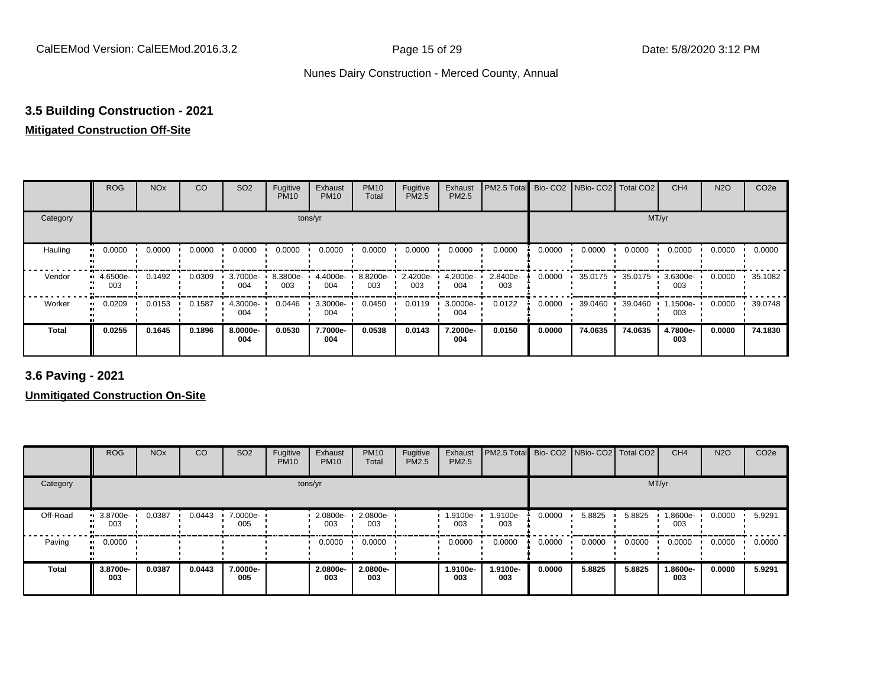## 3.5 Building Construction - 2021

**Mitigated Construction Off-Site**

| | ROG | NOx | CO | SO2 | Fugitive PM10 | Exhaust PM10 | PM10 Total | Fugitive PM2.5 | Exhaust PM2.5 | PM2.5 Total | Bio- CO2 | NBio- CO2 | Total CO2 | CH4 | N2O | CO2e |
|---|---|---|---|---|---|---|---|---|---|---|---|---|---|---|---|---|
| Category | tons/yr | | | | | | | | | | MT/yr | | | | | |
| Hauling | 0.0000 | 0.0000 | 0.0000 | 0.0000 | 0.0000 | 0.0000 | 0.0000 | 0.0000 | 0.0000 | 0.0000 | 0.0000 | 0.0000 | 0.0000 | 0.0000 | 0.0000 | 0.0000 |
| Vendor | 4.6500e-003 | 0.1492 | 0.0309 | 3.7000e-004 | 8.3800e-003 | 4.4000e-004 | 8.8200e-003 | 2.4200e-003 | 4.2000e-004 | 2.8400e-003 | 0.0000 | 35.0175 | 35.0175 | 3.6300e-003 | 0.0000 | 35.1082 |
| Worker | 0.0209 | 0.0153 | 0.1587 | 4.3000e-004 | 0.0446 | 3.3000e-004 | 0.0450 | 0.0119 | 3.0000e-004 | 0.0122 | 0.0000 | 39.0460 | 39.0460 | 1.1500e-003 | 0.0000 | 39.0748 |
| **Total** | **0.0255** | **0.1645** | **0.1896** | **8.0000e-004** | **0.0530** | **7.7000e-004** | **0.0538** | **0.0143** | **7.2000e-004** | **0.0150** | **0.0000** | **74.0635** | **74.0635** | **4.7800e-003** | **0.0000** | **74.1830** |

## 3.6 Paving - 2021

**Unmitigated Construction On-Site**

| | ROG | NOx | CO | SO2 | Fugitive PM10 | Exhaust PM10 | PM10 Total | Fugitive PM2.5 | Exhaust PM2.5 | PM2.5 Total | Bio- CO2 | NBio- CO2 | Total CO2 | CH4 | N2O | CO2e |
|---|---|---|---|---|---|---|---|---|---|---|---|---|---|---|---|---|
| Category | tons/yr | | | | | | | | | | MT/yr | | | | | |
| Off-Road | 3.8700e-003 | 0.0387 | 0.0443 | 7.0000e-005 | | 2.0800e-003 | 2.0800e-003 | | 1.9100e-003 | 1.9100e-003 | 0.0000 | 5.8825 | 5.8825 | 1.8600e-003 | 0.0000 | 5.9291 |
| Paving | 0.0000 | | | | | 0.0000 | 0.0000 | | 0.0000 | 0.0000 | 0.0000 | 0.0000 | 0.0000 | 0.0000 | 0.0000 | 0.0000 |
| **Total** | **3.8700e-003** | **0.0387** | **0.0443** | **7.0000e-005** | | **2.0800e-003** | **2.0800e-003** | | **1.9100e-003** | **1.9100e-003** | **0.0000** | **5.8825** | **5.8825** | **1.8600e-003** | **0.0000** | **5.9291** |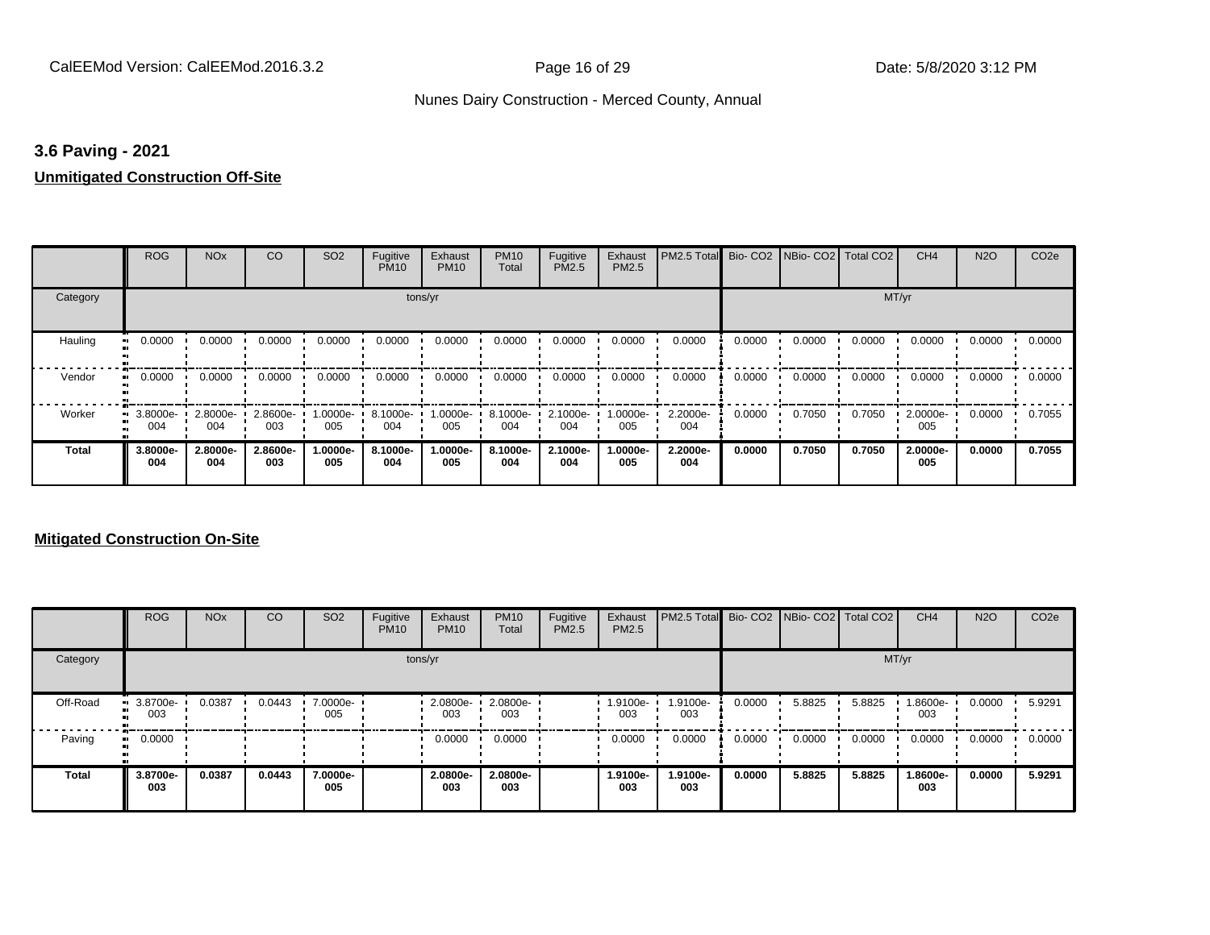### 3.6 Paving - 2021

**Unmitigated Construction Off-Site**

| | ROG | NOx | CO | SO2 | Fugitive PM10 | Exhaust PM10 | PM10 Total | Fugitive PM2.5 | Exhaust PM2.5 | PM2.5 Total | Bio- CO2 | NBio- CO2 | Total CO2 | CH4 | N2O | CO2e |
|---|---|---|---|---|---|---|---|---|---|---|---|---|---|---|---|---|
| Category | tons/yr | | | | | | | | | | MT/yr | | | | | |
| Hauling | 0.0000 | 0.0000 | 0.0000 | 0.0000 | 0.0000 | 0.0000 | 0.0000 | 0.0000 | 0.0000 | 0.0000 | 0.0000 | 0.0000 | 0.0000 | 0.0000 | 0.0000 | 0.0000 |
| Vendor | 0.0000 | 0.0000 | 0.0000 | 0.0000 | 0.0000 | 0.0000 | 0.0000 | 0.0000 | 0.0000 | 0.0000 | 0.0000 | 0.0000 | 0.0000 | 0.0000 | 0.0000 | 0.0000 |
| Worker | 3.8000e-004 | 2.8000e-004 | 2.8600e-003 | 1.0000e-005 | 8.1000e-004 | 1.0000e-005 | 8.1000e-004 | 2.1000e-004 | 1.0000e-005 | 2.2000e-004 | 0.0000 | 0.7050 | 0.7050 | 2.0000e-005 | 0.0000 | 0.7055 |
| **Total** | **3.8000e-004** | **2.8000e-004** | **2.8600e-003** | **1.0000e-005** | **8.1000e-004** | **1.0000e-005** | **8.1000e-004** | **2.1000e-004** | **1.0000e-005** | **2.2000e-004** | **0.0000** | **0.7050** | **0.7050** | **2.0000e-005** | **0.0000** | **0.7055** |

**Mitigated Construction On-Site**

| | ROG | NOx | CO | SO2 | Fugitive PM10 | Exhaust PM10 | PM10 Total | Fugitive PM2.5 | Exhaust PM2.5 | PM2.5 Total | Bio- CO2 | NBio- CO2 | Total CO2 | CH4 | N2O | CO2e |
|---|---|---|---|---|---|---|---|---|---|---|---|---|---|---|---|---|
| Category | tons/yr | | | | | | | | | | MT/yr | | | | | |
| Off-Road | 3.8700e-003 | 0.0387 | 0.0443 | 7.0000e-005 | | 2.0800e-003 | 2.0800e-003 | | 1.9100e-003 | 1.9100e-003 | 0.0000 | 5.8825 | 5.8825 | 1.8600e-003 | 0.0000 | 5.9291 |
| Paving | 0.0000 | | | | | 0.0000 | 0.0000 | | 0.0000 | 0.0000 | 0.0000 | 0.0000 | 0.0000 | 0.0000 | 0.0000 | 0.0000 |
| **Total** | **3.8700e-003** | **0.0387** | **0.0443** | **7.0000e-005** | | **2.0800e-003** | **2.0800e-003** | | **1.9100e-003** | **1.9100e-003** | **0.0000** | **5.8825** | **5.8825** | **1.8600e-003** | **0.0000** | **5.9291** |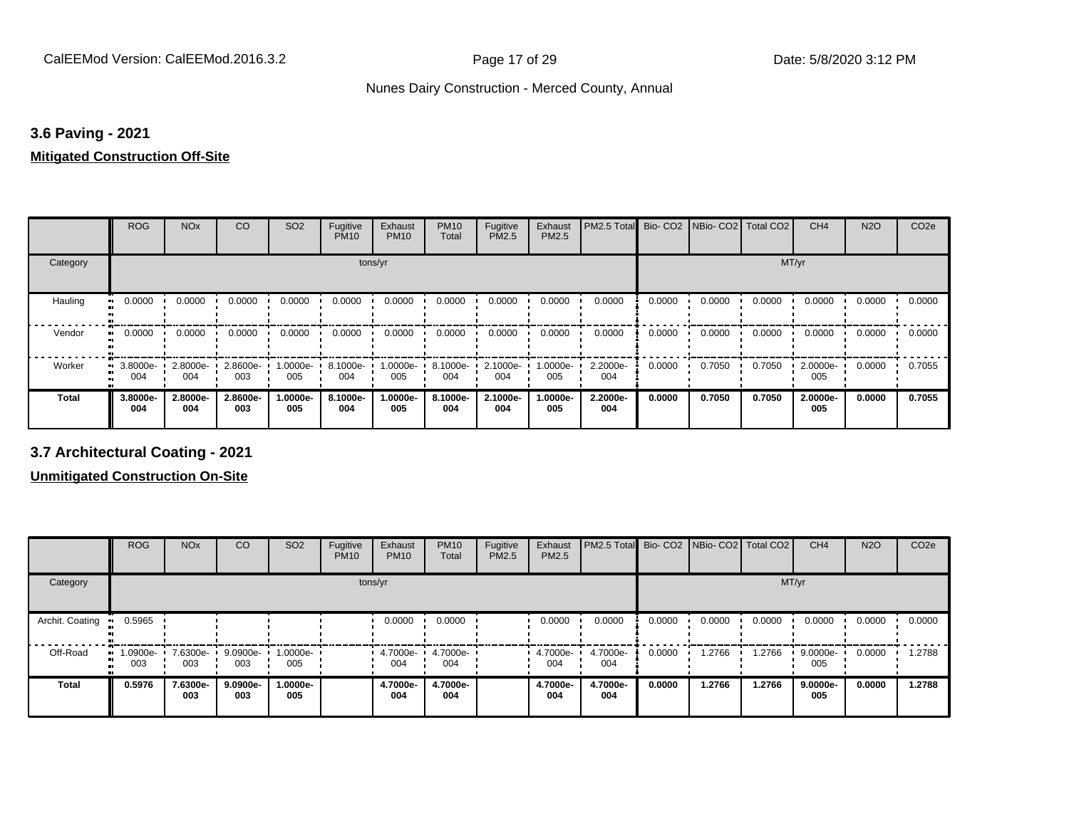### 3.6 Paving - 2021

**Mitigated Construction Off-Site**

| | ROG | NOx | CO | SO2 | Fugitive PM10 | Exhaust PM10 | PM10 Total | Fugitive PM2.5 | Exhaust PM2.5 | PM2.5 Total | Bio- CO2 | NBio- CO2 | Total CO2 | CH4 | N2O | CO2e |
|---|---|---|---|---|---|---|---|---|---|---|---|---|---|---|---|---|
| Category | | | | | | tons/yr | | | | | | | | MT/yr | | |
| Hauling | 0.0000 | 0.0000 | 0.0000 | 0.0000 | 0.0000 | 0.0000 | 0.0000 | 0.0000 | 0.0000 | 0.0000 | 0.0000 | 0.0000 | 0.0000 | 0.0000 | 0.0000 | 0.0000 |
| Vendor | 0.0000 | 0.0000 | 0.0000 | 0.0000 | 0.0000 | 0.0000 | 0.0000 | 0.0000 | 0.0000 | 0.0000 | 0.0000 | 0.0000 | 0.0000 | 0.0000 | 0.0000 | 0.0000 |
| Worker | 3.8000e-004 | 2.8000e-004 | 2.8600e-003 | 1.0000e-005 | 8.1000e-004 | 1.0000e-005 | 8.1000e-004 | 2.1000e-004 | 1.0000e-005 | 2.2000e-004 | 0.0000 | 0.7050 | 0.7050 | 2.0000e-005 | 0.0000 | 0.7055 |
| **Total** | **3.8000e-004** | **2.8000e-004** | **2.8600e-003** | **1.0000e-005** | **8.1000e-004** | **1.0000e-005** | **8.1000e-004** | **2.1000e-004** | **1.0000e-005** | **2.2000e-004** | **0.0000** | **0.7050** | **0.7050** | **2.0000e-005** | **0.0000** | **0.7055** |

### 3.7 Architectural Coating - 2021

**Unmitigated Construction On-Site**

| | ROG | NOx | CO | SO2 | Fugitive PM10 | Exhaust PM10 | PM10 Total | Fugitive PM2.5 | Exhaust PM2.5 | PM2.5 Total | Bio- CO2 | NBio- CO2 | Total CO2 | CH4 | N2O | CO2e |
|---|---|---|---|---|---|---|---|---|---|---|---|---|---|---|---|---|
| Category | | | | | | tons/yr | | | | | | | | MT/yr | | |
| Archit. Coating | 0.5965 | | | | | 0.0000 | 0.0000 | | 0.0000 | 0.0000 | 0.0000 | 0.0000 | 0.0000 | 0.0000 | 0.0000 | 0.0000 |
| Off-Road | 1.0900e-003 | 7.6300e-003 | 9.0900e-003 | 1.0000e-005 | | 4.7000e-004 | 4.7000e-004 | | 4.7000e-004 | 4.7000e-004 | 0.0000 | 1.2766 | 1.2766 | 9.0000e-005 | 0.0000 | 1.2788 |
| **Total** | **0.5976** | **7.6300e-003** | **9.0900e-003** | **1.0000e-005** | | **4.7000e-004** | **4.7000e-004** | | **4.7000e-004** | **4.7000e-004** | **0.0000** | **1.2766** | **1.2766** | **9.0000e-005** | **0.0000** | **1.2788** |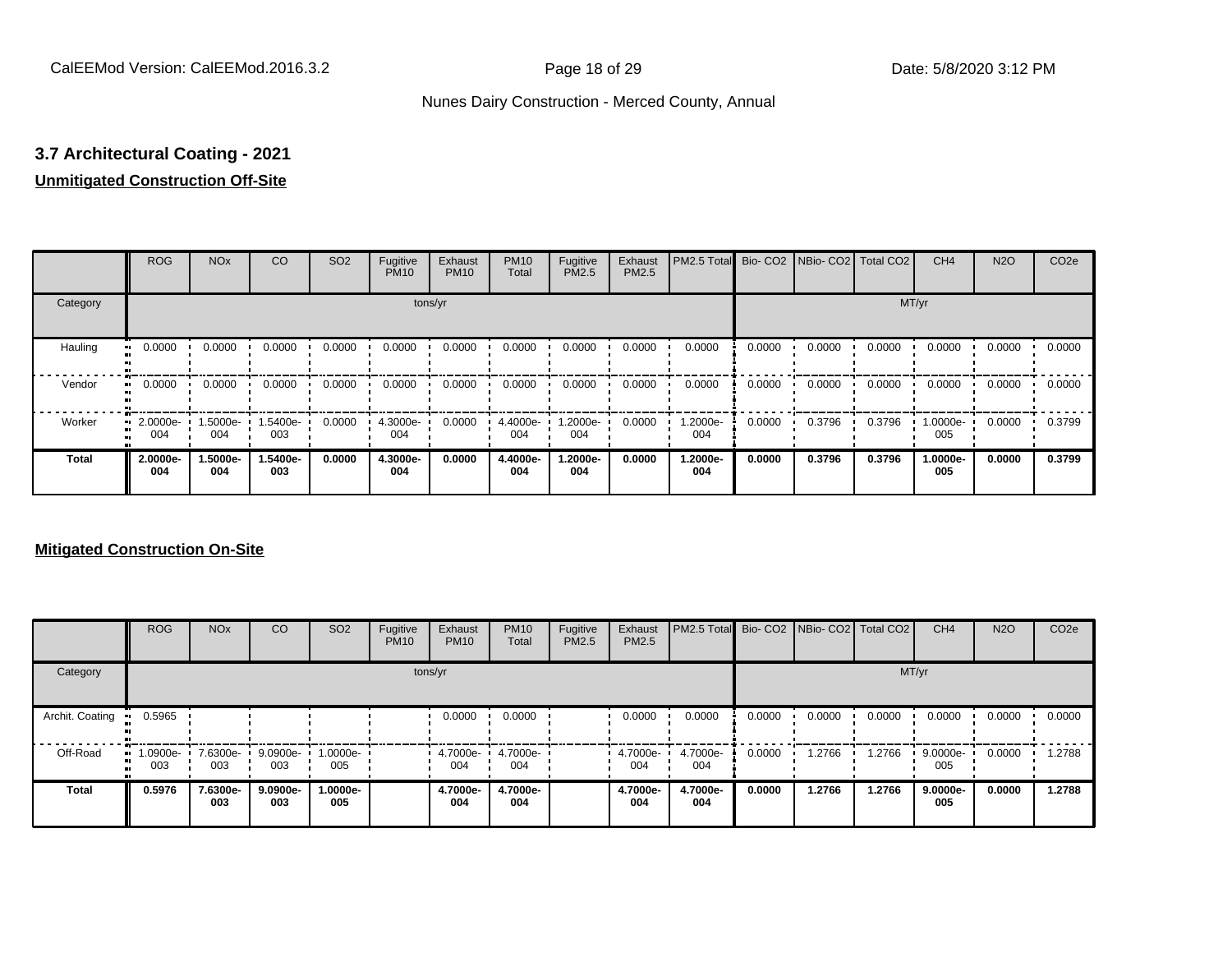## 3.7 Architectural Coating - 2021

**Unmitigated Construction Off-Site**

| | ROG | NOx | CO | SO2 | Fugitive PM10 | Exhaust PM10 | PM10 Total | Fugitive PM2.5 | Exhaust PM2.5 | PM2.5 Total | Bio- CO2 | NBio- CO2 | Total CO2 | CH4 | N2O | CO2e |
|---|---|---|---|---|---|---|---|---|---|---|---|---|---|---|---|---|
| Category | tons/yr | | | | | | | | | | MT/yr | | | | | |
| Hauling | 0.0000 | 0.0000 | 0.0000 | 0.0000 | 0.0000 | 0.0000 | 0.0000 | 0.0000 | 0.0000 | 0.0000 | 0.0000 | 0.0000 | 0.0000 | 0.0000 | 0.0000 | 0.0000 |
| Vendor | 0.0000 | 0.0000 | 0.0000 | 0.0000 | 0.0000 | 0.0000 | 0.0000 | 0.0000 | 0.0000 | 0.0000 | 0.0000 | 0.0000 | 0.0000 | 0.0000 | 0.0000 | 0.0000 |
| Worker | 2.0000e-004 | 1.5000e-004 | 1.5400e-003 | 0.0000 | 4.3000e-004 | 0.0000 | 4.4000e-004 | 1.2000e-004 | 0.0000 | 1.2000e-004 | 0.0000 | 0.3796 | 0.3796 | 1.0000e-005 | 0.0000 | 0.3799 |
| **Total** | **2.0000e-004** | **1.5000e-004** | **1.5400e-003** | **0.0000** | **4.3000e-004** | **0.0000** | **4.4000e-004** | **1.2000e-004** | **0.0000** | **1.2000e-004** | **0.0000** | **0.3796** | **0.3796** | **1.0000e-005** | **0.0000** | **0.3799** |

**Mitigated Construction On-Site**

| | ROG | NOx | CO | SO2 | Fugitive PM10 | Exhaust PM10 | PM10 Total | Fugitive PM2.5 | Exhaust PM2.5 | PM2.5 Total | Bio- CO2 | NBio- CO2 | Total CO2 | CH4 | N2O | CO2e |
|---|---|---|---|---|---|---|---|---|---|---|---|---|---|---|---|---|
| Category | tons/yr | | | | | | | | | | MT/yr | | | | | |
| Archit. Coating | 0.5965 | | | | | 0.0000 | 0.0000 | | 0.0000 | 0.0000 | 0.0000 | 0.0000 | 0.0000 | 0.0000 | 0.0000 | 0.0000 |
| Off-Road | 1.0900e-003 | 7.6300e-003 | 9.0900e-003 | 1.0000e-005 | | 4.7000e-004 | 4.7000e-004 | | 4.7000e-004 | 4.7000e-004 | 0.0000 | 1.2766 | 1.2766 | 9.0000e-005 | 0.0000 | 1.2788 |
| **Total** | **0.5976** | **7.6300e-003** | **9.0900e-003** | **1.0000e-005** | | **4.7000e-004** | **4.7000e-004** | | **4.7000e-004** | **4.7000e-004** | **0.0000** | **1.2766** | **1.2766** | **9.0000e-005** | **0.0000** | **1.2788** |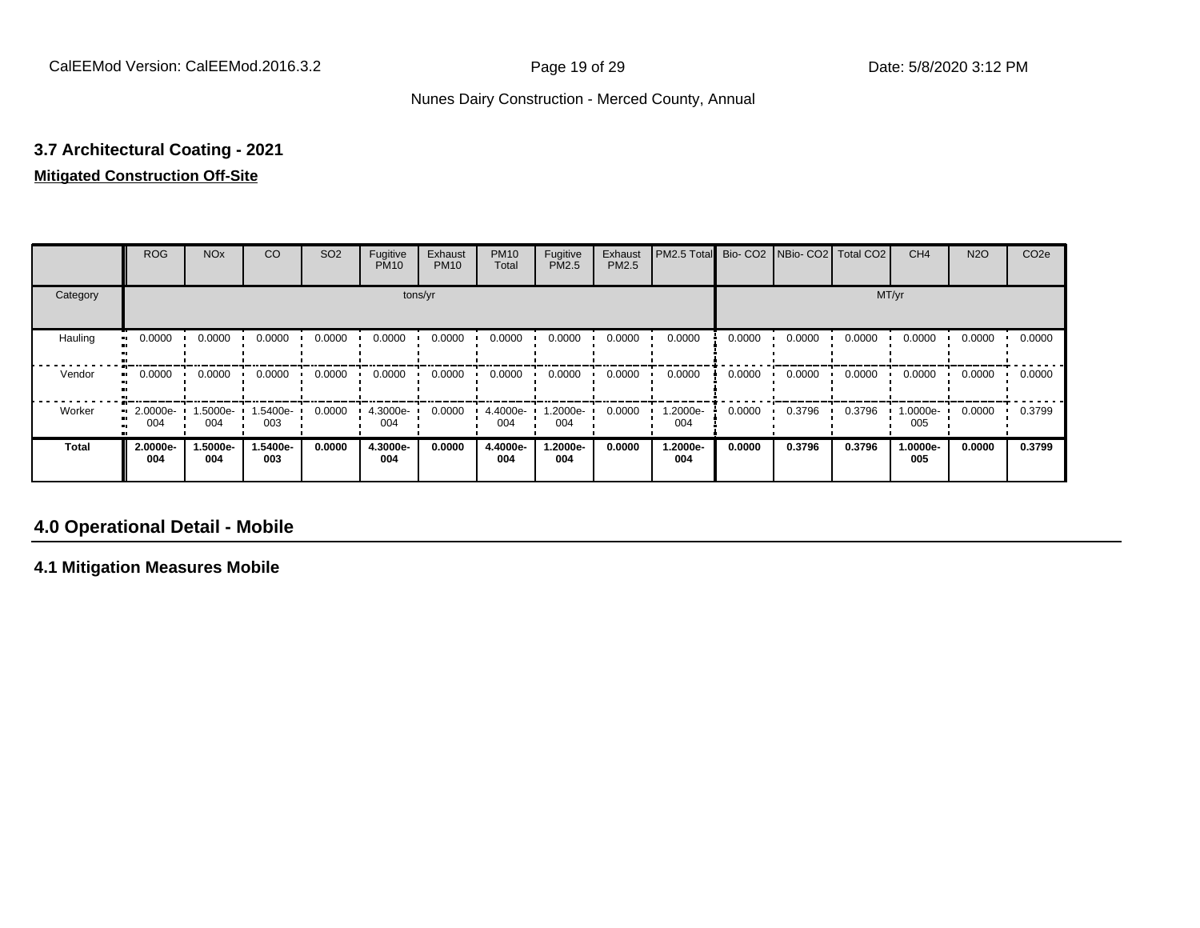### 3.7 Architectural Coating - 2021

**Mitigated Construction Off-Site**

| | ROG | NOx | CO | SO2 | Fugitive PM10 | Exhaust PM10 | PM10 Total | Fugitive PM2.5 | Exhaust PM2.5 | PM2.5 Total | Bio- CO2 | NBio- CO2 | Total CO2 | CH4 | N2O | CO2e |
|---|---|---|---|---|---|---|---|---|---|---|---|---|---|---|---|---|
| Category | tons/yr | | | | | | | | | | MT/yr | | | | | |
| Hauling | 0.0000 | 0.0000 | 0.0000 | 0.0000 | 0.0000 | 0.0000 | 0.0000 | 0.0000 | 0.0000 | 0.0000 | 0.0000 | 0.0000 | 0.0000 | 0.0000 | 0.0000 | 0.0000 |
| Vendor | 0.0000 | 0.0000 | 0.0000 | 0.0000 | 0.0000 | 0.0000 | 0.0000 | 0.0000 | 0.0000 | 0.0000 | 0.0000 | 0.0000 | 0.0000 | 0.0000 | 0.0000 | 0.0000 |
| Worker | 2.0000e-004 | 1.5000e-004 | 1.5400e-003 | 0.0000 | 4.3000e-004 | 0.0000 | 4.4000e-004 | 1.2000e-004 | 0.0000 | 1.2000e-004 | 0.0000 | 0.3796 | 0.3796 | 1.0000e-005 | 0.0000 | 0.3799 |
| **Total** | **2.0000e-004** | **1.5000e-004** | **1.5400e-003** | **0.0000** | **4.3000e-004** | **0.0000** | **4.4000e-004** | **1.2000e-004** | **0.0000** | **1.2000e-004** | **0.0000** | **0.3796** | **0.3796** | **1.0000e-005** | **0.0000** | **0.3799** |

## 4.0 Operational Detail - Mobile

### 4.1 Mitigation Measures Mobile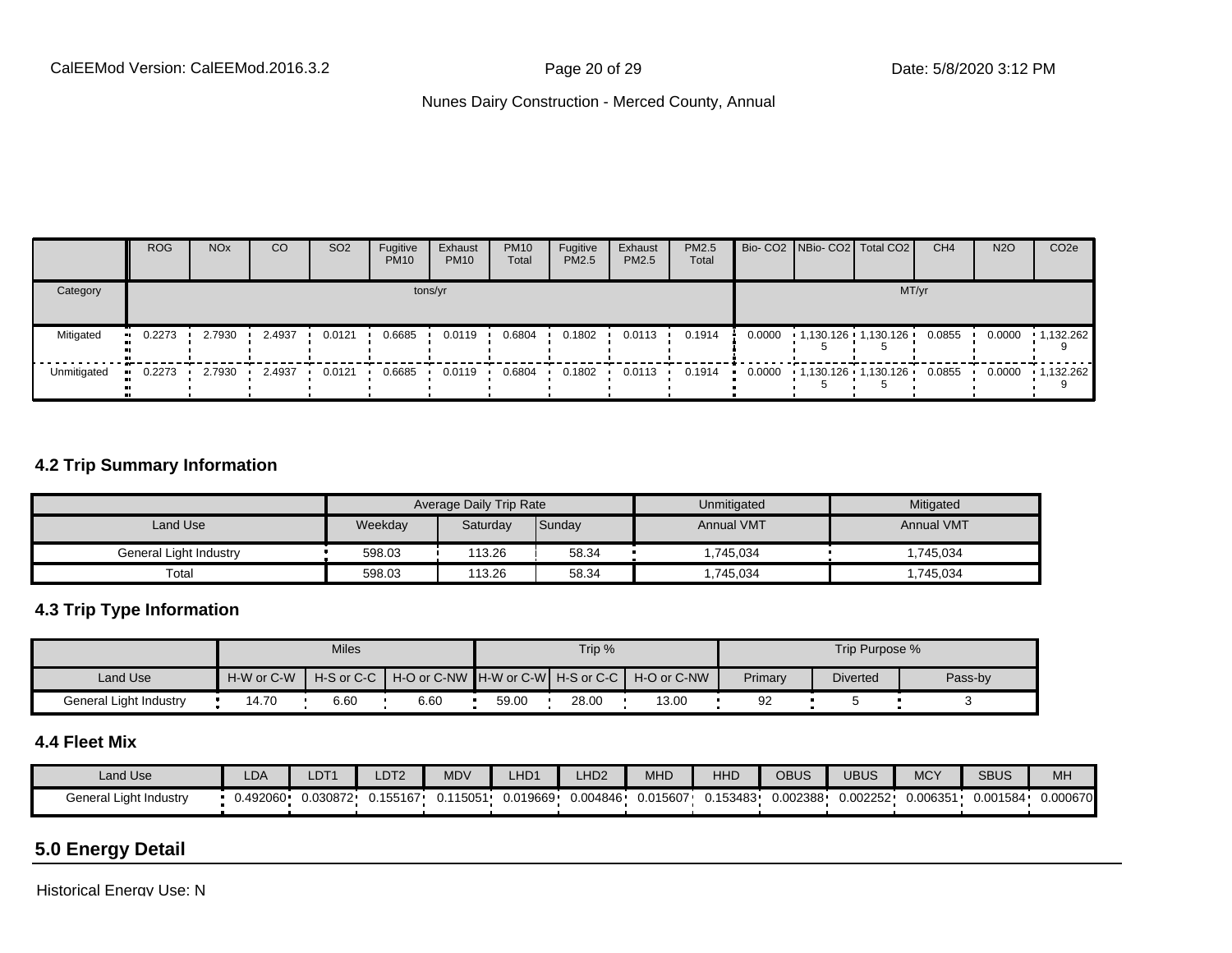| | ROG | NOx | CO | SO2 | Fugitive PM10 | Exhaust PM10 | PM10 Total | Fugitive PM2.5 | Exhaust PM2.5 | PM2.5 Total | Bio- CO2 | NBio- CO2 | Total CO2 | CH4 | N2O | CO2e |
|---|---|---|---|---|---|---|---|---|---|---|---|---|---|---|---|---|
| Category | tons/yr | | | | | | | | | | MT/yr | | | | | |
| Mitigated | 0.2273 | 2.7930 | 2.4937 | 0.0121 | 0.6685 | 0.0119 | 0.6804 | 0.1802 | 0.0113 | 0.1914 | 0.0000 | 1,130.1265 | 1,130.1265 | 0.0855 | 0.0000 | 1,132.2629 |
| Unmitigated | 0.2273 | 2.7930 | 2.4937 | 0.0121 | 0.6685 | 0.0119 | 0.6804 | 0.1802 | 0.0113 | 0.1914 | 0.0000 | 1,130.1265 | 1,130.1265 | 0.0855 | 0.0000 | 1,132.2629 |

## 4.2 Trip Summary Information

| | Average Daily Trip Rate | | | Unmitigated | Mitigated |
|---|---|---|---|---|---|
| Land Use | Weekday | Saturday | Sunday | Annual VMT | Annual VMT |
| General Light Industry | 598.03 | 113.26 | 58.34 | 1,745,034 | 1,745,034 |
| Total | 598.03 | 113.26 | 58.34 | 1,745,034 | 1,745,034 |

## 4.3 Trip Type Information

| | Miles | | | Trip % | | | Trip Purpose % | | |
|---|---|---|---|---|---|---|---|---|---|
| Land Use | H-W or C-W | H-S or C-C | H-O or C-NW | H-W or C-W | H-S or C-C | H-O or C-NW | Primary | Diverted | Pass-by |
| General Light Industry | 14.70 | 6.60 | 6.60 | 59.00 | 28.00 | 13.00 | 92 | 5 | 3 |

## 4.4 Fleet Mix

| Land Use | LDA | LDT1 | LDT2 | MDV | LHD1 | LHD2 | MHD | HHD | OBUS | UBUS | MCY | SBUS | MH |
|---|---|---|---|---|---|---|---|---|---|---|---|---|---|
| General Light Industry | 0.492060 | 0.030872 | 0.155167 | 0.115051 | 0.019669 | 0.004846 | 0.015607 | 0.153483 | 0.002388 | 0.002252 | 0.006351 | 0.001584 | 0.000670 |

# 5.0 Energy Detail

Historical Energy Use: N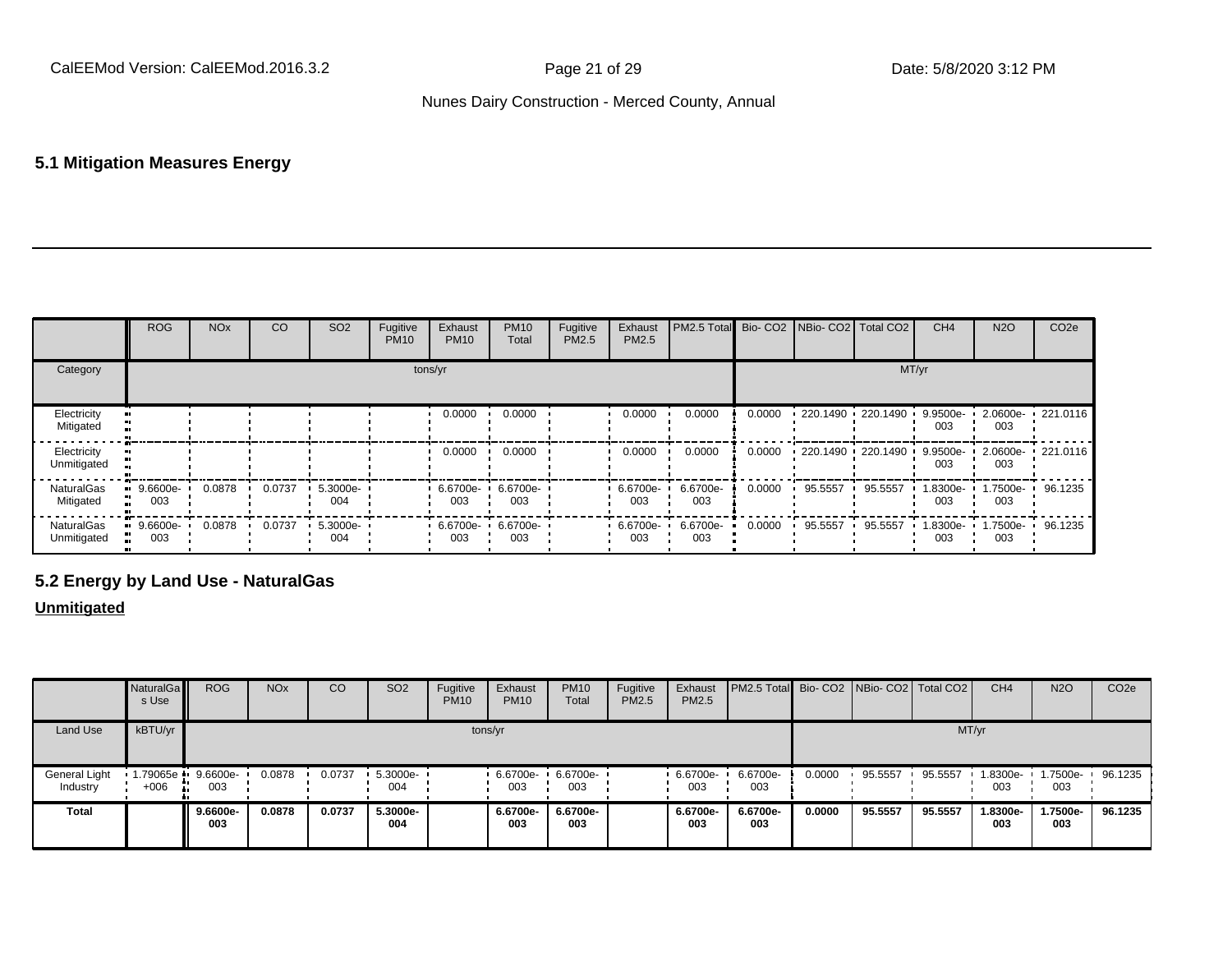## 5.1 Mitigation Measures Energy

| | ROG | NOx | CO | SO2 | Fugitive PM10 | Exhaust PM10 | PM10 Total | Fugitive PM2.5 | Exhaust PM2.5 | PM2.5 Total | Bio- CO2 | NBio- CO2 | Total CO2 | CH4 | N2O | CO2e |
|---|---|---|---|---|---|---|---|---|---|---|---|---|---|---|---|---|
| Category | tons/yr | | | | | | | | | | MT/yr | | | | | |
| Electricity Mitigated | | | | | | 0.0000 | 0.0000 | | 0.0000 | 0.0000 | 0.0000 | 220.1490 | 220.1490 | 9.9500e-003 | 2.0600e-003 | 221.0116 |
| Electricity Unmitigated | | | | | | 0.0000 | 0.0000 | | 0.0000 | 0.0000 | 0.0000 | 220.1490 | 220.1490 | 9.9500e-003 | 2.0600e-003 | 221.0116 |
| NaturalGas Mitigated | 9.6600e-003 | 0.0878 | 0.0737 | 5.3000e-004 | | 6.6700e-003 | 6.6700e-003 | | 6.6700e-003 | 6.6700e-003 | 0.0000 | 95.5557 | 95.5557 | 1.8300e-003 | 1.7500e-003 | 96.1235 |
| NaturalGas Unmitigated | 9.6600e-003 | 0.0878 | 0.0737 | 5.3000e-004 | | 6.6700e-003 | 6.6700e-003 | | 6.6700e-003 | 6.6700e-003 | 0.0000 | 95.5557 | 95.5557 | 1.8300e-003 | 1.7500e-003 | 96.1235 |

## 5.2 Energy by Land Use - NaturalGas

**Unmitigated**

| | NaturalGas Use | ROG | NOx | CO | SO2 | Fugitive PM10 | Exhaust PM10 | PM10 Total | Fugitive PM2.5 | Exhaust PM2.5 | PM2.5 Total | Bio- CO2 | NBio- CO2 | Total CO2 | CH4 | N2O | CO2e |
|---|---|---|---|---|---|---|---|---|---|---|---|---|---|---|---|---|---|
| Land Use | kBTU/yr | tons/yr | | | | | | | | | | MT/yr | | | | | |
| General Light Industry | 1.79065e+006 | 9.6600e-003 | 0.0878 | 0.0737 | 5.3000e-004 | | 6.6700e-003 | 6.6700e-003 | | 6.6700e-003 | 6.6700e-003 | 0.0000 | 95.5557 | 95.5557 | 1.8300e-003 | 1.7500e-003 | 96.1235 |
| **Total** | | **9.6600e-003** | **0.0878** | **0.0737** | **5.3000e-004** | | **6.6700e-003** | **6.6700e-003** | | **6.6700e-003** | **6.6700e-003** | **0.0000** | **95.5557** | **95.5557** | **1.8300e-003** | **1.7500e-003** | **96.1235** |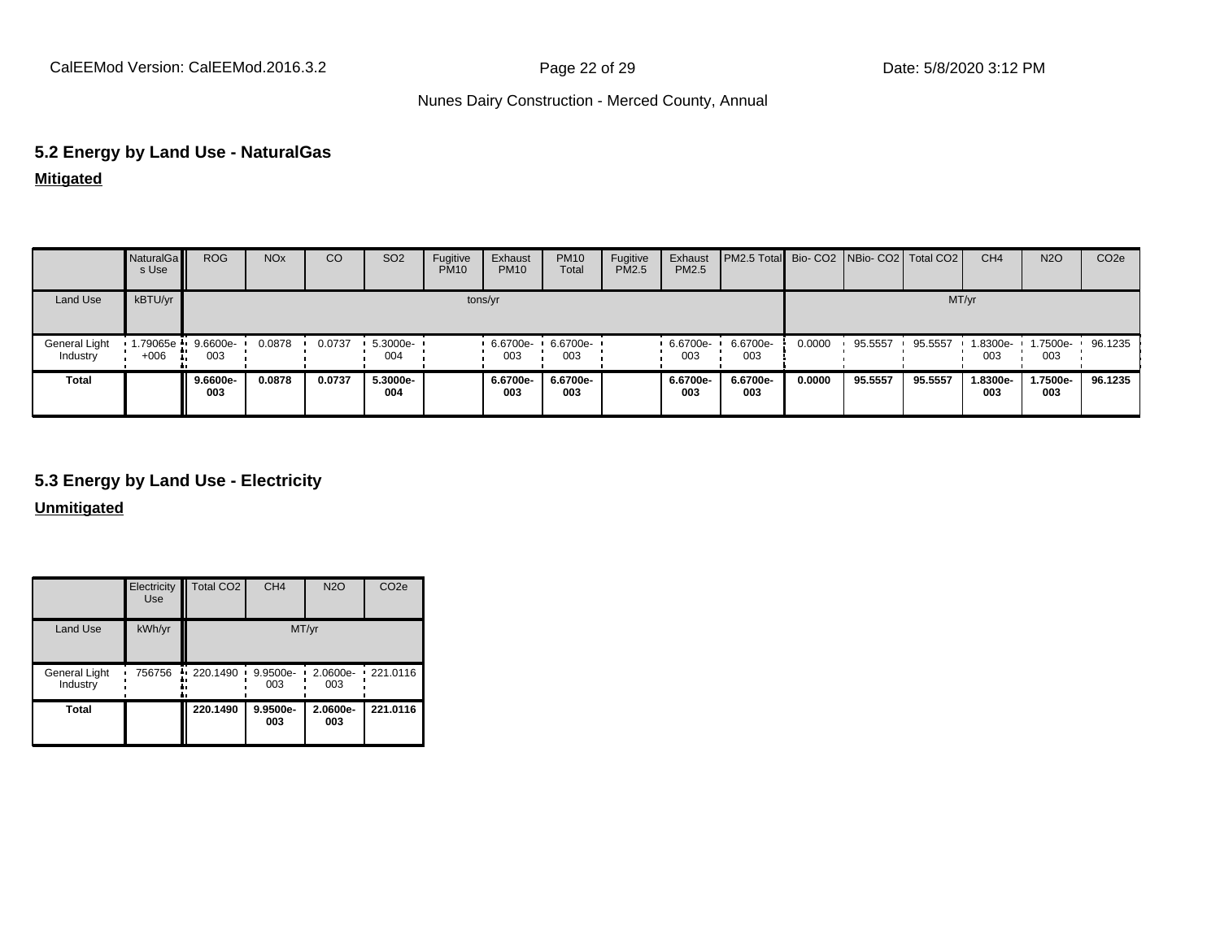## 5.2 Energy by Land Use - NaturalGas

**Mitigated**

| | NaturalGas Use | ROG | NOx | CO | SO2 | Fugitive PM10 | Exhaust PM10 | PM10 Total | Fugitive PM2.5 | Exhaust PM2.5 | PM2.5 Total | Bio- CO2 | NBio- CO2 | Total CO2 | CH4 | N2O | CO2e |
|---|---|---|---|---|---|---|---|---|---|---|---|---|---|---|---|---|---|
| Land Use | kBTU/yr | tons/yr | | | | | | | | | | MT/yr | | | | | |
| General Light Industry | 1.79065e+006 | 9.6600e-003 | 0.0878 | 0.0737 | 5.3000e-004 | | 6.6700e-003 | 6.6700e-003 | | 6.6700e-003 | 6.6700e-003 | 0.0000 | 95.5557 | 95.5557 | 1.8300e-003 | 1.7500e-003 | 96.1235 |
| **Total** | | **9.6600e-003** | **0.0878** | **0.0737** | **5.3000e-004** | | **6.6700e-003** | **6.6700e-003** | | **6.6700e-003** | **6.6700e-003** | **0.0000** | **95.5557** | **95.5557** | **1.8300e-003** | **1.7500e-003** | **96.1235** |

## 5.3 Energy by Land Use - Electricity

**Unmitigated**

| | Electricity Use | Total CO2 | CH4 | N2O | CO2e |
|---|---|---|---|---|---|
| Land Use | kWh/yr | MT/yr | | | |
| General Light Industry | 756756 | 220.1490 | 9.9500e-003 | 2.0600e-003 | 221.0116 |
| **Total** | | **220.1490** | **9.9500e-003** | **2.0600e-003** | **221.0116** |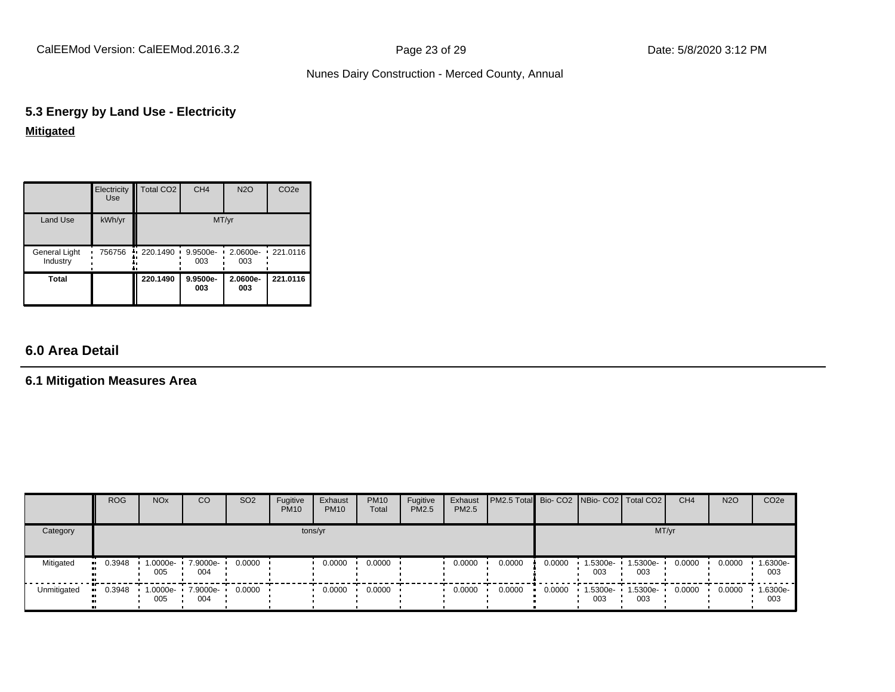## 5.3 Energy by Land Use - Electricity

**Mitigated**

| | Electricity Use | Total CO2 | CH4 | N2O | CO2e |
|---|---|---|---|---|---|
| Land Use | kWh/yr | MT/yr | | | |
| General Light Industry | 756756 | 220.1490 | 9.9500e-003 | 2.0600e-003 | 221.0116 |
| **Total** | | **220.1490** | **9.9500e-003** | **2.0600e-003** | **221.0116** |

## 6.0 Area Detail

### 6.1 Mitigation Measures Area

| | ROG | NOx | CO | SO2 | Fugitive PM10 | Exhaust PM10 | PM10 Total | Fugitive PM2.5 | Exhaust PM2.5 | PM2.5 Total | Bio- CO2 | NBio- CO2 | Total CO2 | CH4 | N2O | CO2e |
|---|---|---|---|---|---|---|---|---|---|---|---|---|---|---|---|---|
| Category | tons/yr | | | | | | | | | | MT/yr | | | | | |
| Mitigated | 0.3948 | 1.0000e-005 | 7.9000e-004 | 0.0000 | | 0.0000 | 0.0000 | | 0.0000 | 0.0000 | 0.0000 | 1.5300e-003 | 1.5300e-003 | 0.0000 | 0.0000 | 1.6300e-003 |
| Unmitigated | 0.3948 | 1.0000e-005 | 7.9000e-004 | 0.0000 | | 0.0000 | 0.0000 | | 0.0000 | 0.0000 | 0.0000 | 1.5300e-003 | 1.5300e-003 | 0.0000 | 0.0000 | 1.6300e-003 |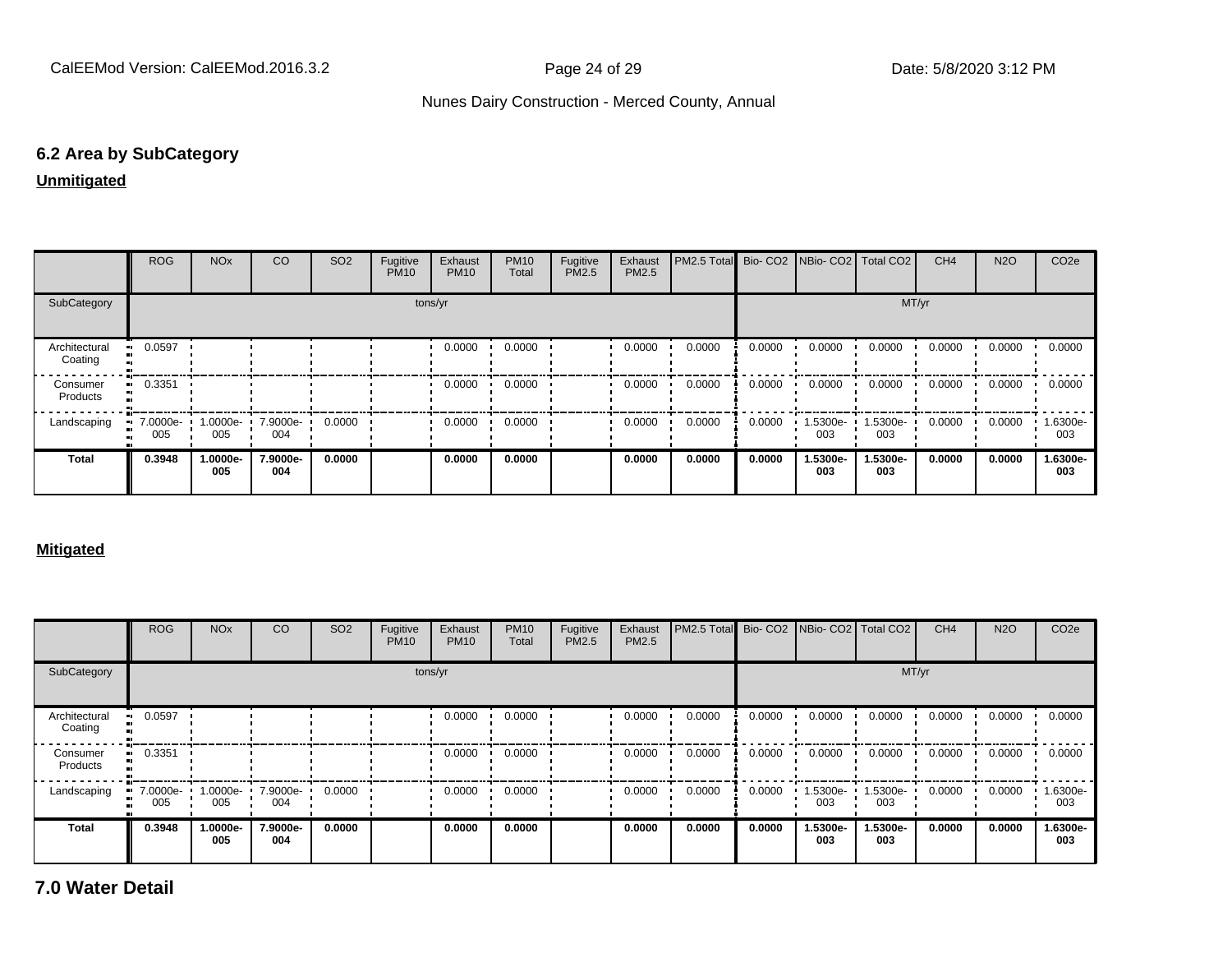## 6.2 Area by SubCategory

**Unmitigated**

| | ROG | NOx | CO | SO2 | Fugitive PM10 | Exhaust PM10 | PM10 Total | Fugitive PM2.5 | Exhaust PM2.5 | PM2.5 Total | Bio- CO2 | NBio- CO2 | Total CO2 | CH4 | N2O | CO2e |
|---|---|---|---|---|---|---|---|---|---|---|---|---|---|---|---|---|
| SubCategory | tons/yr | | | | | | | | | | MT/yr | | | | | |
| Architectural Coating | 0.0597 | | | | | 0.0000 | 0.0000 | | 0.0000 | 0.0000 | 0.0000 | 0.0000 | 0.0000 | 0.0000 | 0.0000 | 0.0000 |
| Consumer Products | 0.3351 | | | | | 0.0000 | 0.0000 | | 0.0000 | 0.0000 | 0.0000 | 0.0000 | 0.0000 | 0.0000 | 0.0000 | 0.0000 |
| Landscaping | 7.0000e-005 | 1.0000e-005 | 7.9000e-004 | 0.0000 | | 0.0000 | 0.0000 | | 0.0000 | 0.0000 | 0.0000 | 1.5300e-003 | 1.5300e-003 | 0.0000 | 0.0000 | 1.6300e-003 |
| **Total** | **0.3948** | **1.0000e-005** | **7.9000e-004** | **0.0000** | | **0.0000** | **0.0000** | | **0.0000** | **0.0000** | **0.0000** | **1.5300e-003** | **1.5300e-003** | **0.0000** | **0.0000** | **1.6300e-003** |

**Mitigated**

| | ROG | NOx | CO | SO2 | Fugitive PM10 | Exhaust PM10 | PM10 Total | Fugitive PM2.5 | Exhaust PM2.5 | PM2.5 Total | Bio- CO2 | NBio- CO2 | Total CO2 | CH4 | N2O | CO2e |
|---|---|---|---|---|---|---|---|---|---|---|---|---|---|---|---|---|
| SubCategory | tons/yr | | | | | | | | | | MT/yr | | | | | |
| Architectural Coating | 0.0597 | | | | | 0.0000 | 0.0000 | | 0.0000 | 0.0000 | 0.0000 | 0.0000 | 0.0000 | 0.0000 | 0.0000 | 0.0000 |
| Consumer Products | 0.3351 | | | | | 0.0000 | 0.0000 | | 0.0000 | 0.0000 | 0.0000 | 0.0000 | 0.0000 | 0.0000 | 0.0000 | 0.0000 |
| Landscaping | 7.0000e-005 | 1.0000e-005 | 7.9000e-004 | 0.0000 | | 0.0000 | 0.0000 | | 0.0000 | 0.0000 | 0.0000 | 1.5300e-003 | 1.5300e-003 | 0.0000 | 0.0000 | 1.6300e-003 |
| **Total** | **0.3948** | **1.0000e-005** | **7.9000e-004** | **0.0000** | | **0.0000** | **0.0000** | | **0.0000** | **0.0000** | **0.0000** | **1.5300e-003** | **1.5300e-003** | **0.0000** | **0.0000** | **1.6300e-003** |

# 7.0 Water Detail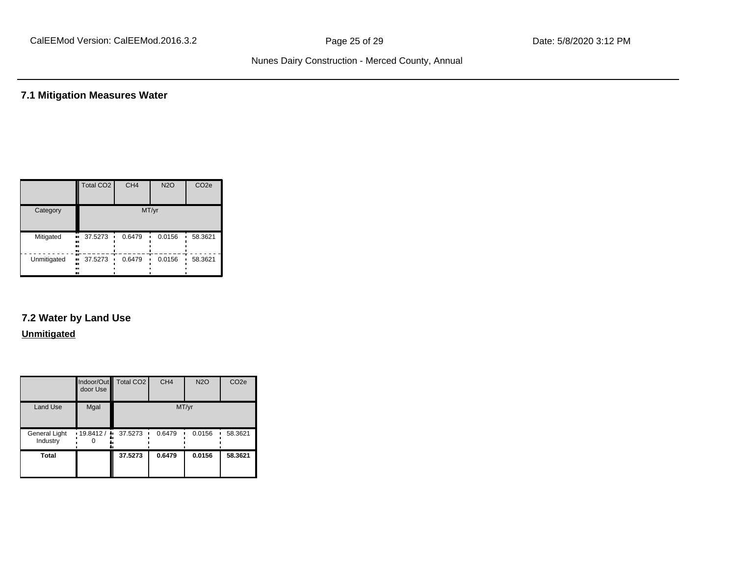## 7.1 Mitigation Measures Water

| | Total $CO_2$ | $CH_4$ | $N_2O$ | $CO_2e$ |
|---|---|---|---|---|
| Category | MT/yr | | | |
| Mitigated | 37.5273 | 0.6479 | 0.0156 | 58.3621 |
| Unmitigated | 37.5273 | 0.6479 | 0.0156 | 58.3621 |

## 7.2 Water by Land Use

**Unmitigated**

| | Indoor/Outdoor Use | Total $CO_2$ | $CH_4$ | $N_2O$ | $CO_2e$ |
|---|---|---|---|---|---|
| Land Use | Mgal | MT/yr | | | |
| General Light Industry | 19.8412 / 0 | 37.5273 | 0.6479 | 0.0156 | 58.3621 |
| **Total** | | **37.5273** | **0.6479** | **0.0156** | **58.3621** |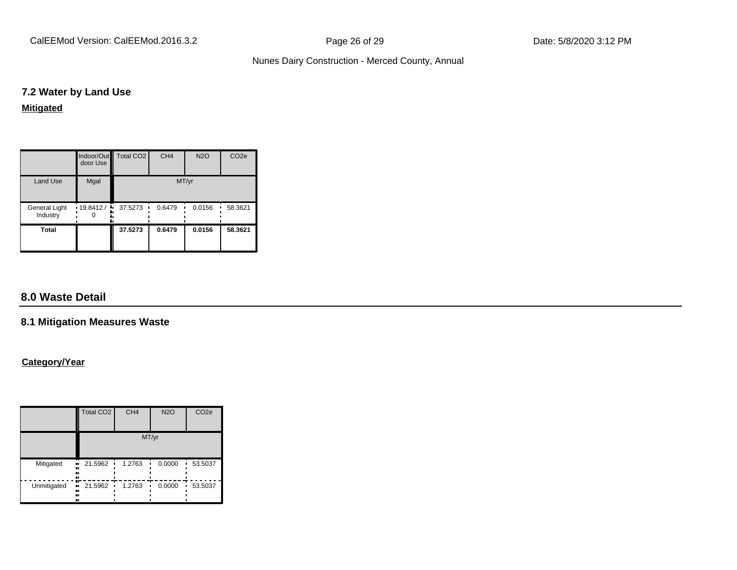### 7.2 Water by Land Use

**Mitigated**

| | Indoor/Outdoor Use | Total CO2 | CH4 | N2O | CO2e |
|---|---|---|---|---|---|
| Land Use | Mgal | MT/yr | | | |
| General Light Industry | 19.8412 / 0 | 37.5273 | 0.6479 | 0.0156 | 58.3621 |
| **Total** | | **37.5273** | **0.6479** | **0.0156** | **58.3621** |

## 8.0 Waste Detail

### 8.1 Mitigation Measures Waste

**Category/Year**

| | Total CO2 | CH4 | N2O | CO2e |
|---|---|---|---|---|
| | MT/yr | | | |
| Mitigated | 21.5962 | 1.2763 | 0.0000 | 53.5037 |
| Unmitigated | 21.5962 | 1.2763 | 0.0000 | 53.5037 |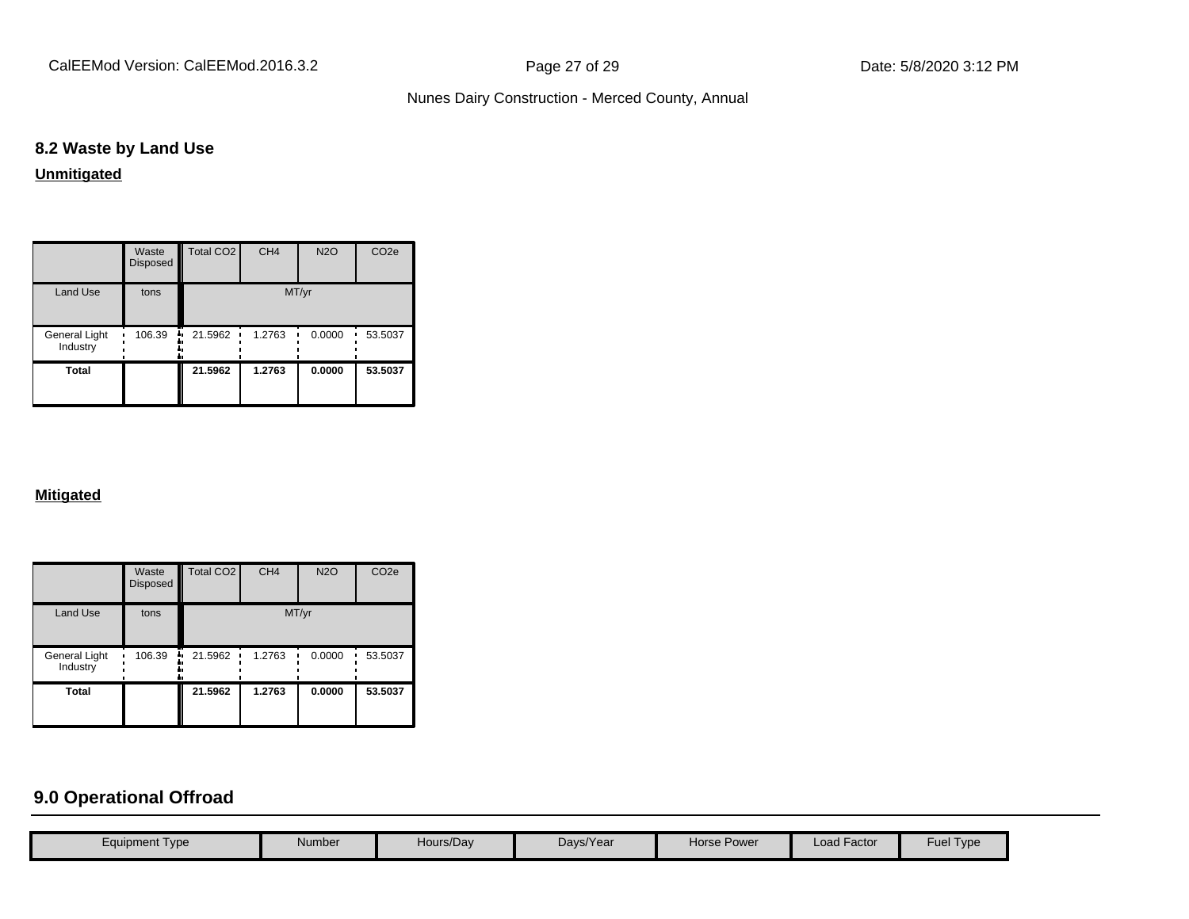### 8.2 Waste by Land Use

**Unmitigated**

| | Waste Disposed | Total CO2 | CH4 | N2O | CO2e |
|---|---|---|---|---|---|
| Land Use | tons | MT/yr | | | |
| General Light Industry | 106.39 | 21.5962 | 1.2763 | 0.0000 | 53.5037 |
| **Total** | | **21.5962** | **1.2763** | **0.0000** | **53.5037** |

**Mitigated**

| | Waste Disposed | Total CO2 | CH4 | N2O | CO2e |
|---|---|---|---|---|---|
| Land Use | tons | MT/yr | | | |
| General Light Industry | 106.39 | 21.5962 | 1.2763 | 0.0000 | 53.5037 |
| **Total** | | **21.5962** | **1.2763** | **0.0000** | **53.5037** |

## 9.0 Operational Offroad

| Equipment Type | Number | Hours/Day | Days/Year | Horse Power | Load Factor | Fuel Type |
|---|---|---|---|---|---|---|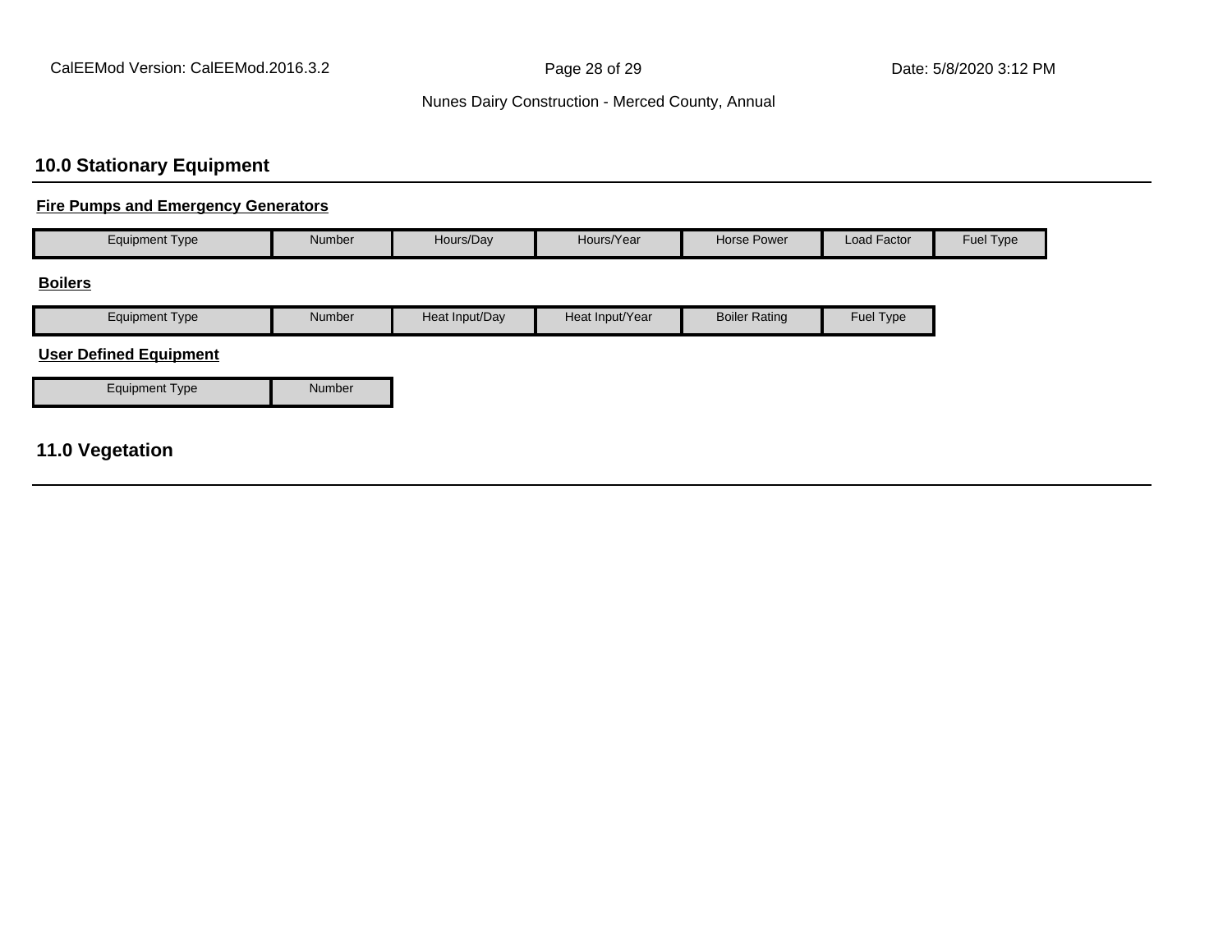## 10.0 Stationary Equipment

### Fire Pumps and Emergency Generators

| Equipment Type | Number | Hours/Day | Hours/Year | Horse Power | Load Factor | Fuel Type |
|---|---|---|---|---|---|---|

### Boilers

| Equipment Type | Number | Heat Input/Day | Heat Input/Year | Boiler Rating | Fuel Type |
|---|---|---|---|---|---|

### User Defined Equipment

| Equipment Type | Number |
|---|---|

## 11.0 Vegetation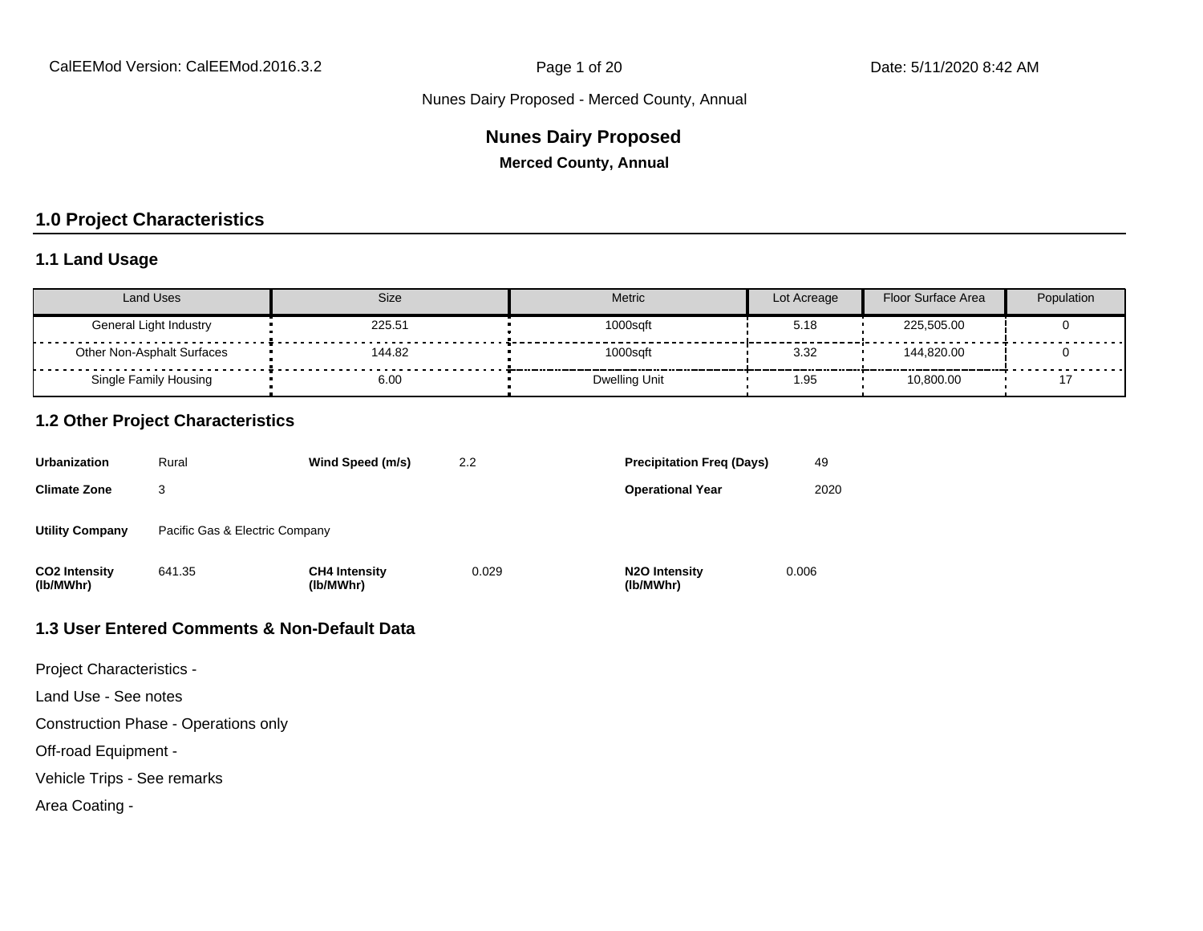# Nunes Dairy Proposed

**Merced County, Annual**

## 1.0 Project Characteristics

### 1.1 Land Usage

| Land Uses | Size | Metric | Lot Acreage | Floor Surface Area | Population |
|---|---|---|---|---|---|
| General Light Industry | 225.51 | 1000sqft | 5.18 | 225,505.00 | 0 |
| Other Non-Asphalt Surfaces | 144.82 | 1000sqft | 3.32 | 144,820.00 | 0 |
| Single Family Housing | 6.00 | Dwelling Unit | 1.95 | 10,800.00 | 17 |

### 1.2 Other Project Characteristics

| | | | | | |
|---|---|---|---|---|---|
| **Urbanization** | Rural | **Wind Speed (m/s)** | 2.2 | **Precipitation Freq (Days)** | 49 |
| **Climate Zone** | 3 | | | **Operational Year** | 2020 |
| **Utility Company** | Pacific Gas & Electric Company | | | | |
| **CO2 Intensity (lb/MWhr)** | 641.35 | **CH4 Intensity (lb/MWhr)** | 0.029 | **N2O Intensity (lb/MWhr)** | 0.006 |

### 1.3 User Entered Comments & Non-Default Data

Project Characteristics -

Land Use - See notes

Construction Phase - Operations only

Off-road Equipment -

Vehicle Trips - See remarks

Area Coating -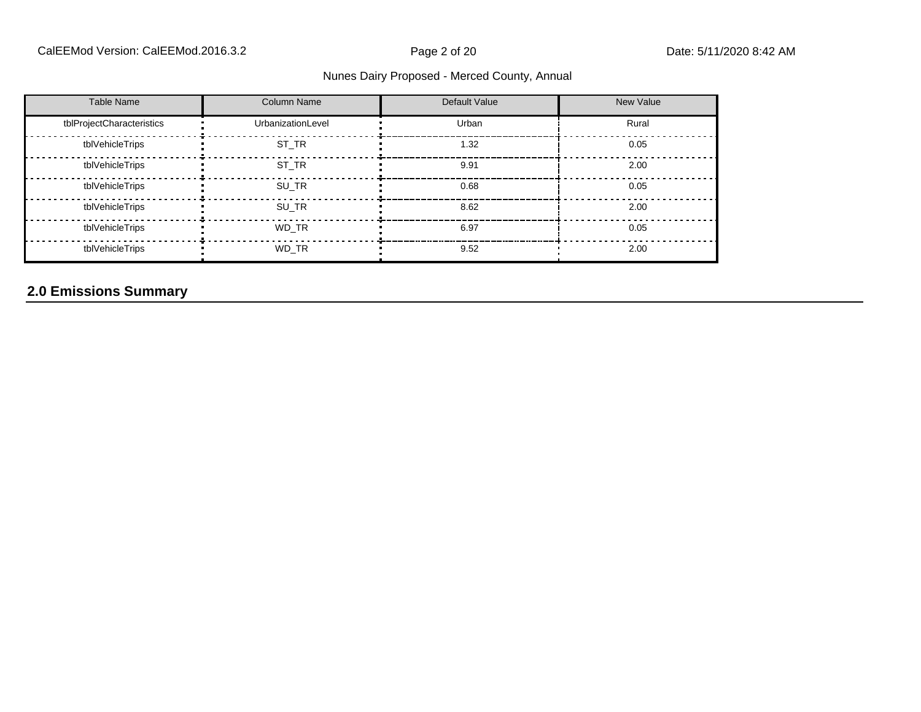| Table Name | Column Name | Default Value | New Value |
| --- | --- | --- | --- |
| tblProjectCharacteristics | UrbanizationLevel | Urban | Rural |
| tblVehicleTrips | ST_TR | 1.32 | 0.05 |
| tblVehicleTrips | ST_TR | 9.91 | 2.00 |
| tblVehicleTrips | SU_TR | 0.68 | 0.05 |
| tblVehicleTrips | SU_TR | 8.62 | 2.00 |
| tblVehicleTrips | WD_TR | 6.97 | 0.05 |
| tblVehicleTrips | WD_TR | 9.52 | 2.00 |

## 2.0 Emissions Summary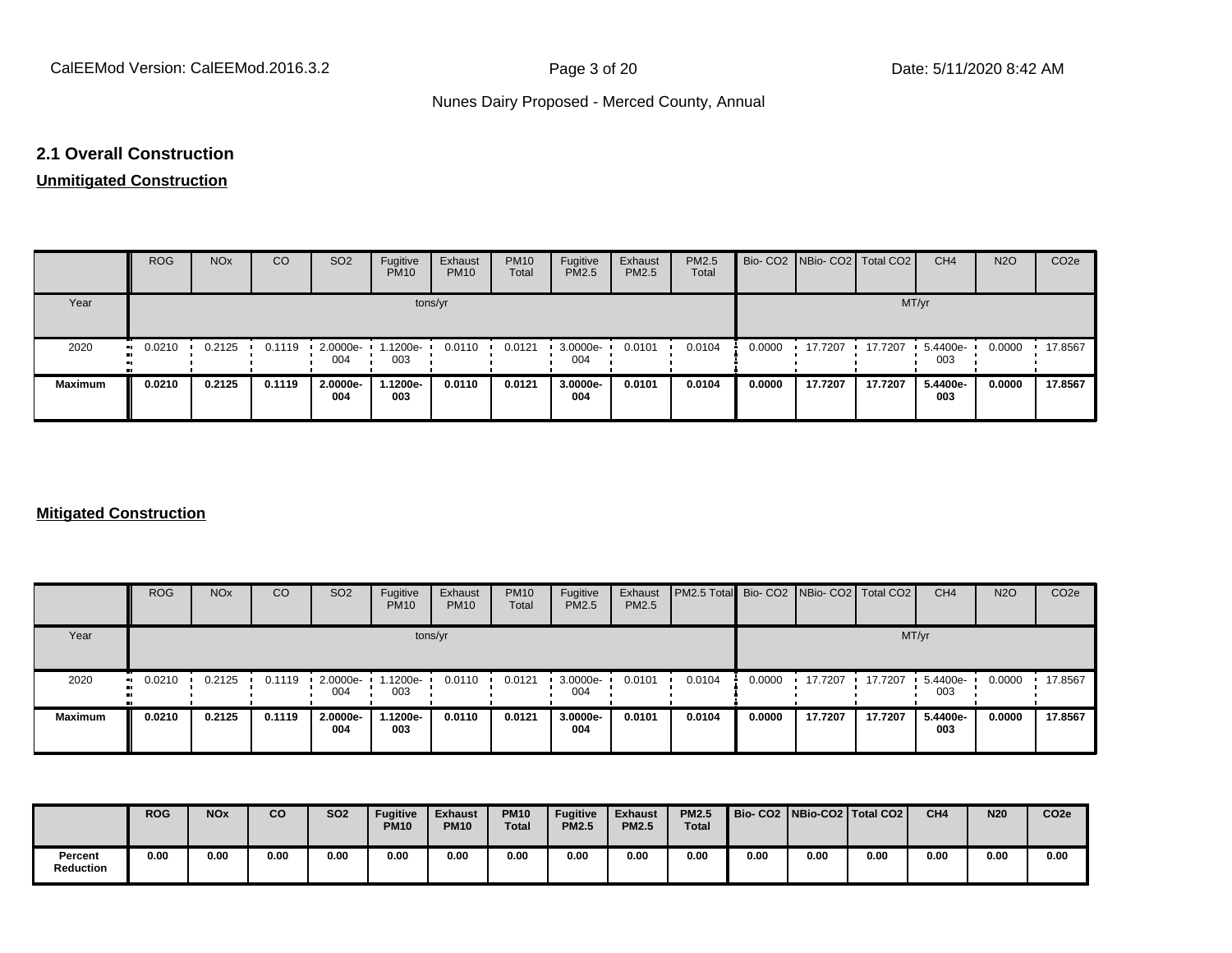## 2.1 Overall Construction

**Unmitigated Construction**

| | ROG | NOx | CO | SO2 | Fugitive PM10 | Exhaust PM10 | PM10 Total | Fugitive PM2.5 | Exhaust PM2.5 | PM2.5 Total | Bio- CO2 | NBio- CO2 | Total CO2 | CH4 | N2O | CO2e |
|---|---|---|---|---|---|---|---|---|---|---|---|---|---|---|---|---|
| Year | tons/yr | | | | | | | | | | MT/yr | | | | | |
| 2020 | 0.0210 | 0.2125 | 0.1119 | 2.0000e-004 | 1.1200e-003 | 0.0110 | 0.0121 | 3.0000e-004 | 0.0101 | 0.0104 | 0.0000 | 17.7207 | 17.7207 | 5.4400e-003 | 0.0000 | 17.8567 |
| **Maximum** | **0.0210** | **0.2125** | **0.1119** | **2.0000e-004** | **1.1200e-003** | **0.0110** | **0.0121** | **3.0000e-004** | **0.0101** | **0.0104** | **0.0000** | **17.7207** | **17.7207** | **5.4400e-003** | **0.0000** | **17.8567** |

**Mitigated Construction**

| | ROG | NOx | CO | SO2 | Fugitive PM10 | Exhaust PM10 | PM10 Total | Fugitive PM2.5 | Exhaust PM2.5 | PM2.5 Total | Bio- CO2 | NBio- CO2 | Total CO2 | CH4 | N2O | CO2e |
|---|---|---|---|---|---|---|---|---|---|---|---|---|---|---|---|---|
| Year | tons/yr | | | | | | | | | | MT/yr | | | | | |
| 2020 | 0.0210 | 0.2125 | 0.1119 | 2.0000e-004 | 1.1200e-003 | 0.0110 | 0.0121 | 3.0000e-004 | 0.0101 | 0.0104 | 0.0000 | 17.7207 | 17.7207 | 5.4400e-003 | 0.0000 | 17.8567 |
| **Maximum** | **0.0210** | **0.2125** | **0.1119** | **2.0000e-004** | **1.1200e-003** | **0.0110** | **0.0121** | **3.0000e-004** | **0.0101** | **0.0104** | **0.0000** | **17.7207** | **17.7207** | **5.4400e-003** | **0.0000** | **17.8567** |

| | **ROG** | **NOx** | **CO** | **SO2** | **Fugitive PM10** | **Exhaust PM10** | **PM10 Total** | **Fugitive PM2.5** | **Exhaust PM2.5** | **PM2.5 Total** | **Bio- CO2** | **NBio-CO2** | **Total CO2** | **CH4** | **N20** | **CO2e** |
|---|---|---|---|---|---|---|---|---|---|---|---|---|---|---|---|---|
| **Percent Reduction** | **0.00** | **0.00** | **0.00** | **0.00** | **0.00** | **0.00** | **0.00** | **0.00** | **0.00** | **0.00** | **0.00** | **0.00** | **0.00** | **0.00** | **0.00** | **0.00** |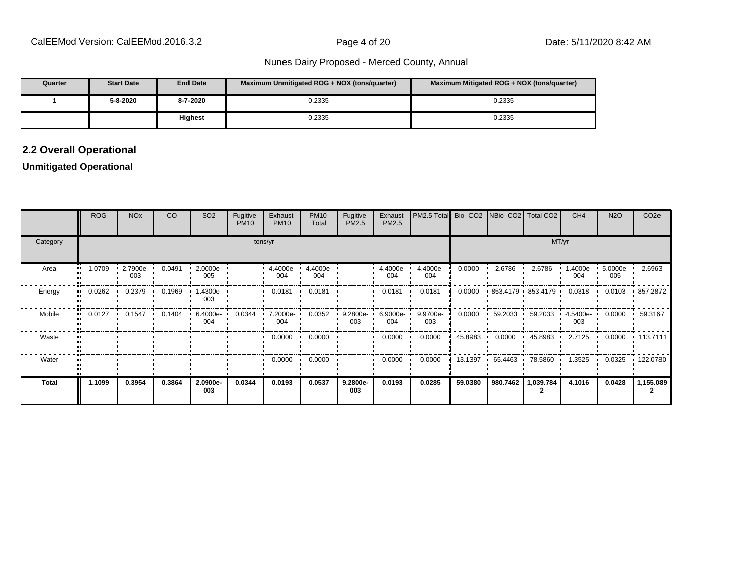| Quarter | Start Date | End Date | Maximum Unmitigated ROG + NOX (tons/quarter) | Maximum Mitigated ROG + NOX (tons/quarter) |
|---|---|---|---|---|
| 1 | 5-8-2020 | 8-7-2020 | 0.2335 | 0.2335 |
| | | Highest | 0.2335 | 0.2335 |

## 2.2 Overall Operational

**Unmitigated Operational**

| | ROG | NOx | CO | SO2 | Fugitive PM10 | Exhaust PM10 | PM10 Total | Fugitive PM2.5 | Exhaust PM2.5 | PM2.5 Total | Bio- CO2 | NBio- CO2 | Total CO2 | CH4 | N2O | CO2e |
|---|---|---|---|---|---|---|---|---|---|---|---|---|---|---|---|---|
| Category | tons/yr | | | | | | | | | | MT/yr | | | | | |
| Area | 1.0709 | 2.7900e-003 | 0.0491 | 2.0000e-005 | | 4.4000e-004 | 4.4000e-004 | | 4.4000e-004 | 4.4000e-004 | 0.0000 | 2.6786 | 2.6786 | 1.4000e-004 | 5.0000e-005 | 2.6963 |
| Energy | 0.0262 | 0.2379 | 0.1969 | 1.4300e-003 | | 0.0181 | 0.0181 | | 0.0181 | 0.0181 | 0.0000 | 853.4179 | 853.4179 | 0.0318 | 0.0103 | 857.2872 |
| Mobile | 0.0127 | 0.1547 | 0.1404 | 6.4000e-004 | 0.0344 | 7.2000e-004 | 0.0352 | 9.2800e-003 | 6.9000e-004 | 9.9700e-003 | 0.0000 | 59.2033 | 59.2033 | 4.5400e-003 | 0.0000 | 59.3167 |
| Waste | | | | | | 0.0000 | 0.0000 | | 0.0000 | 0.0000 | 45.8983 | 0.0000 | 45.8983 | 2.7125 | 0.0000 | 113.7111 |
| Water | | | | | | 0.0000 | 0.0000 | | 0.0000 | 0.0000 | 13.1397 | 65.4463 | 78.5860 | 1.3525 | 0.0325 | 122.0780 |
| **Total** | **1.1099** | **0.3954** | **0.3864** | **2.0900e-003** | **0.0344** | **0.0193** | **0.0537** | **9.2800e-003** | **0.0193** | **0.0285** | **59.0380** | **980.7462** | **1,039.7842** | **4.1016** | **0.0428** | **1,155.0892** |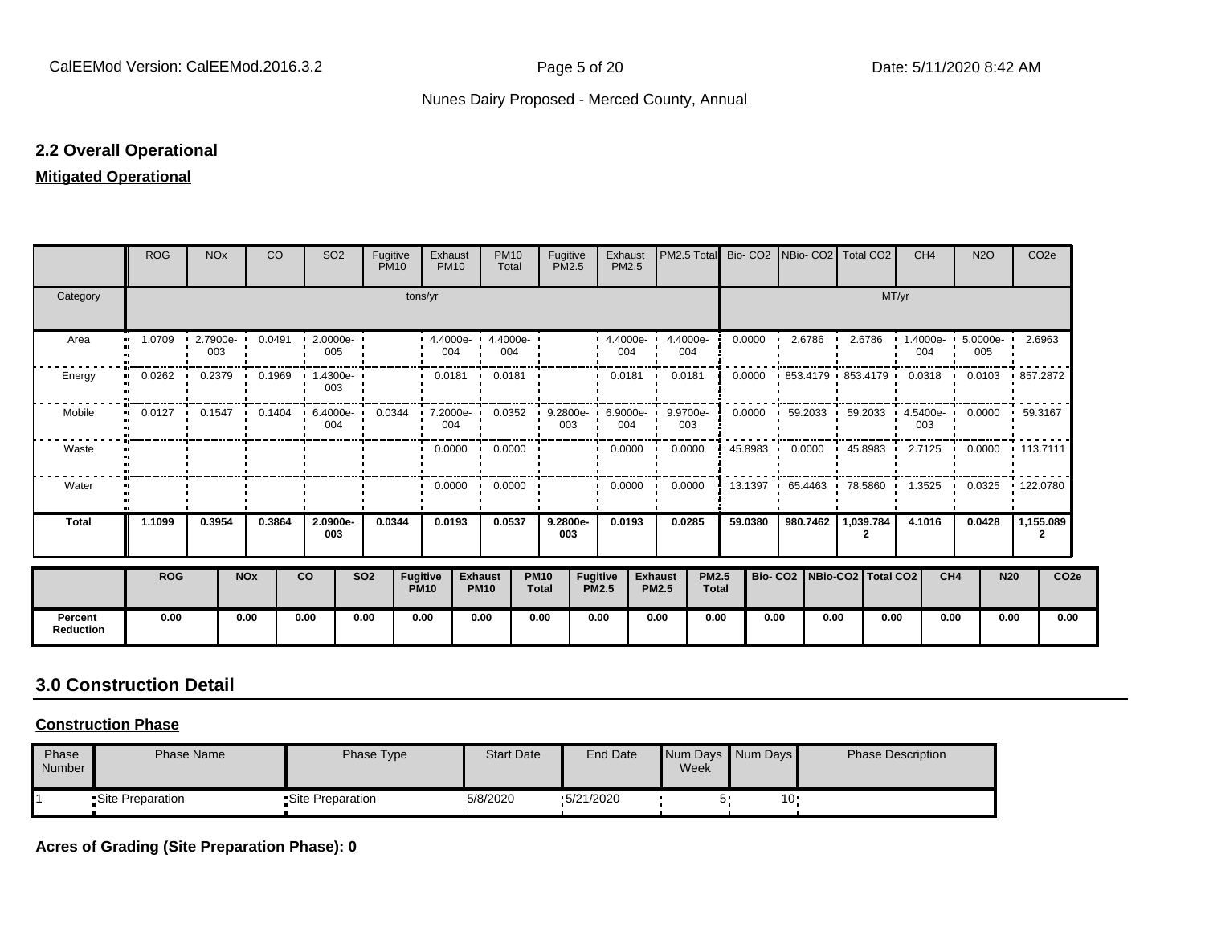## 2.2 Overall Operational

**Mitigated Operational**

| | ROG | NOx | CO | SO2 | Fugitive PM10 | Exhaust PM10 | PM10 Total | Fugitive PM2.5 | Exhaust PM2.5 | PM2.5 Total | Bio- CO2 | NBio- CO2 | Total CO2 | CH4 | N2O | CO2e |
|---|---|---|---|---|---|---|---|---|---|---|---|---|---|---|---|---|
| Category | tons/yr | | | | | | | | | | MT/yr | | | | | |
| Area | 1.0709 | 2.7900e-003 | 0.0491 | 2.0000e-005 | | 4.4000e-004 | 4.4000e-004 | | 4.4000e-004 | 4.4000e-004 | 0.0000 | 2.6786 | 2.6786 | 1.4000e-004 | 5.0000e-005 | 2.6963 |
| Energy | 0.0262 | 0.2379 | 0.1969 | 1.4300e-003 | | 0.0181 | 0.0181 | | 0.0181 | 0.0181 | 0.0000 | 853.4179 | 853.4179 | 0.0318 | 0.0103 | 857.2872 |
| Mobile | 0.0127 | 0.1547 | 0.1404 | 6.4000e-004 | 0.0344 | 7.2000e-004 | 0.0352 | 9.2800e-003 | 6.9000e-004 | 9.9700e-003 | 0.0000 | 59.2033 | 59.2033 | 4.5400e-003 | 0.0000 | 59.3167 |
| Waste | | | | | | 0.0000 | 0.0000 | | 0.0000 | 0.0000 | 45.8983 | 0.0000 | 45.8983 | 2.7125 | 0.0000 | 113.7111 |
| Water | | | | | | 0.0000 | 0.0000 | | 0.0000 | 0.0000 | 13.1397 | 65.4463 | 78.5860 | 1.3525 | 0.0325 | 122.0780 |
| **Total** | **1.1099** | **0.3954** | **0.3864** | **2.0900e-003** | **0.0344** | **0.0193** | **0.0537** | **9.2800e-003** | **0.0193** | **0.0285** | **59.0380** | **980.7462** | **1,039.7842** | **4.1016** | **0.0428** | **1,155.0892** |

| | ROG | NOx | CO | SO2 | Fugitive PM10 | Exhaust PM10 | PM10 Total | Fugitive PM2.5 | Exhaust PM2.5 | PM2.5 Total | Bio- CO2 | NBio-CO2 | Total CO2 | CH4 | N20 | CO2e |
|---|---|---|---|---|---|---|---|---|---|---|---|---|---|---|---|---|
| **Percent Reduction** | **0.00** | **0.00** | **0.00** | **0.00** | **0.00** | **0.00** | **0.00** | **0.00** | **0.00** | **0.00** | **0.00** | **0.00** | **0.00** | **0.00** | **0.00** | **0.00** |

## 3.0 Construction Detail

**Construction Phase**

| Phase Number | Phase Name | Phase Type | Start Date | End Date | Num Days Week | Num Days | Phase Description |
|---|---|---|---|---|---|---|---|
| 1 | Site Preparation | Site Preparation | 5/8/2020 | 5/21/2020 | 5 | 10 | |

**Acres of Grading (Site Preparation Phase): 0**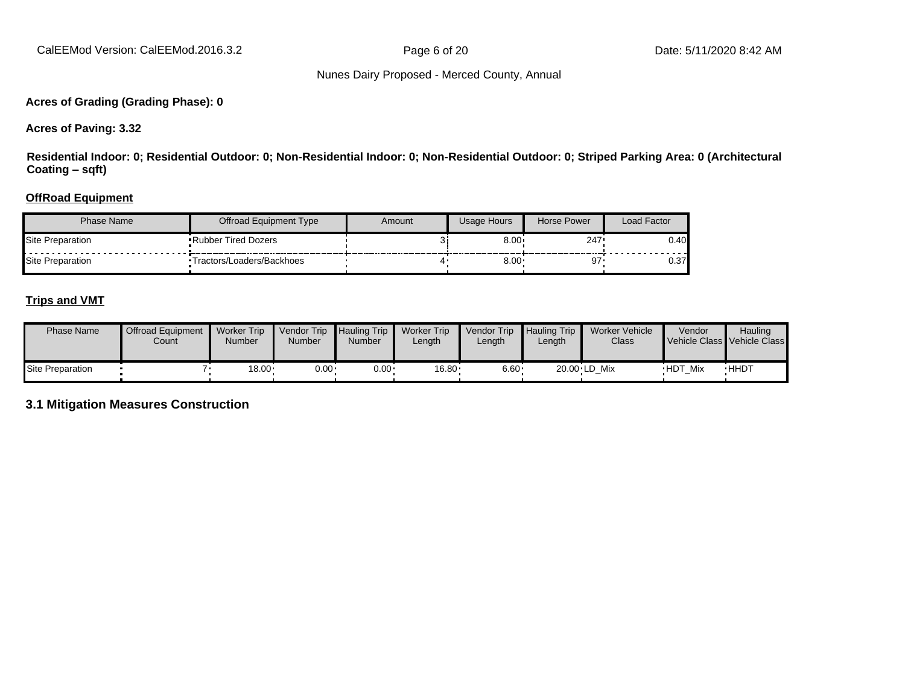**Acres of Grading (Grading Phase): 0**

**Acres of Paving: 3.32**

**Residential Indoor: 0; Residential Outdoor: 0; Non-Residential Indoor: 0; Non-Residential Outdoor: 0; Striped Parking Area: 0 (Architectural Coating – sqft)**

**OffRoad Equipment**

| Phase Name | Offroad Equipment Type | Amount | Usage Hours | Horse Power | Load Factor |
|---|---|---|---|---|---|
| Site Preparation | Rubber Tired Dozers | 3 | 8.00 | 247 | 0.40 |
| Site Preparation | Tractors/Loaders/Backhoes | 4 | 8.00 | 97 | 0.37 |

**Trips and VMT**

| Phase Name | Offroad Equipment Count | Worker Trip Number | Vendor Trip Number | Hauling Trip Number | Worker Trip Length | Vendor Trip Length | Hauling Trip Length | Worker Vehicle Class | Vendor Vehicle Class | Hauling Vehicle Class |
|---|---|---|---|---|---|---|---|---|---|---|
| Site Preparation | 7 | 18.00 | 0.00 | 0.00 | 16.80 | 6.60 | 20.00 | LD_Mix | HDT_Mix | HHDT |

## 3.1 Mitigation Measures Construction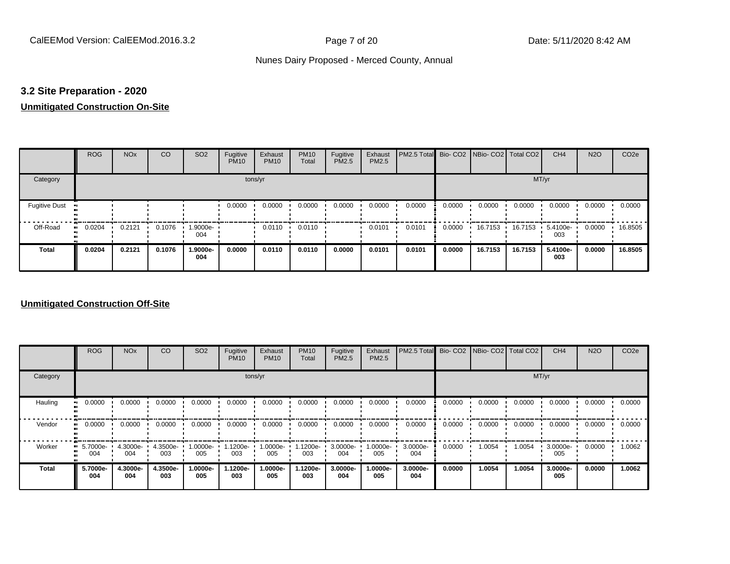### 3.2 Site Preparation - 2020

**Unmitigated Construction On-Site**

| | ROG | NOx | CO | SO2 | Fugitive PM10 | Exhaust PM10 | PM10 Total | Fugitive PM2.5 | Exhaust PM2.5 | PM2.5 Total | Bio- CO2 | NBio- CO2 | Total CO2 | CH4 | N2O | CO2e |
|---|---|---|---|---|---|---|---|---|---|---|---|---|---|---|---|---|
| Category | tons/yr | | | | | | | | | | MT/yr | | | | | |
| Fugitive Dust | | | | | 0.0000 | 0.0000 | 0.0000 | 0.0000 | 0.0000 | 0.0000 | 0.0000 | 0.0000 | 0.0000 | 0.0000 | 0.0000 | 0.0000 |
| Off-Road | 0.0204 | 0.2121 | 0.1076 | 1.9000e-004 | | 0.0110 | 0.0110 | | 0.0101 | 0.0101 | 0.0000 | 16.7153 | 16.7153 | 5.4100e-003 | 0.0000 | 16.8505 |
| **Total** | **0.0204** | **0.2121** | **0.1076** | **1.9000e-004** | **0.0000** | **0.0110** | **0.0110** | **0.0000** | **0.0101** | **0.0101** | **0.0000** | **16.7153** | **16.7153** | **5.4100e-003** | **0.0000** | **16.8505** |

**Unmitigated Construction Off-Site**

| | ROG | NOx | CO | SO2 | Fugitive PM10 | Exhaust PM10 | PM10 Total | Fugitive PM2.5 | Exhaust PM2.5 | PM2.5 Total | Bio- CO2 | NBio- CO2 | Total CO2 | CH4 | N2O | CO2e |
|---|---|---|---|---|---|---|---|---|---|---|---|---|---|---|---|---|
| Category | tons/yr | | | | | | | | | | MT/yr | | | | | |
| Hauling | 0.0000 | 0.0000 | 0.0000 | 0.0000 | 0.0000 | 0.0000 | 0.0000 | 0.0000 | 0.0000 | 0.0000 | 0.0000 | 0.0000 | 0.0000 | 0.0000 | 0.0000 | 0.0000 |
| Vendor | 0.0000 | 0.0000 | 0.0000 | 0.0000 | 0.0000 | 0.0000 | 0.0000 | 0.0000 | 0.0000 | 0.0000 | 0.0000 | 0.0000 | 0.0000 | 0.0000 | 0.0000 | 0.0000 |
| Worker | 5.7000e-004 | 4.3000e-004 | 4.3500e-003 | 1.0000e-005 | 1.1200e-003 | 1.0000e-005 | 1.1200e-003 | 3.0000e-004 | 1.0000e-005 | 3.0000e-004 | 0.0000 | 1.0054 | 1.0054 | 3.0000e-005 | 0.0000 | 1.0062 |
| **Total** | **5.7000e-004** | **4.3000e-004** | **4.3500e-003** | **1.0000e-005** | **1.1200e-003** | **1.0000e-005** | **1.1200e-003** | **3.0000e-004** | **1.0000e-005** | **3.0000e-004** | **0.0000** | **1.0054** | **1.0054** | **3.0000e-005** | **0.0000** | **1.0062** |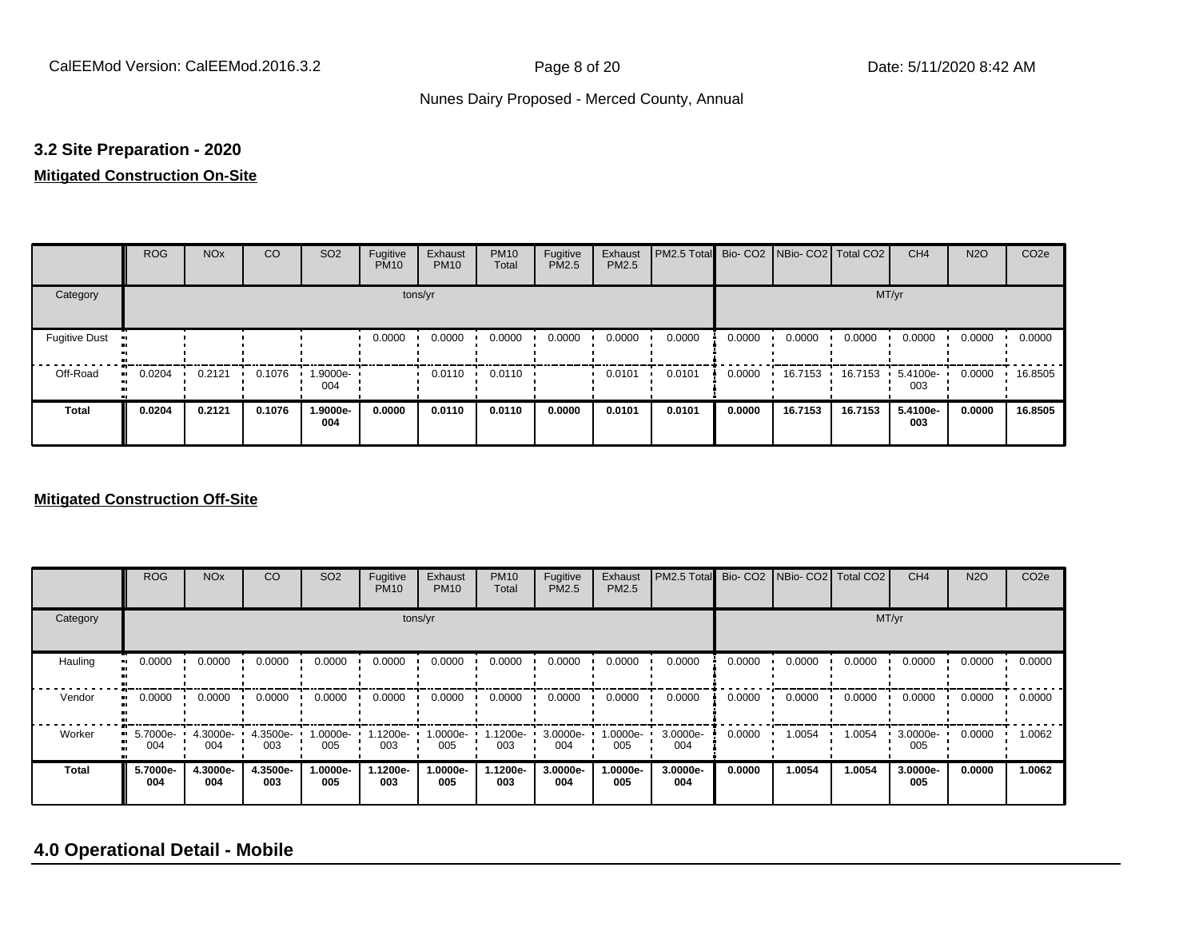Nunes Dairy Proposed - Merced County, Annual

### 3.2 Site Preparation - 2020

**Mitigated Construction On-Site**

| | ROG | NOx | CO | SO2 | Fugitive PM10 | Exhaust PM10 | PM10 Total | Fugitive PM2.5 | Exhaust PM2.5 | PM2.5 Total | Bio- CO2 | NBio- CO2 | Total CO2 | CH4 | N2O | CO2e |
|---|---|---|---|---|---|---|---|---|---|---|---|---|---|---|---|---|
| Category | tons/yr | | | | | | | | | | MT/yr | | | | | |
| Fugitive Dust | | | | | 0.0000 | 0.0000 | 0.0000 | 0.0000 | 0.0000 | 0.0000 | 0.0000 | 0.0000 | 0.0000 | 0.0000 | 0.0000 | 0.0000 |
| Off-Road | 0.0204 | 0.2121 | 0.1076 | 1.9000e-004 | | 0.0110 | 0.0110 | | 0.0101 | 0.0101 | 0.0000 | 16.7153 | 16.7153 | 5.4100e-003 | 0.0000 | 16.8505 |
| **Total** | **0.0204** | **0.2121** | **0.1076** | **1.9000e-004** | **0.0000** | **0.0110** | **0.0110** | **0.0000** | **0.0101** | **0.0101** | **0.0000** | **16.7153** | **16.7153** | **5.4100e-003** | **0.0000** | **16.8505** |

**Mitigated Construction Off-Site**

| | ROG | NOx | CO | SO2 | Fugitive PM10 | Exhaust PM10 | PM10 Total | Fugitive PM2.5 | Exhaust PM2.5 | PM2.5 Total | Bio- CO2 | NBio- CO2 | Total CO2 | CH4 | N2O | CO2e |
|---|---|---|---|---|---|---|---|---|---|---|---|---|---|---|---|---|
| Category | tons/yr | | | | | | | | | | MT/yr | | | | | |
| Hauling | 0.0000 | 0.0000 | 0.0000 | 0.0000 | 0.0000 | 0.0000 | 0.0000 | 0.0000 | 0.0000 | 0.0000 | 0.0000 | 0.0000 | 0.0000 | 0.0000 | 0.0000 | 0.0000 |
| Vendor | 0.0000 | 0.0000 | 0.0000 | 0.0000 | 0.0000 | 0.0000 | 0.0000 | 0.0000 | 0.0000 | 0.0000 | 0.0000 | 0.0000 | 0.0000 | 0.0000 | 0.0000 | 0.0000 |
| Worker | 5.7000e-004 | 4.3000e-004 | 4.3500e-003 | 1.0000e-005 | 1.1200e-003 | 1.0000e-005 | 1.1200e-003 | 3.0000e-004 | 1.0000e-005 | 3.0000e-004 | 0.0000 | 1.0054 | 1.0054 | 3.0000e-005 | 0.0000 | 1.0062 |
| **Total** | **5.7000e-004** | **4.3000e-004** | **4.3500e-003** | **1.0000e-005** | **1.1200e-003** | **1.0000e-005** | **1.1200e-003** | **3.0000e-004** | **1.0000e-005** | **3.0000e-004** | **0.0000** | **1.0054** | **1.0054** | **3.0000e-005** | **0.0000** | **1.0062** |

## 4.0 Operational Detail - Mobile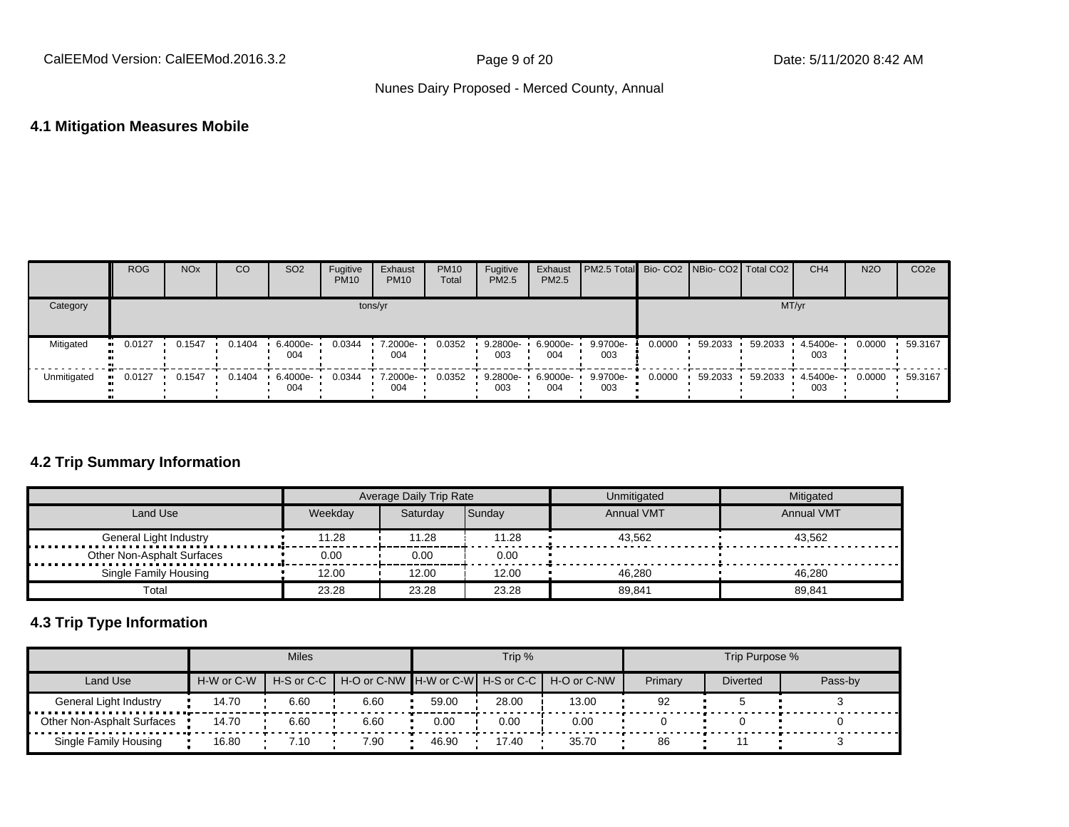Nunes Dairy Proposed - Merced County, Annual

## 4.1 Mitigation Measures Mobile

| | ROG | NOx | CO | SO2 | Fugitive PM10 | Exhaust PM10 | PM10 Total | Fugitive PM2.5 | Exhaust PM2.5 | PM2.5 Total | Bio- CO2 | NBio- CO2 | Total CO2 | CH4 | N2O | CO2e |
|---|---|---|---|---|---|---|---|---|---|---|---|---|---|---|---|---|
| Category | tons/yr | | | | | | | | | | MT/yr | | | | | |
| Mitigated | 0.0127 | 0.1547 | 0.1404 | 6.4000e-004 | 0.0344 | 7.2000e-004 | 0.0352 | 9.2800e-003 | 6.9000e-004 | 9.9700e-003 | 0.0000 | 59.2033 | 59.2033 | 4.5400e-003 | 0.0000 | 59.3167 |
| Unmitigated | 0.0127 | 0.1547 | 0.1404 | 6.4000e-004 | 0.0344 | 7.2000e-004 | 0.0352 | 9.2800e-003 | 6.9000e-004 | 9.9700e-003 | 0.0000 | 59.2033 | 59.2033 | 4.5400e-003 | 0.0000 | 59.3167 |

## 4.2 Trip Summary Information

| | Average Daily Trip Rate | | | Unmitigated | Mitigated |
|---|---|---|---|---|---|
| Land Use | Weekday | Saturday | Sunday | Annual VMT | Annual VMT |
| General Light Industry | 11.28 | 11.28 | 11.28 | 43,562 | 43,562 |
| Other Non-Asphalt Surfaces | 0.00 | 0.00 | 0.00 | | |
| Single Family Housing | 12.00 | 12.00 | 12.00 | 46,280 | 46,280 |
| Total | 23.28 | 23.28 | 23.28 | 89,841 | 89,841 |

## 4.3 Trip Type Information

| | Miles | | | Trip % | | | Trip Purpose % | | |
|---|---|---|---|---|---|---|---|---|---|
| Land Use | H-W or C-W | H-S or C-C | H-O or C-NW | H-W or C-W | H-S or C-C | H-O or C-NW | Primary | Diverted | Pass-by |
| General Light Industry | 14.70 | 6.60 | 6.60 | 59.00 | 28.00 | 13.00 | 92 | 5 | 3 |
| Other Non-Asphalt Surfaces | 14.70 | 6.60 | 6.60 | 0.00 | 0.00 | 0.00 | 0 | 0 | 0 |
| Single Family Housing | 16.80 | 7.10 | 7.90 | 46.90 | 17.40 | 35.70 | 86 | 11 | 3 |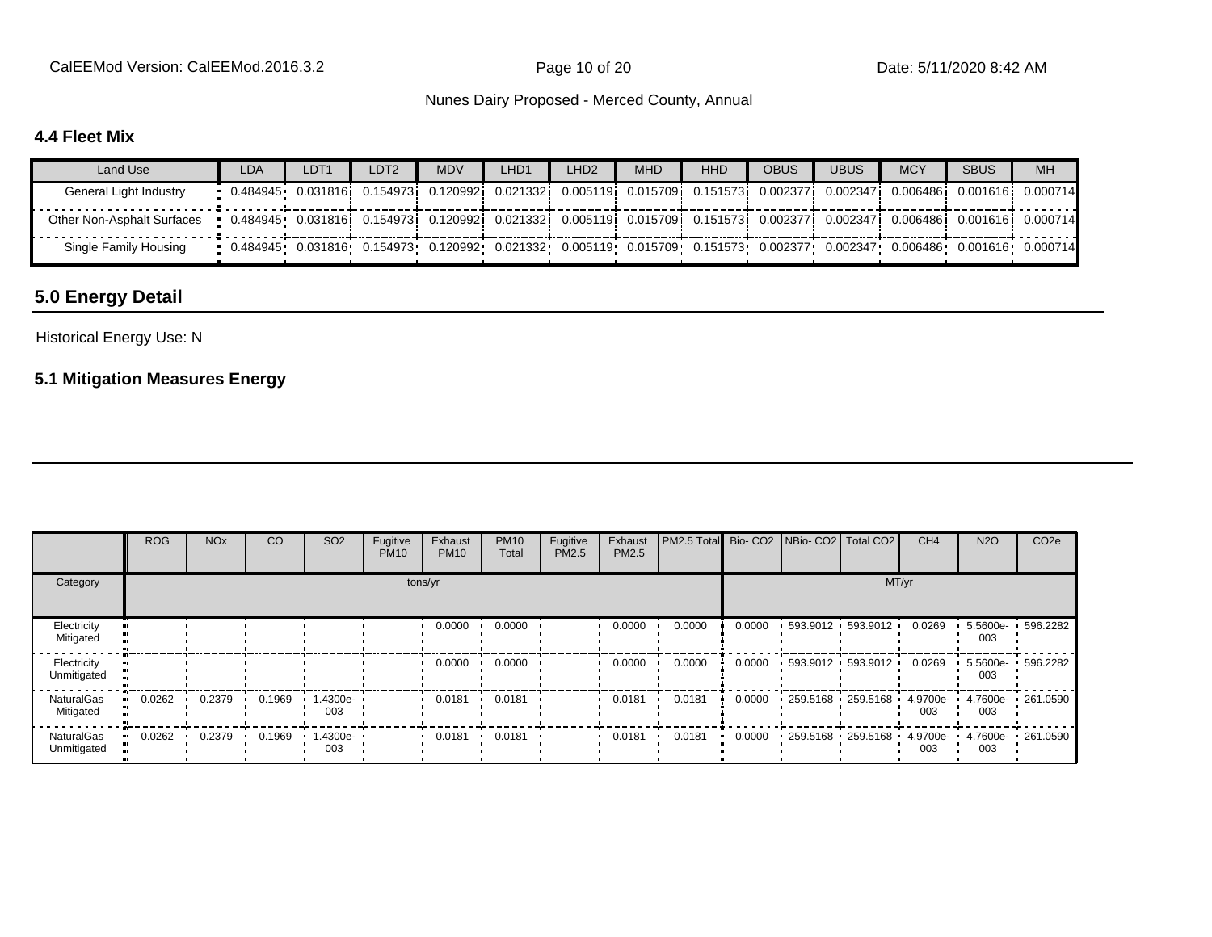### 4.4 Fleet Mix

| Land Use | LDA | LDT1 | LDT2 | MDV | LHD1 | LHD2 | MHD | HHD | OBUS | UBUS | MCY | SBUS | MH |
|---|---|---|---|---|---|---|---|---|---|---|---|---|---|
| General Light Industry | 0.484945 | 0.031816 | 0.154973 | 0.120992 | 0.021332 | 0.005119 | 0.015709 | 0.151573 | 0.002377 | 0.002347 | 0.006486 | 0.001616 | 0.000714 |
| Other Non-Asphalt Surfaces | 0.484945 | 0.031816 | 0.154973 | 0.120992 | 0.021332 | 0.005119 | 0.015709 | 0.151573 | 0.002377 | 0.002347 | 0.006486 | 0.001616 | 0.000714 |
| Single Family Housing | 0.484945 | 0.031816 | 0.154973 | 0.120992 | 0.021332 | 0.005119 | 0.015709 | 0.151573 | 0.002377 | 0.002347 | 0.006486 | 0.001616 | 0.000714 |

## 5.0 Energy Detail

Historical Energy Use: N

### 5.1 Mitigation Measures Energy

| | ROG | NOx | CO | SO2 | Fugitive PM10 | Exhaust PM10 | PM10 Total | Fugitive PM2.5 | Exhaust PM2.5 | PM2.5 Total | Bio- CO2 | NBio- CO2 | Total CO2 | CH4 | N2O | CO2e |
|---|---|---|---|---|---|---|---|---|---|---|---|---|---|---|---|---|
| Category | tons/yr | | | | | | | | | | MT/yr | | | | | |
| Electricity Mitigated | | | | | | 0.0000 | 0.0000 | | 0.0000 | 0.0000 | 0.0000 | 593.9012 | 593.9012 | 0.0269 | 5.5600e-003 | 596.2282 |
| Electricity Unmitigated | | | | | | 0.0000 | 0.0000 | | 0.0000 | 0.0000 | 0.0000 | 593.9012 | 593.9012 | 0.0269 | 5.5600e-003 | 596.2282 |
| NaturalGas Mitigated | 0.0262 | 0.2379 | 0.1969 | 1.4300e-003 | | 0.0181 | 0.0181 | | 0.0181 | 0.0181 | 0.0000 | 259.5168 | 259.5168 | 4.9700e-003 | 4.7600e-003 | 261.0590 |
| NaturalGas Unmitigated | 0.0262 | 0.2379 | 0.1969 | 1.4300e-003 | | 0.0181 | 0.0181 | | 0.0181 | 0.0181 | 0.0000 | 259.5168 | 259.5168 | 4.9700e-003 | 4.7600e-003 | 261.0590 |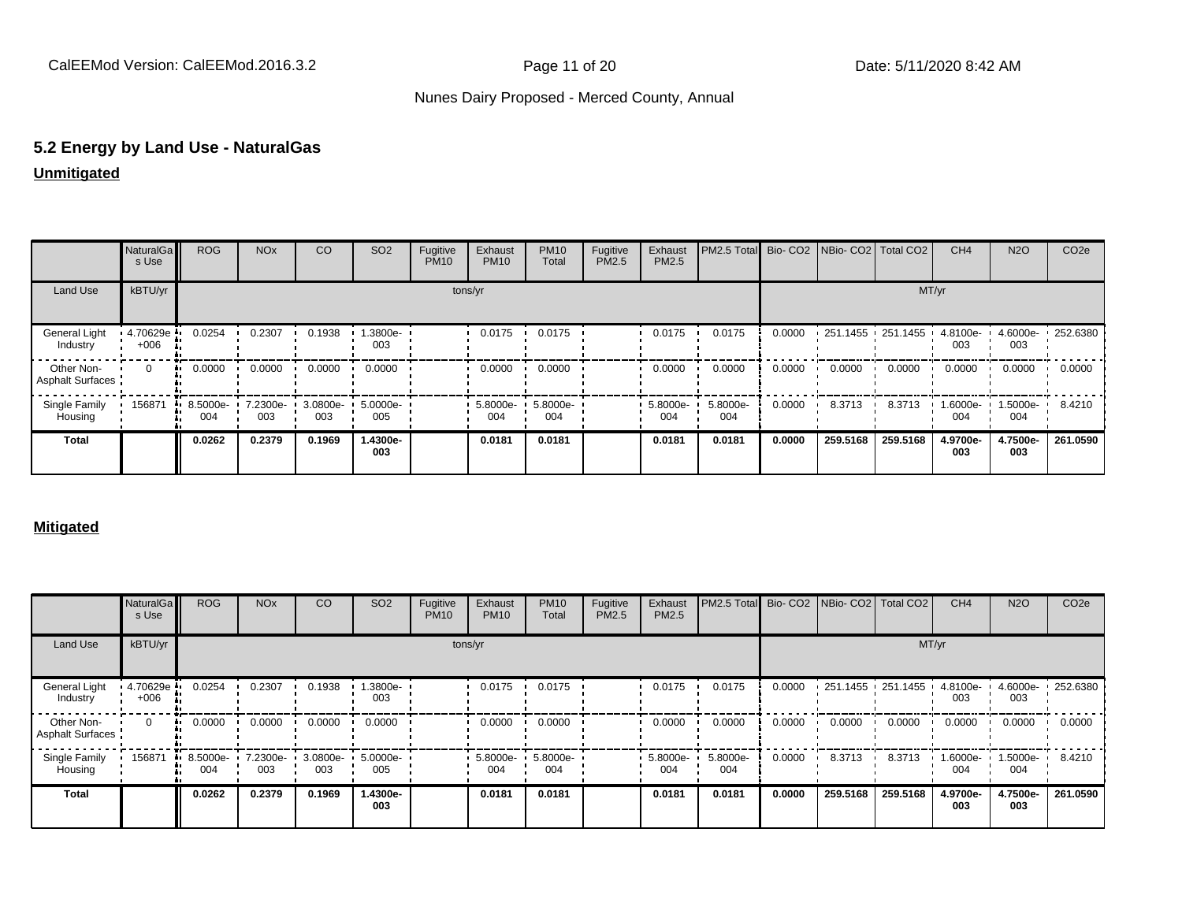## 5.2 Energy by Land Use - NaturalGas

**Unmitigated**

| | NaturalGas Use | ROG | NOx | CO | SO2 | Fugitive PM10 | Exhaust PM10 | PM10 Total | Fugitive PM2.5 | Exhaust PM2.5 | PM2.5 Total | Bio- CO2 | NBio- CO2 | Total CO2 | CH4 | N2O | CO2e |
|---|---|---|---|---|---|---|---|---|---|---|---|---|---|---|---|---|---|
| Land Use | kBTU/yr | tons/yr | | | | | | | | | | MT/yr | | | | | |
| General Light Industry | 4.70629e+006 | 0.0254 | 0.2307 | 0.1938 | 1.3800e-003 | | 0.0175 | 0.0175 | | 0.0175 | 0.0175 | 0.0000 | 251.1455 | 251.1455 | 4.8100e-003 | 4.6000e-003 | 252.6380 |
| Other Non-Asphalt Surfaces | 0 | 0.0000 | 0.0000 | 0.0000 | 0.0000 | | 0.0000 | 0.0000 | | 0.0000 | 0.0000 | 0.0000 | 0.0000 | 0.0000 | 0.0000 | 0.0000 | 0.0000 |
| Single Family Housing | 156871 | 8.5000e-004 | 7.2300e-003 | 3.0800e-003 | 5.0000e-005 | | 5.8000e-004 | 5.8000e-004 | | 5.8000e-004 | 5.8000e-004 | 0.0000 | 8.3713 | 8.3713 | 1.6000e-004 | 1.5000e-004 | 8.4210 |
| **Total** | | **0.0262** | **0.2379** | **0.1969** | **1.4300e-003** | | **0.0181** | **0.0181** | | **0.0181** | **0.0181** | **0.0000** | **259.5168** | **259.5168** | **4.9700e-003** | **4.7500e-003** | **261.0590** |

**Mitigated**

| | NaturalGas Use | ROG | NOx | CO | SO2 | Fugitive PM10 | Exhaust PM10 | PM10 Total | Fugitive PM2.5 | Exhaust PM2.5 | PM2.5 Total | Bio- CO2 | NBio- CO2 | Total CO2 | CH4 | N2O | CO2e |
|---|---|---|---|---|---|---|---|---|---|---|---|---|---|---|---|---|---|
| Land Use | kBTU/yr | tons/yr | | | | | | | | | | MT/yr | | | | | |
| General Light Industry | 4.70629e+006 | 0.0254 | 0.2307 | 0.1938 | 1.3800e-003 | | 0.0175 | 0.0175 | | 0.0175 | 0.0175 | 0.0000 | 251.1455 | 251.1455 | 4.8100e-003 | 4.6000e-003 | 252.6380 |
| Other Non-Asphalt Surfaces | 0 | 0.0000 | 0.0000 | 0.0000 | 0.0000 | | 0.0000 | 0.0000 | | 0.0000 | 0.0000 | 0.0000 | 0.0000 | 0.0000 | 0.0000 | 0.0000 | 0.0000 |
| Single Family Housing | 156871 | 8.5000e-004 | 7.2300e-003 | 3.0800e-003 | 5.0000e-005 | | 5.8000e-004 | 5.8000e-004 | | 5.8000e-004 | 5.8000e-004 | 0.0000 | 8.3713 | 8.3713 | 1.6000e-004 | 1.5000e-004 | 8.4210 |
| **Total** | | **0.0262** | **0.2379** | **0.1969** | **1.4300e-003** | | **0.0181** | **0.0181** | | **0.0181** | **0.0181** | **0.0000** | **259.5168** | **259.5168** | **4.9700e-003** | **4.7500e-003** | **261.0590** |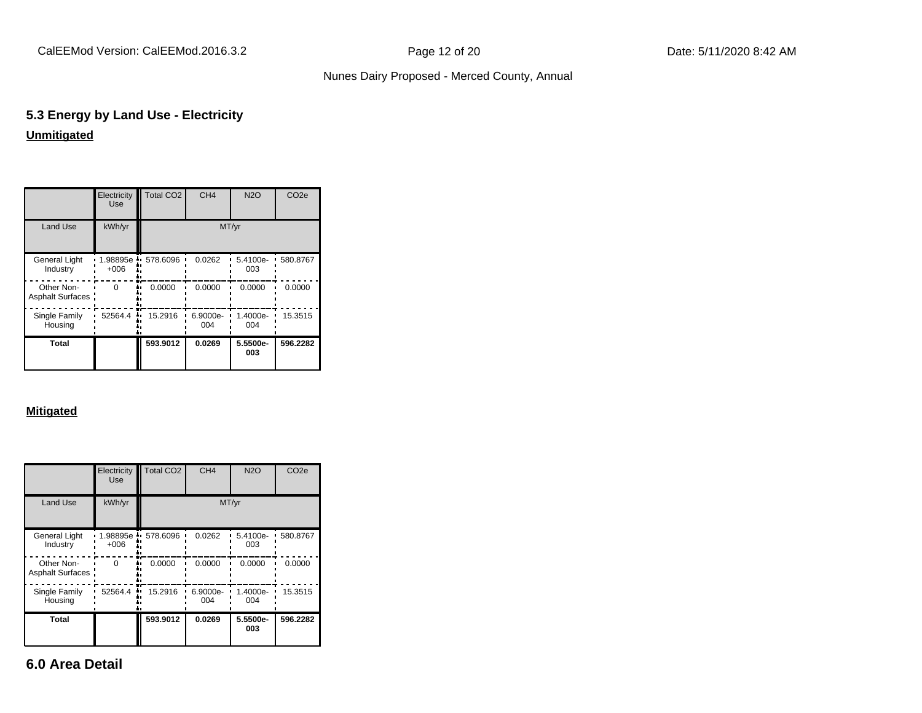## 5.3 Energy by Land Use - Electricity

**Unmitigated**

| | Electricity Use | Total CO2 | CH4 | N2O | CO2e |
|---|---|---|---|---|---|
| Land Use | kWh/yr | MT/yr | | | |
| General Light Industry | 1.98895e +006 | 578.6096 | 0.0262 | 5.4100e-003 | 580.8767 |
| Other Non-Asphalt Surfaces | 0 | 0.0000 | 0.0000 | 0.0000 | 0.0000 |
| Single Family Housing | 52564.4 | 15.2916 | 6.9000e-004 | 1.4000e-004 | 15.3515 |
| **Total** | | **593.9012** | **0.0269** | **5.5500e-003** | **596.2282** |

**Mitigated**

| | Electricity Use | Total CO2 | CH4 | N2O | CO2e |
|---|---|---|---|---|---|
| Land Use | kWh/yr | MT/yr | | | |
| General Light Industry | 1.98895e +006 | 578.6096 | 0.0262 | 5.4100e-003 | 580.8767 |
| Other Non-Asphalt Surfaces | 0 | 0.0000 | 0.0000 | 0.0000 | 0.0000 |
| Single Family Housing | 52564.4 | 15.2916 | 6.9000e-004 | 1.4000e-004 | 15.3515 |
| **Total** | | **593.9012** | **0.0269** | **5.5500e-003** | **596.2282** |

# 6.0 Area Detail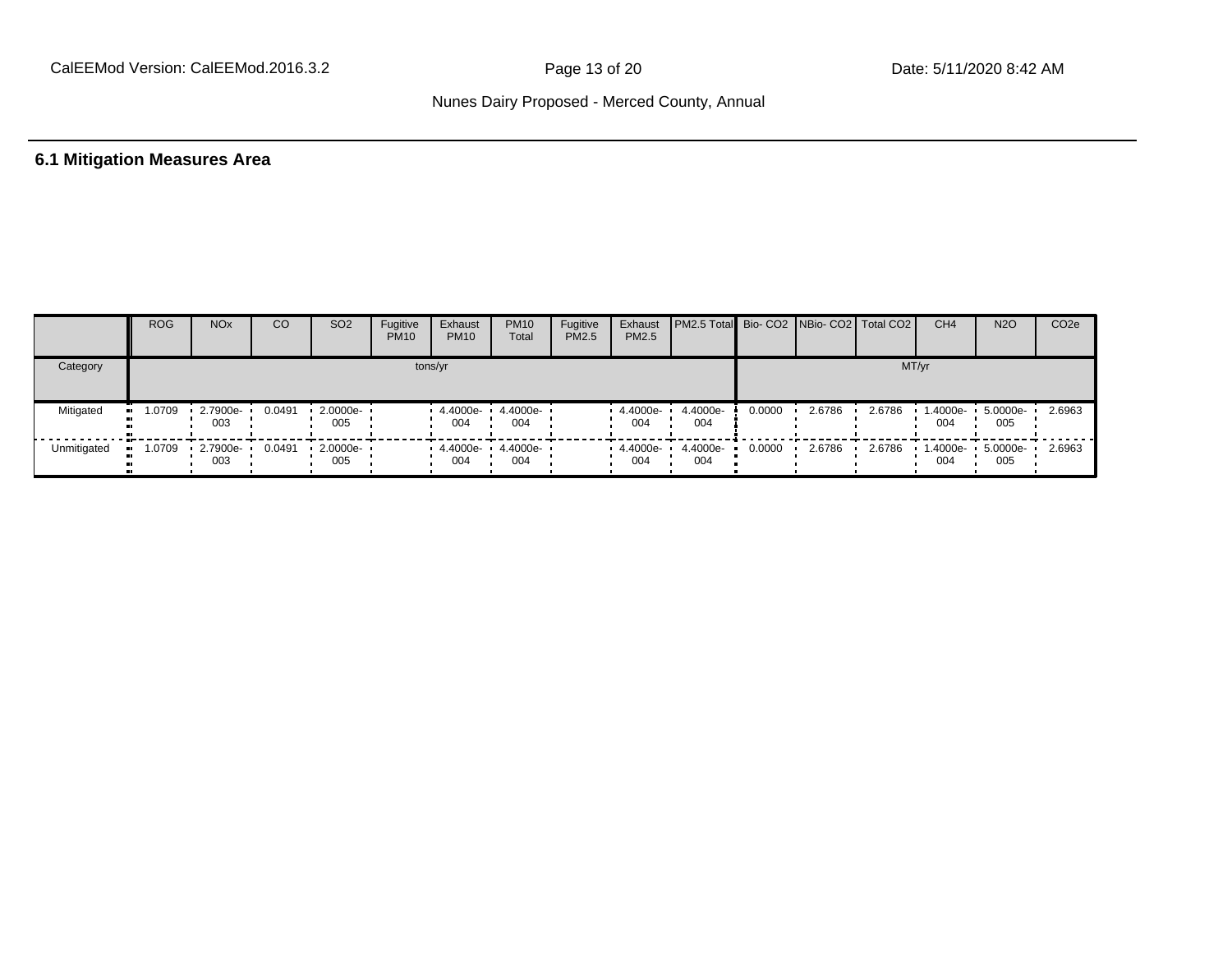## 6.1 Mitigation Measures Area

| | ROG | NOx | CO | SO2 | Fugitive PM10 | Exhaust PM10 | PM10 Total | Fugitive PM2.5 | Exhaust PM2.5 | PM2.5 Total | Bio- CO2 | NBio- CO2 | Total CO2 | CH4 | N2O | CO2e |
|---|---|---|---|---|---|---|---|---|---|---|---|---|---|---|---|---|
| Category | tons/yr | | | | | | | | | | MT/yr | | | | | |
| Mitigated | 1.0709 | 2.7900e-003 | 0.0491 | 2.0000e-005 | | 4.4000e-004 | 4.4000e-004 | | 4.4000e-004 | 4.4000e-004 | 0.0000 | 2.6786 | 2.6786 | 1.4000e-004 | 5.0000e-005 | 2.6963 |
| Unmitigated | 1.0709 | 2.7900e-003 | 0.0491 | 2.0000e-005 | | 4.4000e-004 | 4.4000e-004 | | 4.4000e-004 | 4.4000e-004 | 0.0000 | 2.6786 | 2.6786 | 1.4000e-004 | 5.0000e-005 | 2.6963 |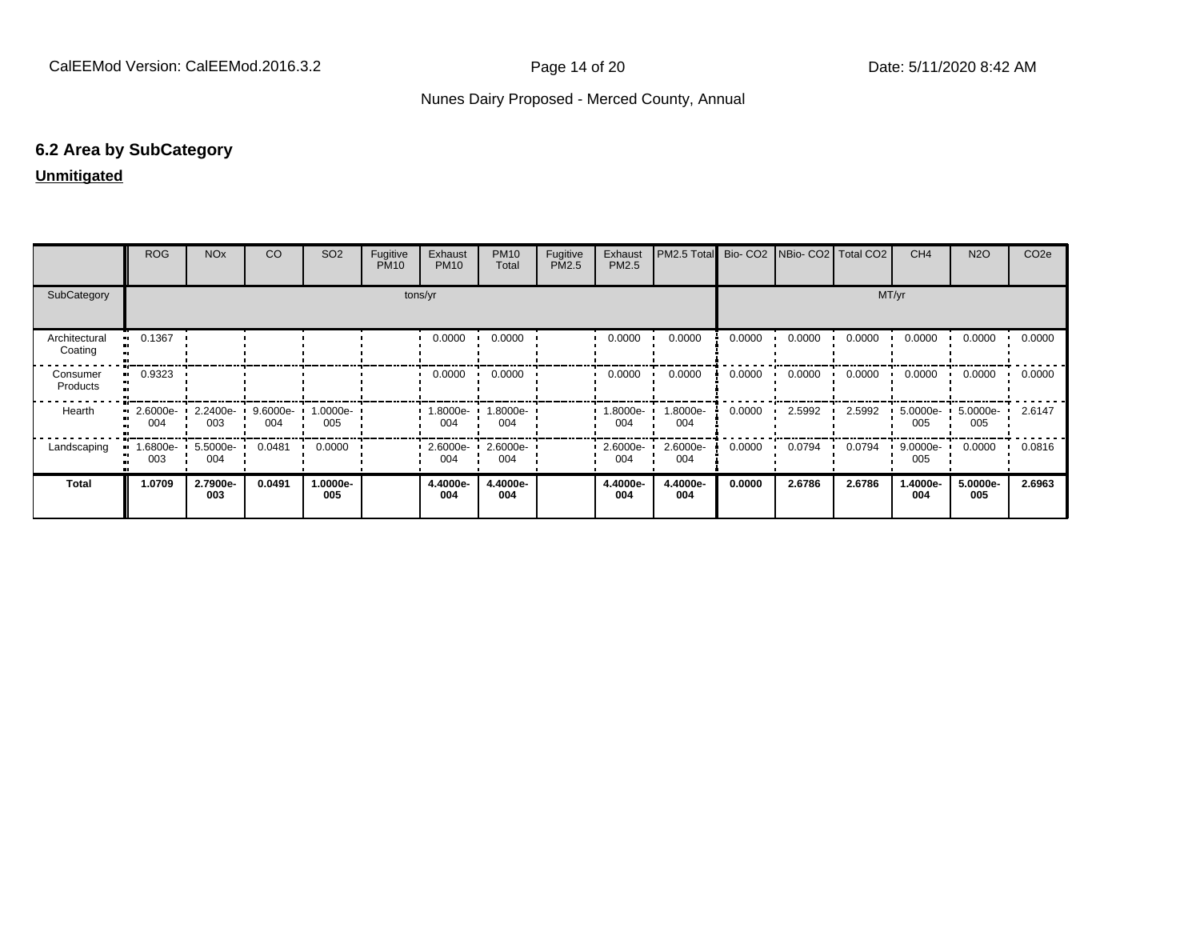Nunes Dairy Proposed - Merced County, Annual

## 6.2 Area by SubCategory

**Unmitigated**

| | ROG | NOx | CO | SO2 | Fugitive PM10 | Exhaust PM10 | PM10 Total | Fugitive PM2.5 | Exhaust PM2.5 | PM2.5 Total | Bio- CO2 | NBio- CO2 | Total CO2 | CH4 | N2O | CO2e |
|---|---|---|---|---|---|---|---|---|---|---|---|---|---|---|---|---|
| SubCategory | tons/yr | | | | | | | | | | MT/yr | | | | | |
| Architectural Coating | 0.1367 | | | | | 0.0000 | 0.0000 | | 0.0000 | 0.0000 | 0.0000 | 0.0000 | 0.0000 | 0.0000 | 0.0000 | 0.0000 |
| Consumer Products | 0.9323 | | | | | 0.0000 | 0.0000 | | 0.0000 | 0.0000 | 0.0000 | 0.0000 | 0.0000 | 0.0000 | 0.0000 | 0.0000 |
| Hearth | 2.6000e-004 | 2.2400e-003 | 9.6000e-004 | 1.0000e-005 | | 1.8000e-004 | 1.8000e-004 | | 1.8000e-004 | 1.8000e-004 | 0.0000 | 2.5992 | 2.5992 | 5.0000e-005 | 5.0000e-005 | 2.6147 |
| Landscaping | 1.6800e-003 | 5.5000e-004 | 0.0481 | 0.0000 | | 2.6000e-004 | 2.6000e-004 | | 2.6000e-004 | 2.6000e-004 | 0.0000 | 0.0794 | 0.0794 | 9.0000e-005 | 0.0000 | 0.0816 |
| **Total** | **1.0709** | **2.7900e-003** | **0.0491** | **1.0000e-005** | | **4.4000e-004** | **4.4000e-004** | | **4.4000e-004** | **4.4000e-004** | **0.0000** | **2.6786** | **2.6786** | **1.4000e-004** | **5.0000e-005** | **2.6963** |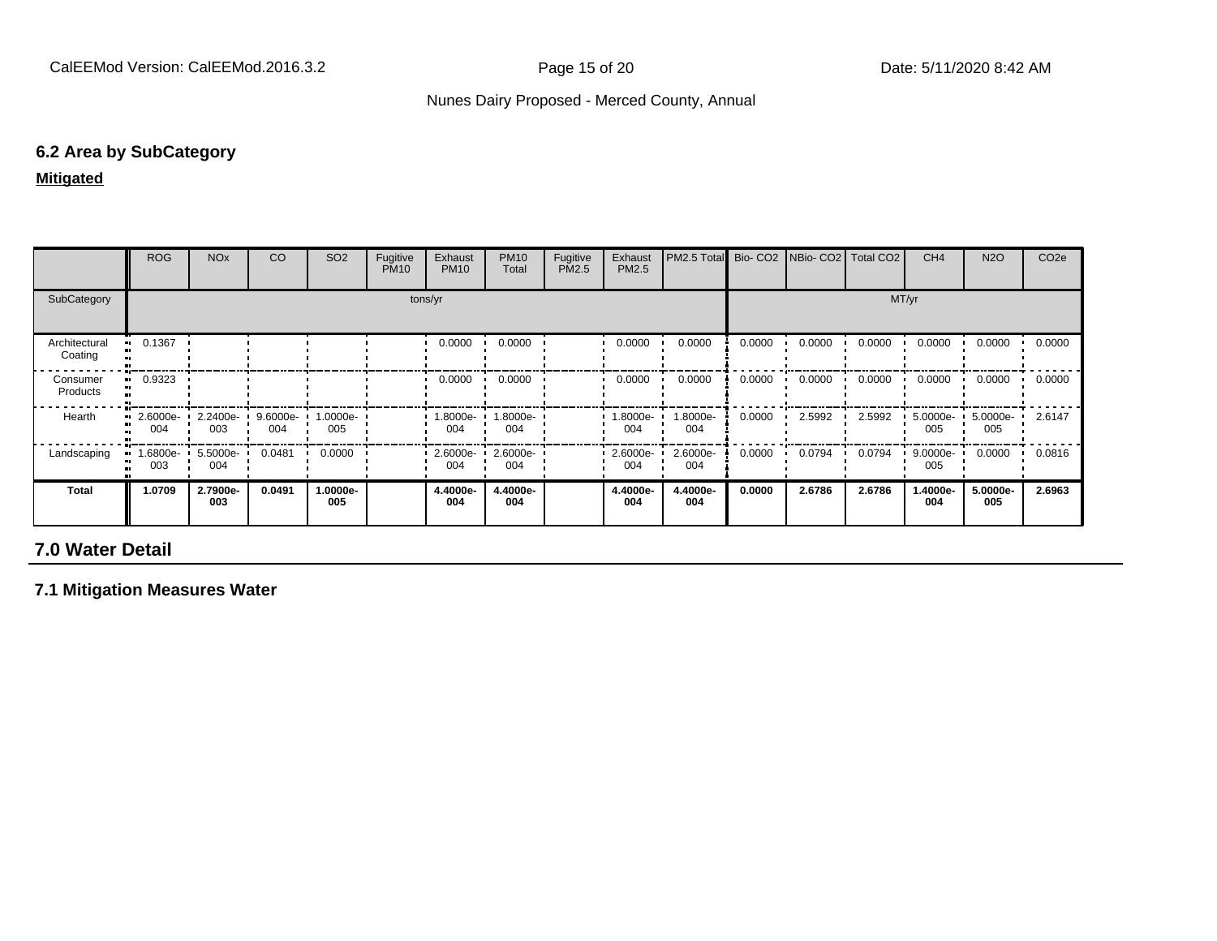### 6.2 Area by SubCategory

**Mitigated**

| | ROG | NOx | CO | SO2 | Fugitive PM10 | Exhaust PM10 | PM10 Total | Fugitive PM2.5 | Exhaust PM2.5 | PM2.5 Total | Bio- CO2 | NBio- CO2 | Total CO2 | CH4 | N2O | CO2e |
|---|---|---|---|---|---|---|---|---|---|---|---|---|---|---|---|---|
| SubCategory | tons/yr | | | | | | | | | | MT/yr | | | | | |
| Architectural Coating | 0.1367 | | | | | 0.0000 | 0.0000 | | 0.0000 | 0.0000 | 0.0000 | 0.0000 | 0.0000 | 0.0000 | 0.0000 | 0.0000 |
| Consumer Products | 0.9323 | | | | | 0.0000 | 0.0000 | | 0.0000 | 0.0000 | 0.0000 | 0.0000 | 0.0000 | 0.0000 | 0.0000 | 0.0000 |
| Hearth | 2.6000e-004 | 2.2400e-003 | 9.6000e-004 | 1.0000e-005 | | 1.8000e-004 | 1.8000e-004 | | 1.8000e-004 | 1.8000e-004 | 0.0000 | 2.5992 | 2.5992 | 5.0000e-005 | 5.0000e-005 | 2.6147 |
| Landscaping | 1.6800e-003 | 5.5000e-004 | 0.0481 | 0.0000 | | 2.6000e-004 | 2.6000e-004 | | 2.6000e-004 | 2.6000e-004 | 0.0000 | 0.0794 | 0.0794 | 9.0000e-005 | 0.0000 | 0.0816 |
| **Total** | **1.0709** | **2.7900e-003** | **0.0491** | **1.0000e-005** | | **4.4000e-004** | **4.4000e-004** | | **4.4000e-004** | **4.4000e-004** | **0.0000** | **2.6786** | **2.6786** | **1.4000e-004** | **5.0000e-005** | **2.6963** |

## 7.0 Water Detail

### 7.1 Mitigation Measures Water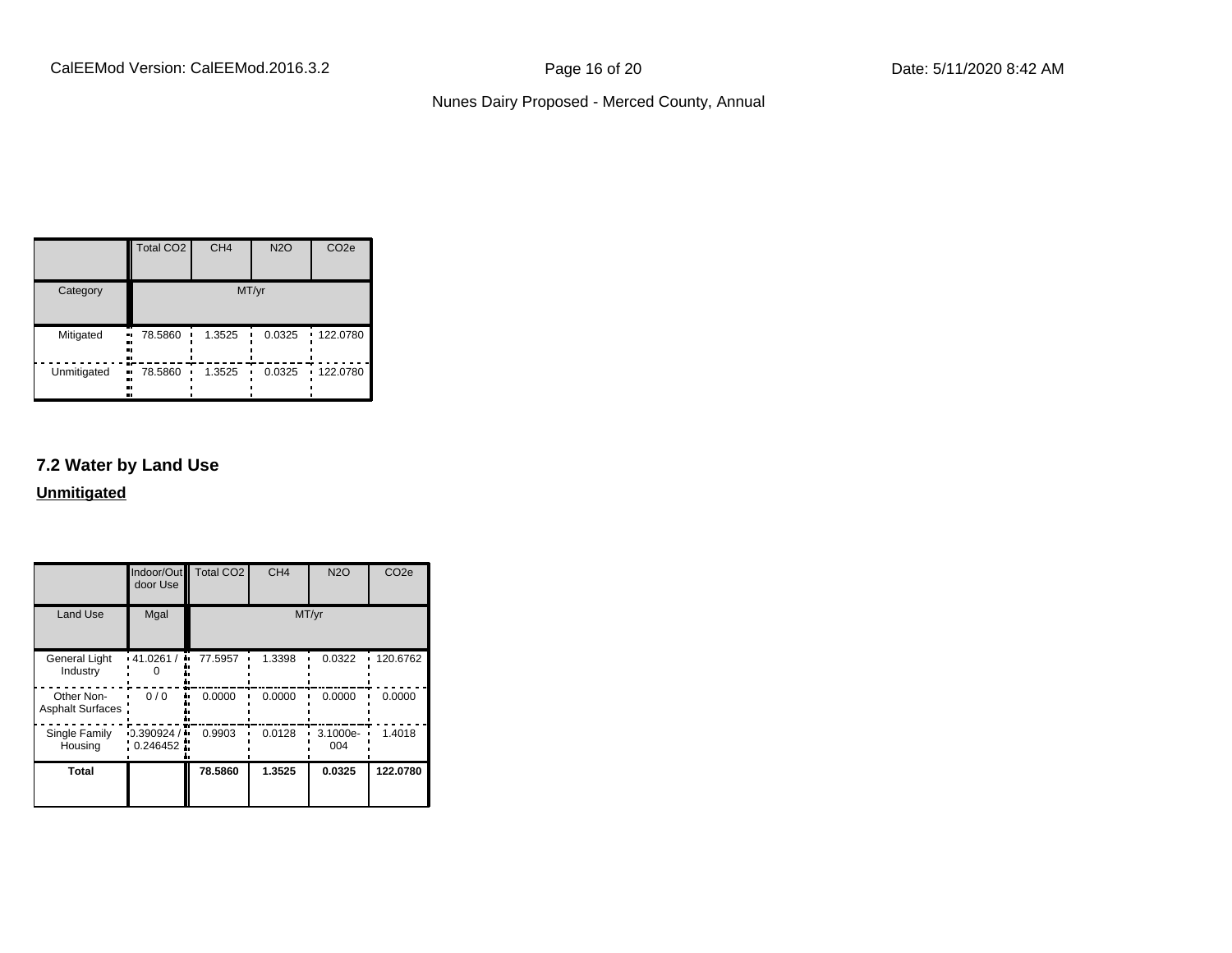| | Total CO2 | CH4 | N2O | CO2e |
|---|---|---|---|---|
| Category | MT/yr | | | |
| Mitigated | 78.5860 | 1.3525 | 0.0325 | 122.0780 |
| Unmitigated | 78.5860 | 1.3525 | 0.0325 | 122.0780 |

### 7.2 Water by Land Use

**Unmitigated**

| | Indoor/Outdoor Use | Total CO2 | CH4 | N2O | CO2e |
|---|---|---|---|---|---|
| Land Use | Mgal | MT/yr | | | |
| General Light Industry | 41.0261 / 0 | 77.5957 | 1.3398 | 0.0322 | 120.6762 |
| Other Non-Asphalt Surfaces | 0 / 0 | 0.0000 | 0.0000 | 0.0000 | 0.0000 |
| Single Family Housing | 0.390924 / 0.246452 | 0.9903 | 0.0128 | 3.1000e-004 | 1.4018 |
| **Total** | | **78.5860** | **1.3525** | **0.0325** | **122.0780** |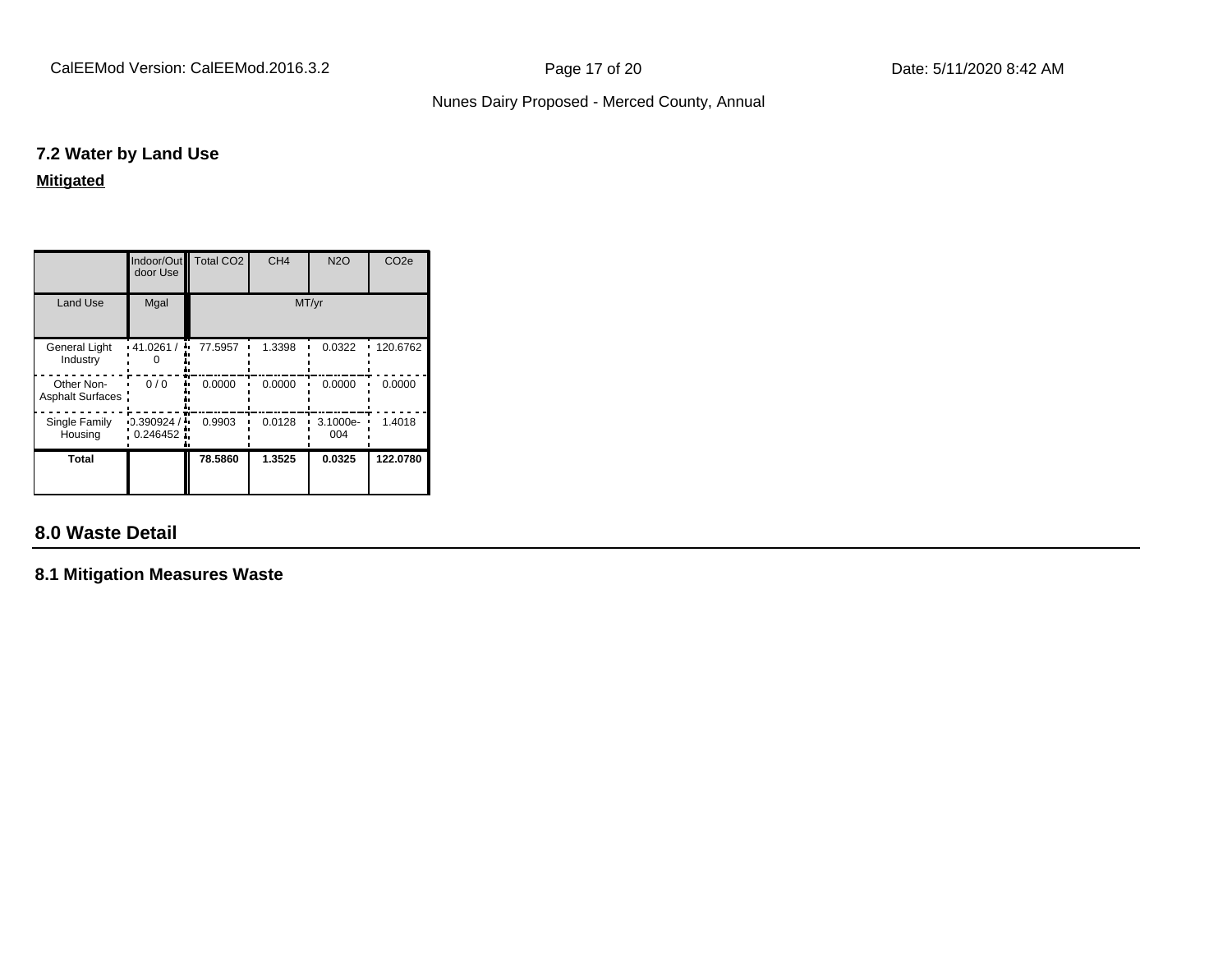### 7.2 Water by Land Use

**Mitigated**

| | Indoor/Outdoor Use | Total CO2 | CH4 | N2O | CO2e |
|---|---|---|---|---|---|
| Land Use | Mgal | MT/yr | | | |
| General Light Industry | 41.0261 / 0 | 77.5957 | 1.3398 | 0.0322 | 120.6762 |
| Other Non-Asphalt Surfaces | 0 / 0 | 0.0000 | 0.0000 | 0.0000 | 0.0000 |
| Single Family Housing | 0.390924 / 0.246452 | 0.9903 | 0.0128 | 3.1000e-004 | 1.4018 |
| **Total** | | **78.5860** | **1.3525** | **0.0325** | **122.0780** |

## 8.0 Waste Detail

### 8.1 Mitigation Measures Waste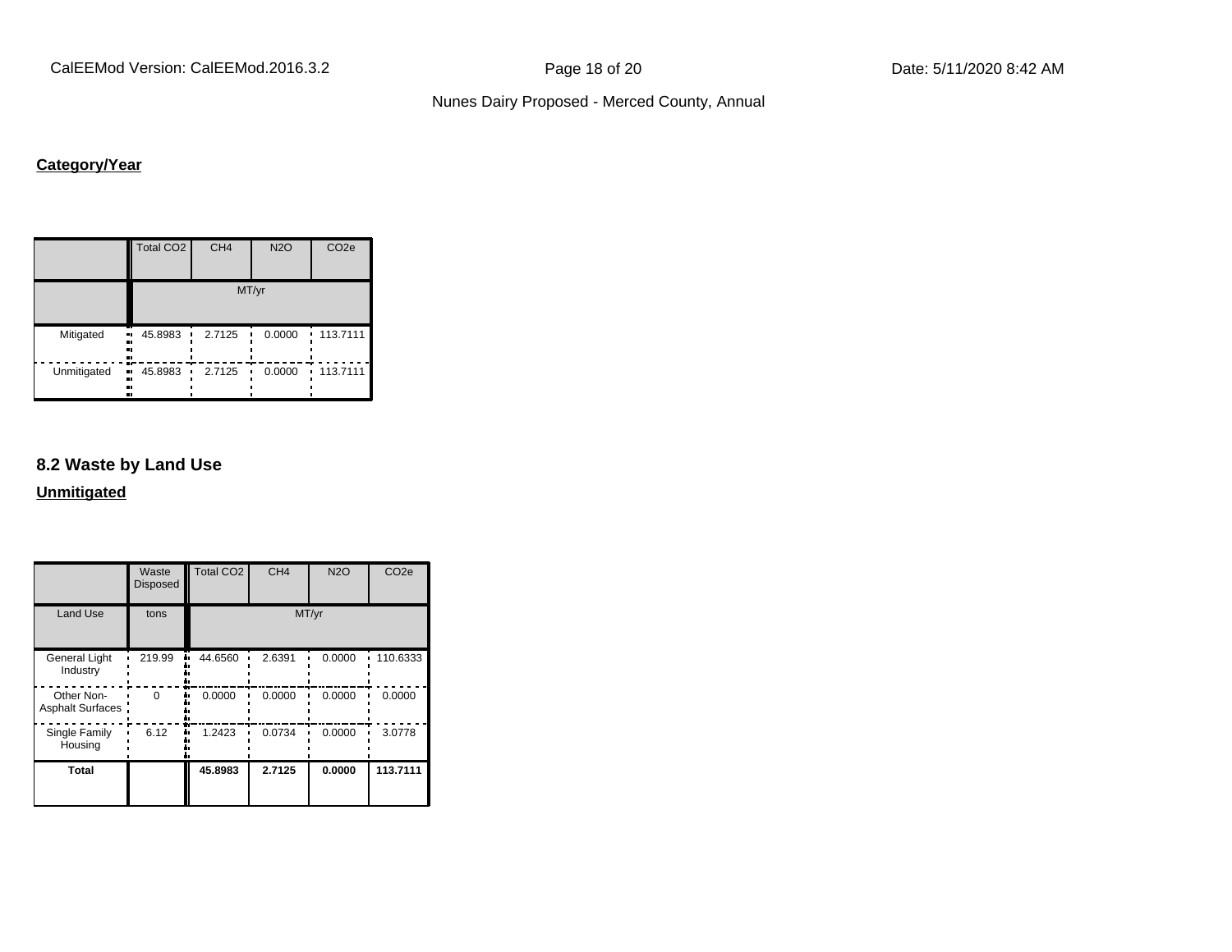**Category/Year**

| | Total CO2 | CH4 | N2O | CO2e |
|---|---|---|---|---|
| | MT/yr | | | |
| Mitigated | 45.8983 | 2.7125 | 0.0000 | 113.7111 |
| Unmitigated | 45.8983 | 2.7125 | 0.0000 | 113.7111 |

## 8.2 Waste by Land Use

**Unmitigated**

| | Waste Disposed | Total CO2 | CH4 | N2O | CO2e |
|---|---|---|---|---|---|
| Land Use | tons | MT/yr | | | |
| General Light Industry | 219.99 | 44.6560 | 2.6391 | 0.0000 | 110.6333 |
| Other Non-Asphalt Surfaces | 0 | 0.0000 | 0.0000 | 0.0000 | 0.0000 |
| Single Family Housing | 6.12 | 1.2423 | 0.0734 | 0.0000 | 3.0778 |
| **Total** | | **45.8983** | **2.7125** | **0.0000** | **113.7111** |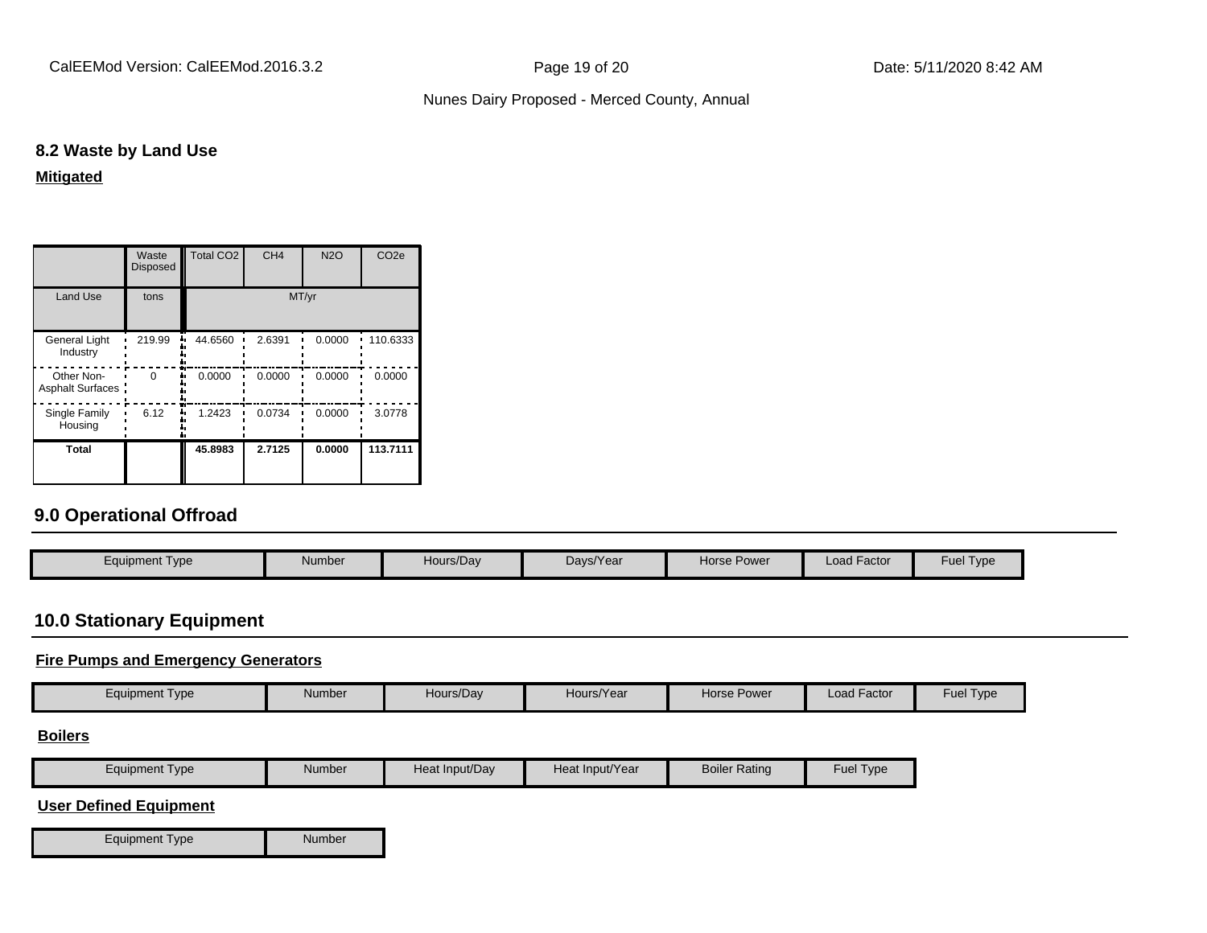## 8.2 Waste by Land Use

**Mitigated**

| | Waste Disposed | Total $CO_2$ | $CH_4$ | $N_2O$ | $CO_2e$ |
|---|---|---|---|---|---|
| Land Use | tons | MT/yr | | | |
| General Light Industry | 219.99 | 44.6560 | 2.6391 | 0.0000 | 110.6333 |
| Other Non-Asphalt Surfaces | 0 | 0.0000 | 0.0000 | 0.0000 | 0.0000 |
| Single Family Housing | 6.12 | 1.2423 | 0.0734 | 0.0000 | 3.0778 |
| **Total** | | **45.8983** | **2.7125** | **0.0000** | **113.7111** |

## 9.0 Operational Offroad

| Equipment Type | Number | Hours/Day | Days/Year | Horse Power | Load Factor | Fuel Type |
|---|---|---|---|---|---|---|

## 10.0 Stationary Equipment

**Fire Pumps and Emergency Generators**

| Equipment Type | Number | Hours/Day | Hours/Year | Horse Power | Load Factor | Fuel Type |
|---|---|---|---|---|---|---|

**Boilers**

| Equipment Type | Number | Heat Input/Day | Heat Input/Year | Boiler Rating | Fuel Type |
|---|---|---|---|---|---|

**User Defined Equipment**

| Equipment Type | Number |
|---|---|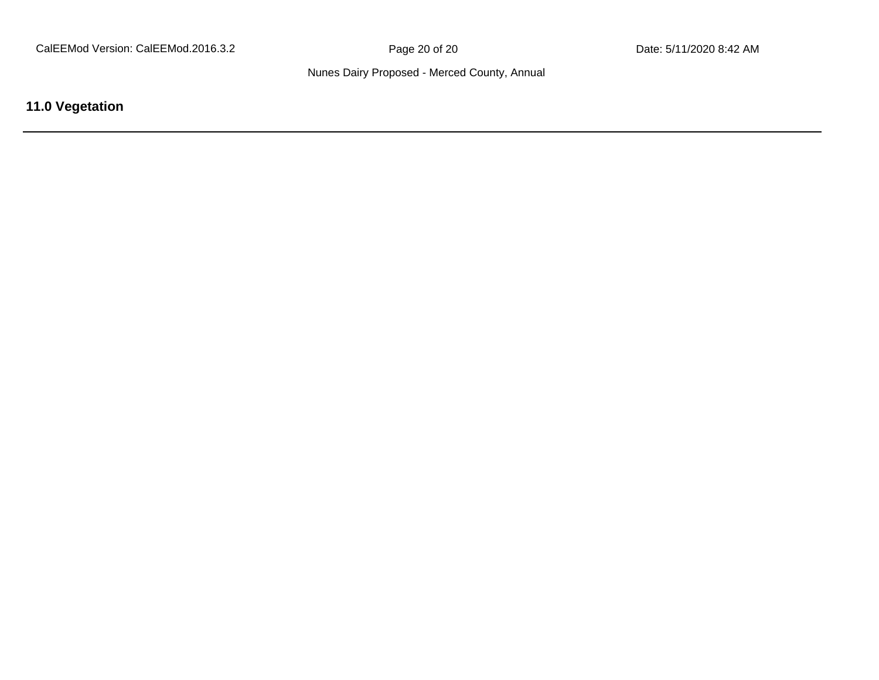## 11.0 Vegetation

---